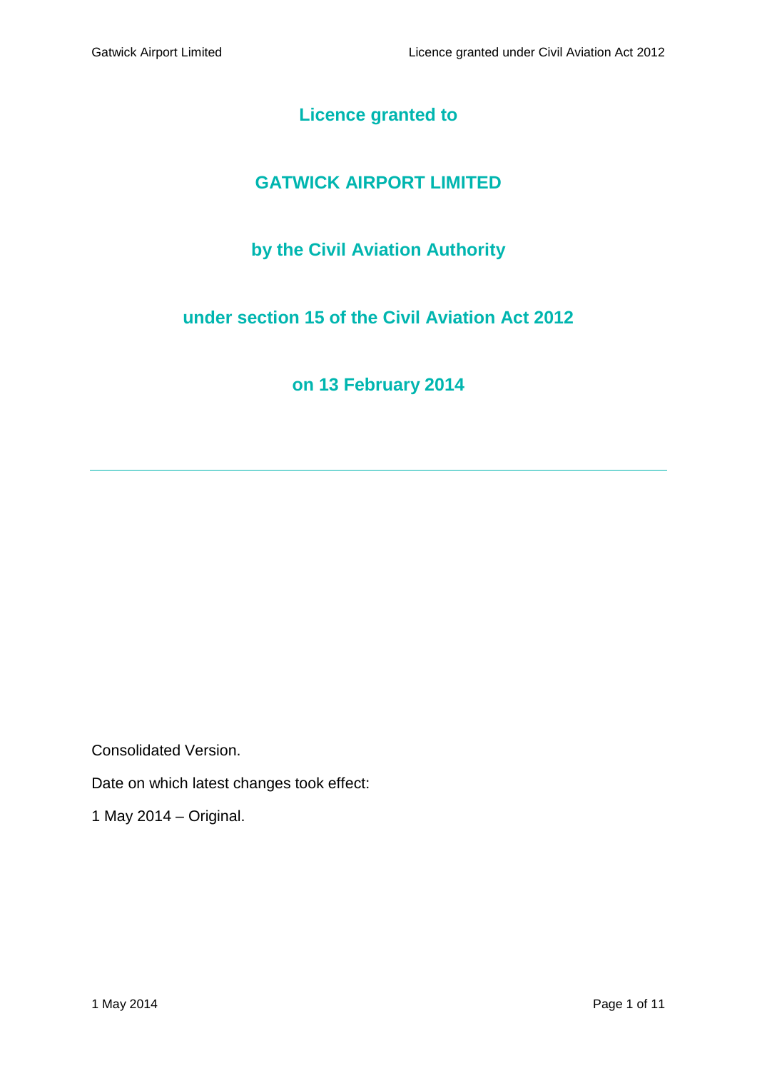# Licence granted to

# GATWICK AIRPORT LIMITED

# by the Civil Aviation Authority

# under section 15 of the Civil Aviation Act 2012

# on 13 February 2014

---

Consolidated Version.

Date on which latest changes took effect:

1 May 2014 – Original.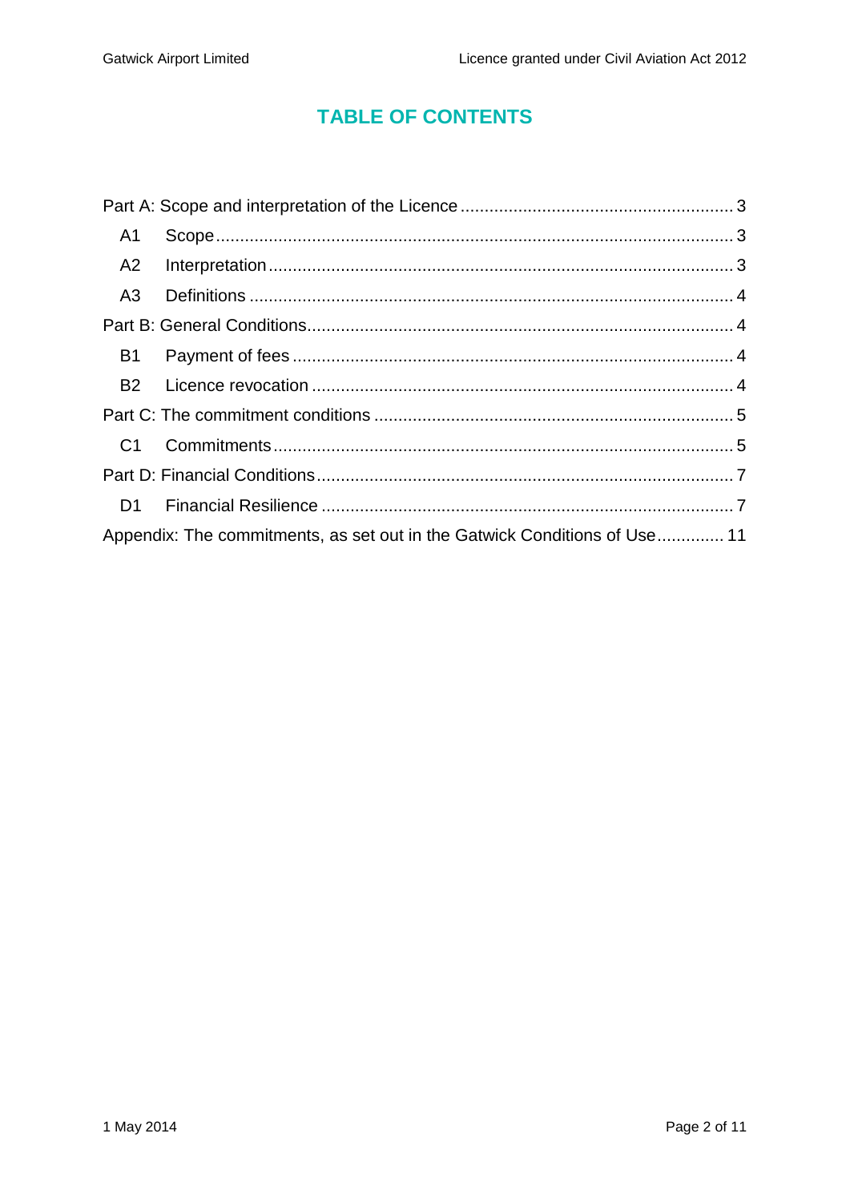# TABLE OF CONTENTS

Part A: Scope and interpretation of the Licence ........................................................ 3

- A1 Scope ........................................................................................................ 3
- A2 Interpretation ............................................................................................. 3
- A3 Definitions ................................................................................................. 4

Part B: General Conditions ........................................................................................ 4

- B1 Payment of fees ......................................................................................... 4
- B2 Licence revocation ..................................................................................... 4

Part C: The commitment conditions .......................................................................... 5

- C1 Commitments .............................................................................................. 5

Part D: Financial Conditions ...................................................................................... 7

- D1 Financial Resilience ................................................................................... 7

Appendix: The commitments, as set out in the Gatwick Conditions of Use ............. 11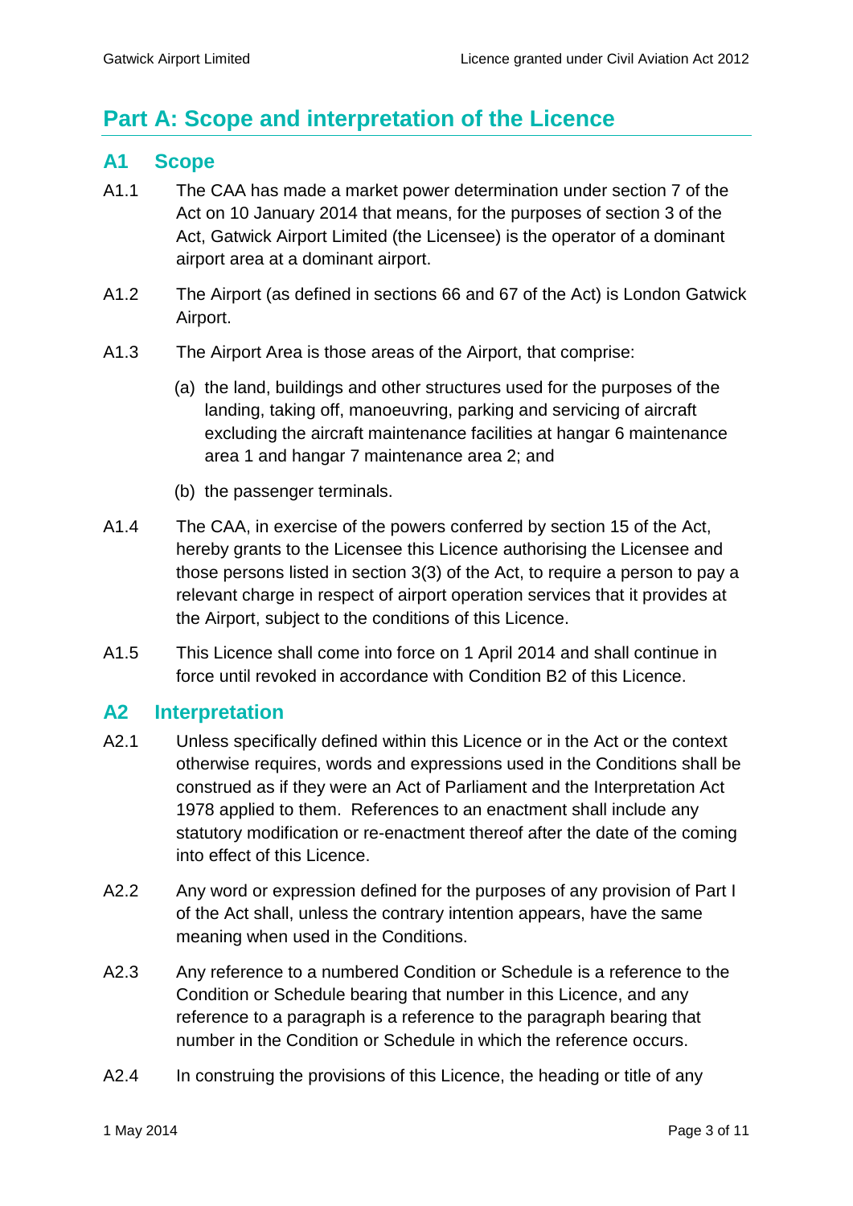# Part A: Scope and interpretation of the Licence

## A1 Scope

A1.1 The CAA has made a market power determination under section 7 of the Act on 10 January 2014 that means, for the purposes of section 3 of the Act, Gatwick Airport Limited (the Licensee) is the operator of a dominant airport area at a dominant airport.

A1.2 The Airport (as defined in sections 66 and 67 of the Act) is London Gatwick Airport.

A1.3 The Airport Area is those areas of the Airport, that comprise:

(a) the land, buildings and other structures used for the purposes of the landing, taking off, manoeuvring, parking and servicing of aircraft excluding the aircraft maintenance facilities at hangar 6 maintenance area 1 and hangar 7 maintenance area 2; and

(b) the passenger terminals.

A1.4 The CAA, in exercise of the powers conferred by section 15 of the Act, hereby grants to the Licensee this Licence authorising the Licensee and those persons listed in section 3(3) of the Act, to require a person to pay a relevant charge in respect of airport operation services that it provides at the Airport, subject to the conditions of this Licence.

A1.5 This Licence shall come into force on 1 April 2014 and shall continue in force until revoked in accordance with Condition B2 of this Licence.

## A2 Interpretation

A2.1 Unless specifically defined within this Licence or in the Act or the context otherwise requires, words and expressions used in the Conditions shall be construed as if they were an Act of Parliament and the Interpretation Act 1978 applied to them. References to an enactment shall include any statutory modification or re-enactment thereof after the date of the coming into effect of this Licence.

A2.2 Any word or expression defined for the purposes of any provision of Part I of the Act shall, unless the contrary intention appears, have the same meaning when used in the Conditions.

A2.3 Any reference to a numbered Condition or Schedule is a reference to the Condition or Schedule bearing that number in this Licence, and any reference to a paragraph is a reference to the paragraph bearing that number in the Condition or Schedule in which the reference occurs.

A2.4 In construing the provisions of this Licence, the heading or title of any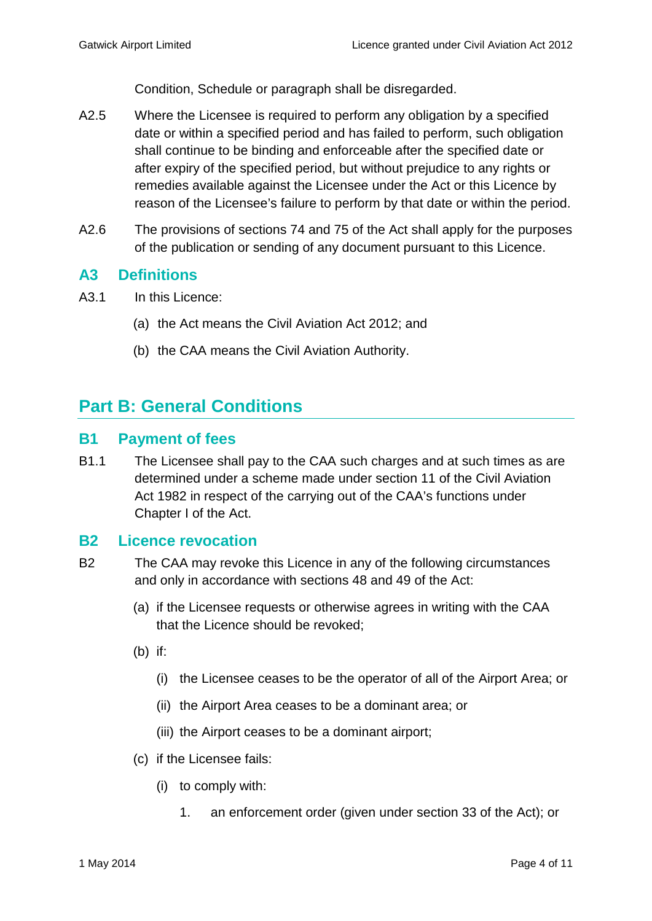Condition, Schedule or paragraph shall be disregarded.

A2.5 Where the Licensee is required to perform any obligation by a specified date or within a specified period and has failed to perform, such obligation shall continue to be binding and enforceable after the specified date or after expiry of the specified period, but without prejudice to any rights or remedies available against the Licensee under the Act or this Licence by reason of the Licensee's failure to perform by that date or within the period.

A2.6 The provisions of sections 74 and 75 of the Act shall apply for the purposes of the publication or sending of any document pursuant to this Licence.

### A3 Definitions

A3.1 In this Licence:

(a) the Act means the Civil Aviation Act 2012; and

(b) the CAA means the Civil Aviation Authority.

## Part B: General Conditions

### B1 Payment of fees

B1.1 The Licensee shall pay to the CAA such charges and at such times as are determined under a scheme made under section 11 of the Civil Aviation Act 1982 in respect of the carrying out of the CAA's functions under Chapter I of the Act.

### B2 Licence revocation

B2 The CAA may revoke this Licence in any of the following circumstances and only in accordance with sections 48 and 49 of the Act:

(a) if the Licensee requests or otherwise agrees in writing with the CAA that the Licence should be revoked;

(b) if:

(i) the Licensee ceases to be the operator of all of the Airport Area; or

(ii) the Airport Area ceases to be a dominant area; or

(iii) the Airport ceases to be a dominant airport;

(c) if the Licensee fails:

(i) to comply with:

1. an enforcement order (given under section 33 of the Act); or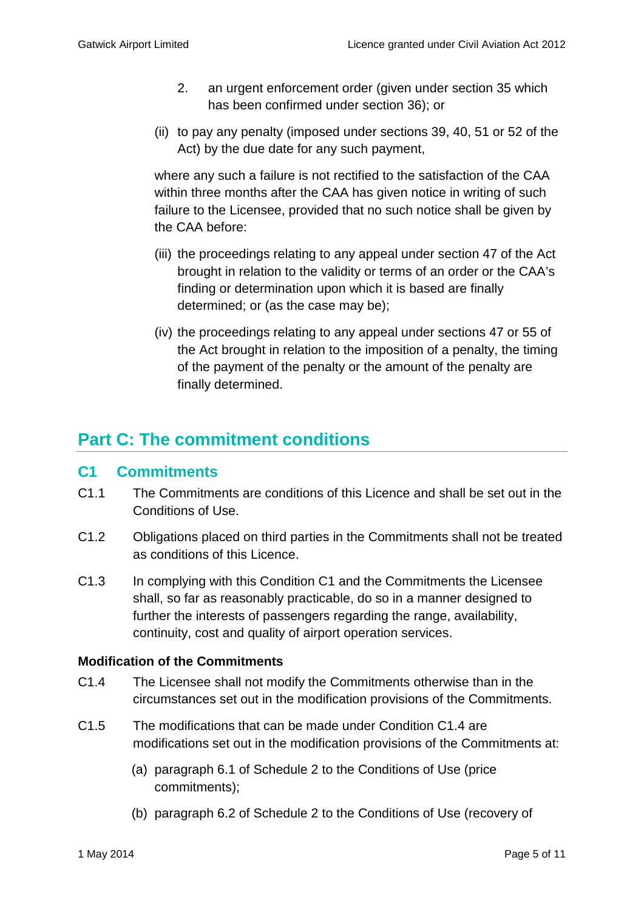2. an urgent enforcement order (given under section 35 which has been confirmed under section 36); or

(ii) to pay any penalty (imposed under sections 39, 40, 51 or 52 of the Act) by the due date for any such payment,

where any such a failure is not rectified to the satisfaction of the CAA within three months after the CAA has given notice in writing of such failure to the Licensee, provided that no such notice shall be given by the CAA before:

(iii) the proceedings relating to any appeal under section 47 of the Act brought in relation to the validity or terms of an order or the CAA's finding or determination upon which it is based are finally determined; or (as the case may be);

(iv) the proceedings relating to any appeal under sections 47 or 55 of the Act brought in relation to the imposition of a penalty, the timing of the payment of the penalty or the amount of the penalty are finally determined.

# Part C: The commitment conditions

## C1 Commitments

C1.1 The Commitments are conditions of this Licence and shall be set out in the Conditions of Use.

C1.2 Obligations placed on third parties in the Commitments shall not be treated as conditions of this Licence.

C1.3 In complying with this Condition C1 and the Commitments the Licensee shall, so far as reasonably practicable, do so in a manner designed to further the interests of passengers regarding the range, availability, continuity, cost and quality of airport operation services.

**Modification of the Commitments**

C1.4 The Licensee shall not modify the Commitments otherwise than in the circumstances set out in the modification provisions of the Commitments.

C1.5 The modifications that can be made under Condition C1.4 are modifications set out in the modification provisions of the Commitments at:

(a) paragraph 6.1 of Schedule 2 to the Conditions of Use (price commitments);

(b) paragraph 6.2 of Schedule 2 to the Conditions of Use (recovery of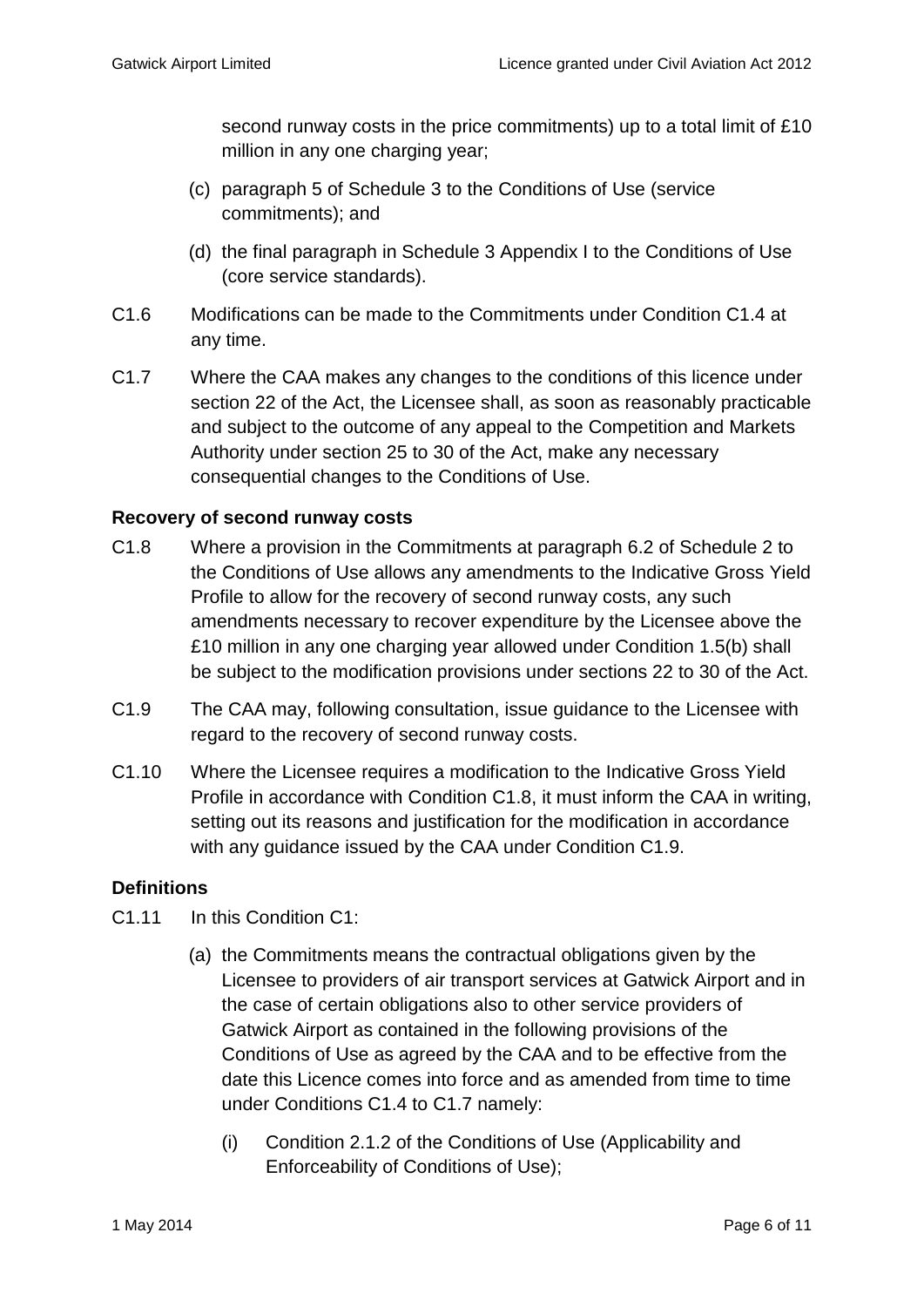second runway costs in the price commitments) up to a total limit of £10 million in any one charging year;

(c) paragraph 5 of Schedule 3 to the Conditions of Use (service commitments); and

(d) the final paragraph in Schedule 3 Appendix I to the Conditions of Use (core service standards).

C1.6 Modifications can be made to the Commitments under Condition C1.4 at any time.

C1.7 Where the CAA makes any changes to the conditions of this licence under section 22 of the Act, the Licensee shall, as soon as reasonably practicable and subject to the outcome of any appeal to the Competition and Markets Authority under section 25 to 30 of the Act, make any necessary consequential changes to the Conditions of Use.

**Recovery of second runway costs**

C1.8 Where a provision in the Commitments at paragraph 6.2 of Schedule 2 to the Conditions of Use allows any amendments to the Indicative Gross Yield Profile to allow for the recovery of second runway costs, any such amendments necessary to recover expenditure by the Licensee above the £10 million in any one charging year allowed under Condition 1.5(b) shall be subject to the modification provisions under sections 22 to 30 of the Act.

C1.9 The CAA may, following consultation, issue guidance to the Licensee with regard to the recovery of second runway costs.

C1.10 Where the Licensee requires a modification to the Indicative Gross Yield Profile in accordance with Condition C1.8, it must inform the CAA in writing, setting out its reasons and justification for the modification in accordance with any guidance issued by the CAA under Condition C1.9.

**Definitions**

C1.11 In this Condition C1:

(a) the Commitments means the contractual obligations given by the Licensee to providers of air transport services at Gatwick Airport and in the case of certain obligations also to other service providers of Gatwick Airport as contained in the following provisions of the Conditions of Use as agreed by the CAA and to be effective from the date this Licence comes into force and as amended from time to time under Conditions C1.4 to C1.7 namely:

(i) Condition 2.1.2 of the Conditions of Use (Applicability and Enforceability of Conditions of Use);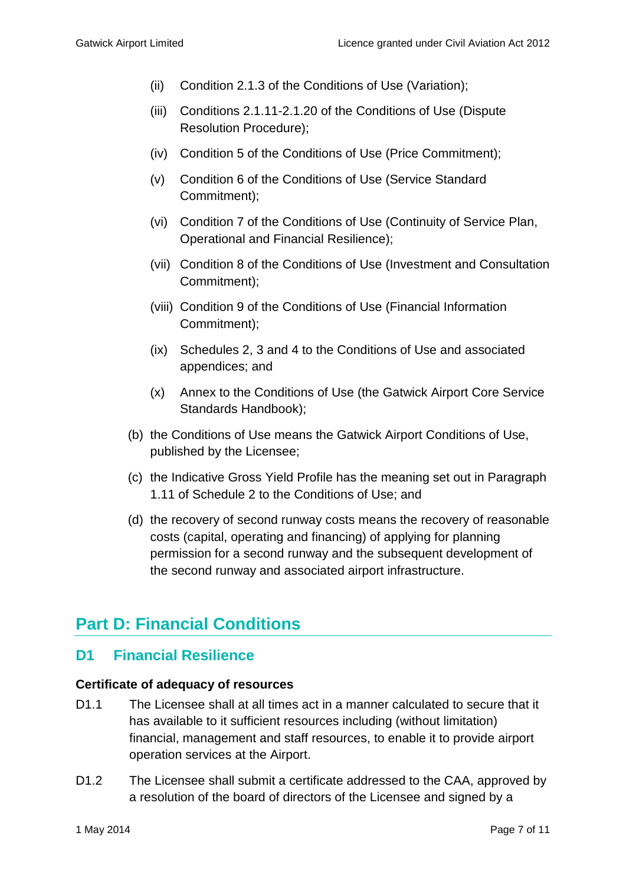(ii) Condition 2.1.3 of the Conditions of Use (Variation);

(iii) Conditions 2.1.11-2.1.20 of the Conditions of Use (Dispute Resolution Procedure);

(iv) Condition 5 of the Conditions of Use (Price Commitment);

(v) Condition 6 of the Conditions of Use (Service Standard Commitment);

(vi) Condition 7 of the Conditions of Use (Continuity of Service Plan, Operational and Financial Resilience);

(vii) Condition 8 of the Conditions of Use (Investment and Consultation Commitment);

(viii) Condition 9 of the Conditions of Use (Financial Information Commitment);

(ix) Schedules 2, 3 and 4 to the Conditions of Use and associated appendices; and

(x) Annex to the Conditions of Use (the Gatwick Airport Core Service Standards Handbook);

(b) the Conditions of Use means the Gatwick Airport Conditions of Use, published by the Licensee;

(c) the Indicative Gross Yield Profile has the meaning set out in Paragraph 1.11 of Schedule 2 to the Conditions of Use; and

(d) the recovery of second runway costs means the recovery of reasonable costs (capital, operating and financing) of applying for planning permission for a second runway and the subsequent development of the second runway and associated airport infrastructure.

# Part D: Financial Conditions

## D1 Financial Resilience

**Certificate of adequacy of resources**

D1.1 The Licensee shall at all times act in a manner calculated to secure that it has available to it sufficient resources including (without limitation) financial, management and staff resources, to enable it to provide airport operation services at the Airport.

D1.2 The Licensee shall submit a certificate addressed to the CAA, approved by a resolution of the board of directors of the Licensee and signed by a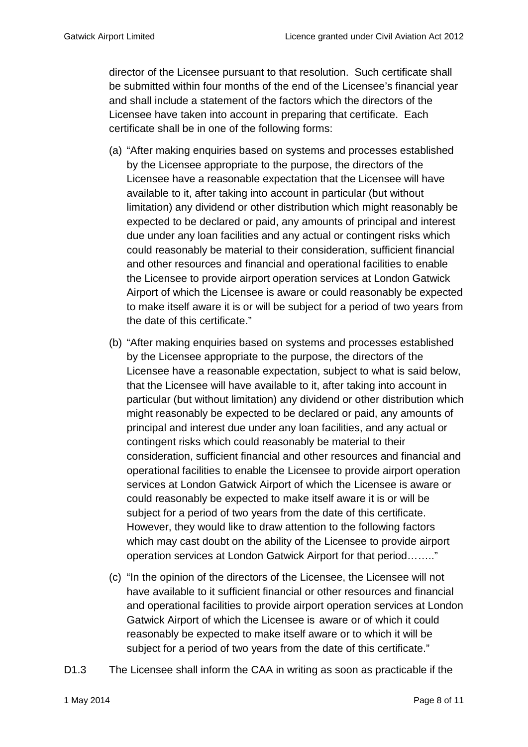director of the Licensee pursuant to that resolution. Such certificate shall be submitted within four months of the end of the Licensee's financial year and shall include a statement of the factors which the directors of the Licensee have taken into account in preparing that certificate. Each certificate shall be in one of the following forms:

(a) "After making enquiries based on systems and processes established by the Licensee appropriate to the purpose, the directors of the Licensee have a reasonable expectation that the Licensee will have available to it, after taking into account in particular (but without limitation) any dividend or other distribution which might reasonably be expected to be declared or paid, any amounts of principal and interest due under any loan facilities and any actual or contingent risks which could reasonably be material to their consideration, sufficient financial and other resources and financial and operational facilities to enable the Licensee to provide airport operation services at London Gatwick Airport of which the Licensee is aware or could reasonably be expected to make itself aware it is or will be subject for a period of two years from the date of this certificate."

(b) "After making enquiries based on systems and processes established by the Licensee appropriate to the purpose, the directors of the Licensee have a reasonable expectation, subject to what is said below, that the Licensee will have available to it, after taking into account in particular (but without limitation) any dividend or other distribution which might reasonably be expected to be declared or paid, any amounts of principal and interest due under any loan facilities, and any actual or contingent risks which could reasonably be material to their consideration, sufficient financial and other resources and financial and operational facilities to enable the Licensee to provide airport operation services at London Gatwick Airport of which the Licensee is aware or could reasonably be expected to make itself aware it is or will be subject for a period of two years from the date of this certificate. However, they would like to draw attention to the following factors which may cast doubt on the ability of the Licensee to provide airport operation services at London Gatwick Airport for that period…….."

(c) "In the opinion of the directors of the Licensee, the Licensee will not have available to it sufficient financial or other resources and financial and operational facilities to provide airport operation services at London Gatwick Airport of which the Licensee is aware or of which it could reasonably be expected to make itself aware or to which it will be subject for a period of two years from the date of this certificate."

D1.3 The Licensee shall inform the CAA in writing as soon as practicable if the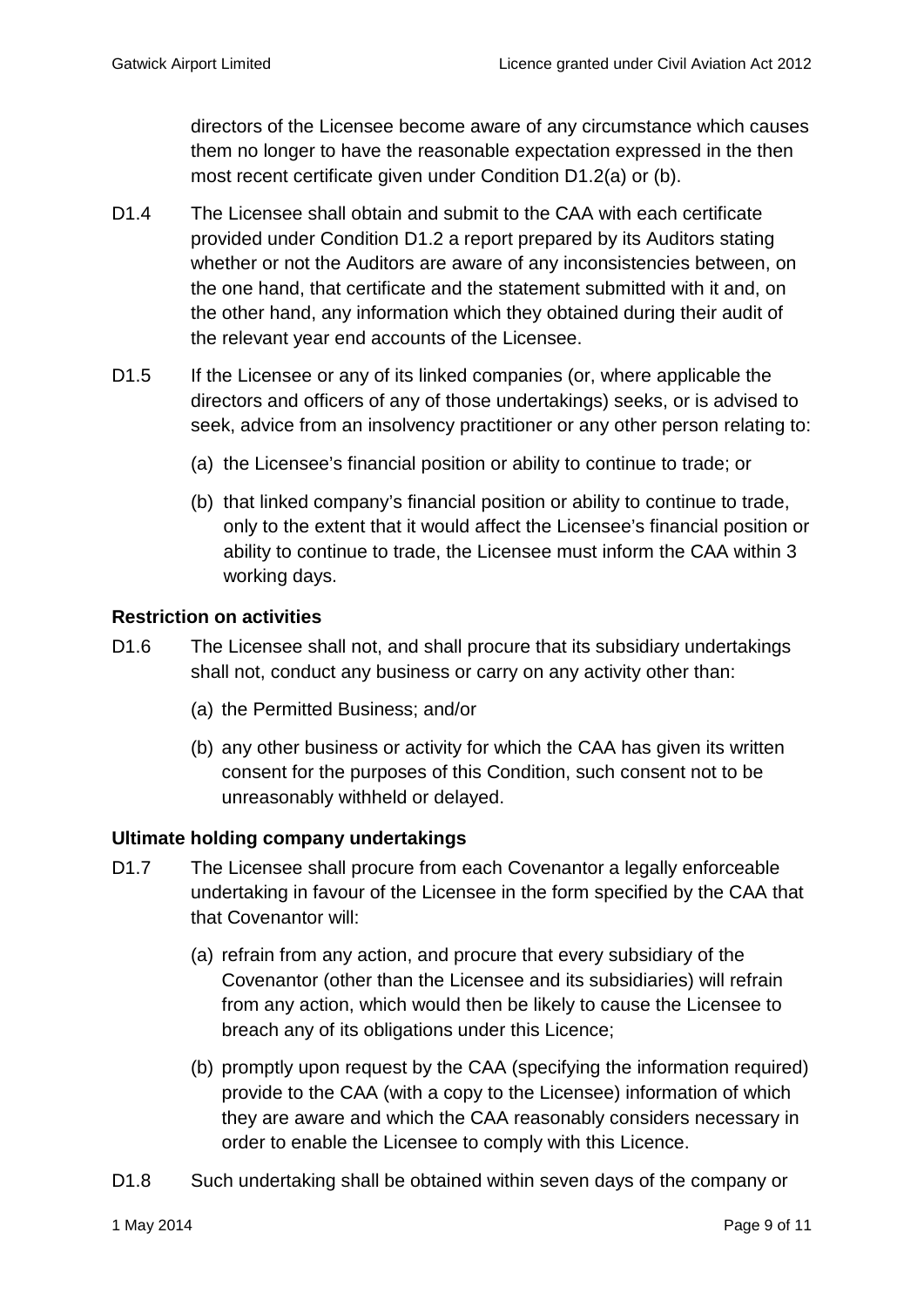directors of the Licensee become aware of any circumstance which causes them no longer to have the reasonable expectation expressed in the then most recent certificate given under Condition D1.2(a) or (b).

D1.4 The Licensee shall obtain and submit to the CAA with each certificate provided under Condition D1.2 a report prepared by its Auditors stating whether or not the Auditors are aware of any inconsistencies between, on the one hand, that certificate and the statement submitted with it and, on the other hand, any information which they obtained during their audit of the relevant year end accounts of the Licensee.

D1.5 If the Licensee or any of its linked companies (or, where applicable the directors and officers of any of those undertakings) seeks, or is advised to seek, advice from an insolvency practitioner or any other person relating to:

(a) the Licensee's financial position or ability to continue to trade; or

(b) that linked company's financial position or ability to continue to trade, only to the extent that it would affect the Licensee's financial position or ability to continue to trade, the Licensee must inform the CAA within 3 working days.

**Restriction on activities**

D1.6 The Licensee shall not, and shall procure that its subsidiary undertakings shall not, conduct any business or carry on any activity other than:

(a) the Permitted Business; and/or

(b) any other business or activity for which the CAA has given its written consent for the purposes of this Condition, such consent not to be unreasonably withheld or delayed.

**Ultimate holding company undertakings**

D1.7 The Licensee shall procure from each Covenantor a legally enforceable undertaking in favour of the Licensee in the form specified by the CAA that that Covenantor will:

(a) refrain from any action, and procure that every subsidiary of the Covenantor (other than the Licensee and its subsidiaries) will refrain from any action, which would then be likely to cause the Licensee to breach any of its obligations under this Licence;

(b) promptly upon request by the CAA (specifying the information required) provide to the CAA (with a copy to the Licensee) information of which they are aware and which the CAA reasonably considers necessary in order to enable the Licensee to comply with this Licence.

D1.8 Such undertaking shall be obtained within seven days of the company or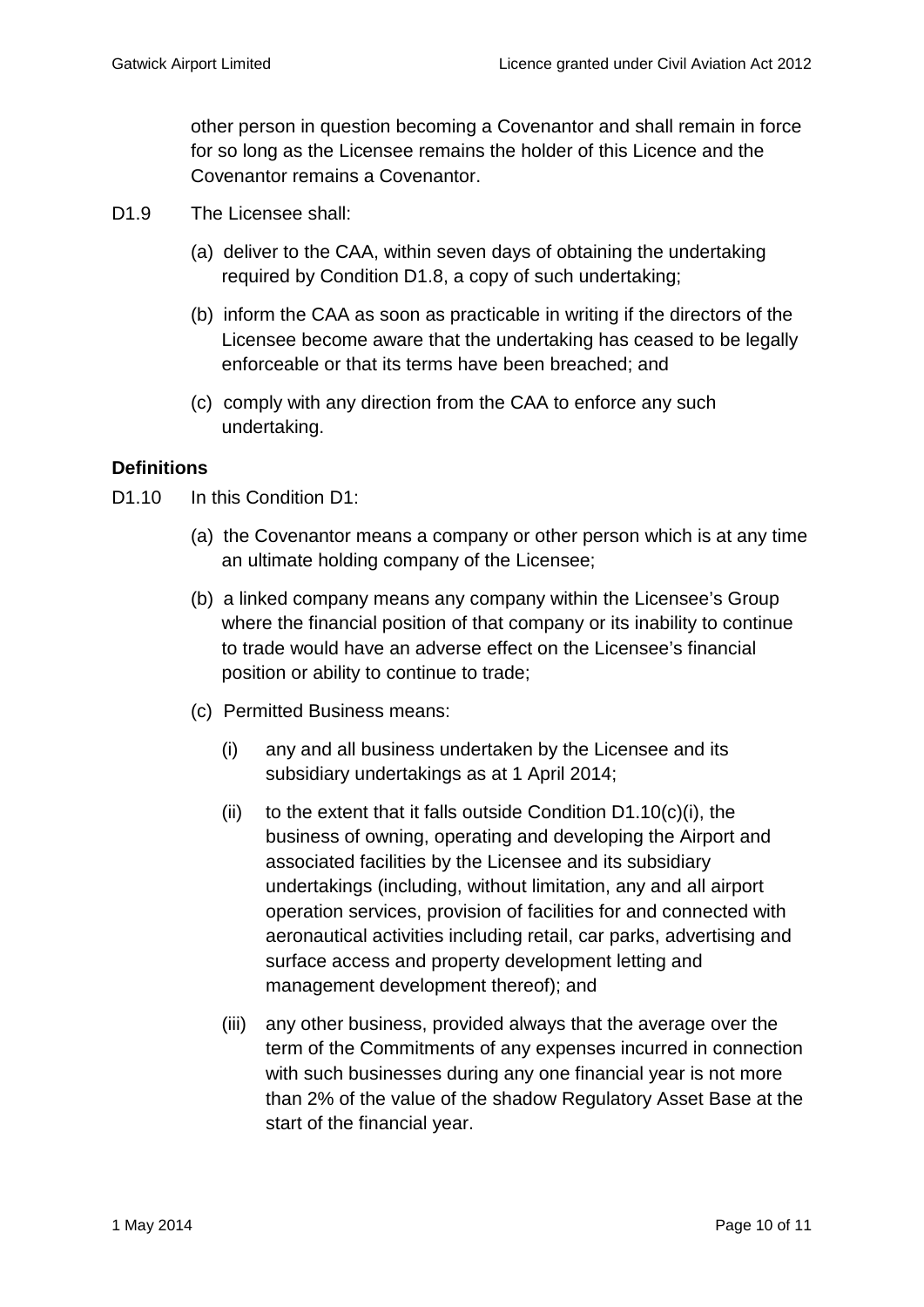other person in question becoming a Covenantor and shall remain in force for so long as the Licensee remains the holder of this Licence and the Covenantor remains a Covenantor.

D1.9 The Licensee shall:

(a) deliver to the CAA, within seven days of obtaining the undertaking required by Condition D1.8, a copy of such undertaking;

(b) inform the CAA as soon as practicable in writing if the directors of the Licensee become aware that the undertaking has ceased to be legally enforceable or that its terms have been breached; and

(c) comply with any direction from the CAA to enforce any such undertaking.

**Definitions**

D1.10 In this Condition D1:

(a) the Covenantor means a company or other person which is at any time an ultimate holding company of the Licensee;

(b) a linked company means any company within the Licensee's Group where the financial position of that company or its inability to continue to trade would have an adverse effect on the Licensee's financial position or ability to continue to trade;

(c) Permitted Business means:

(i) any and all business undertaken by the Licensee and its subsidiary undertakings as at 1 April 2014;

(ii) to the extent that it falls outside Condition D1.10(c)(i), the business of owning, operating and developing the Airport and associated facilities by the Licensee and its subsidiary undertakings (including, without limitation, any and all airport operation services, provision of facilities for and connected with aeronautical activities including retail, car parks, advertising and surface access and property development letting and management development thereof); and

(iii) any other business, provided always that the average over the term of the Commitments of any expenses incurred in connection with such businesses during any one financial year is not more than 2% of the value of the shadow Regulatory Asset Base at the start of the financial year.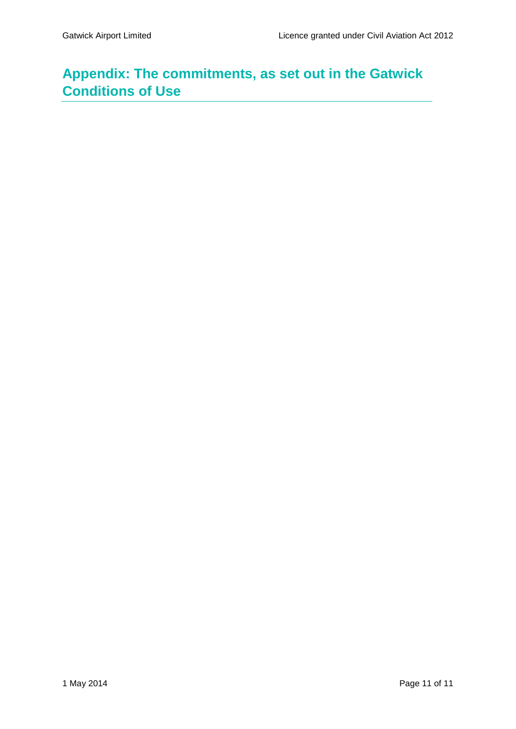## Appendix: The commitments, as set out in the Gatwick Conditions of Use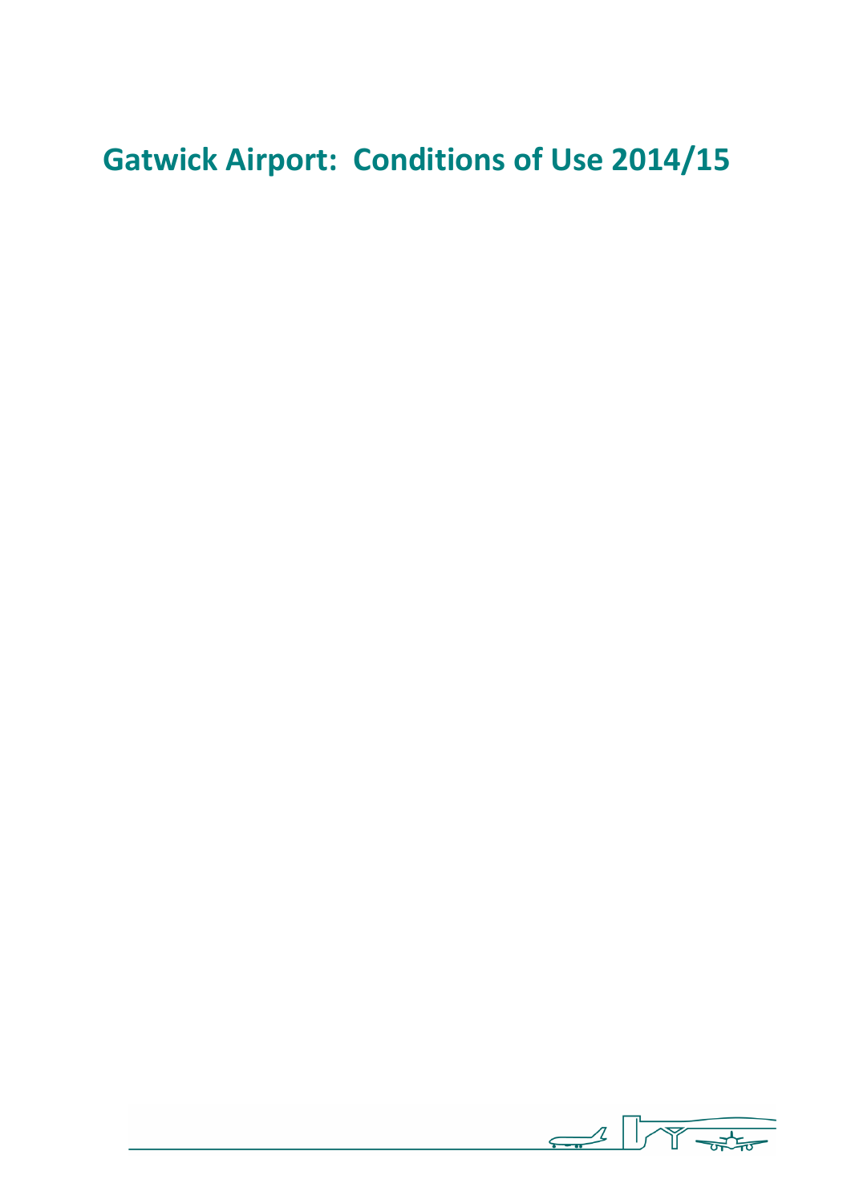# Gatwick Airport:  Conditions of Use 2014/15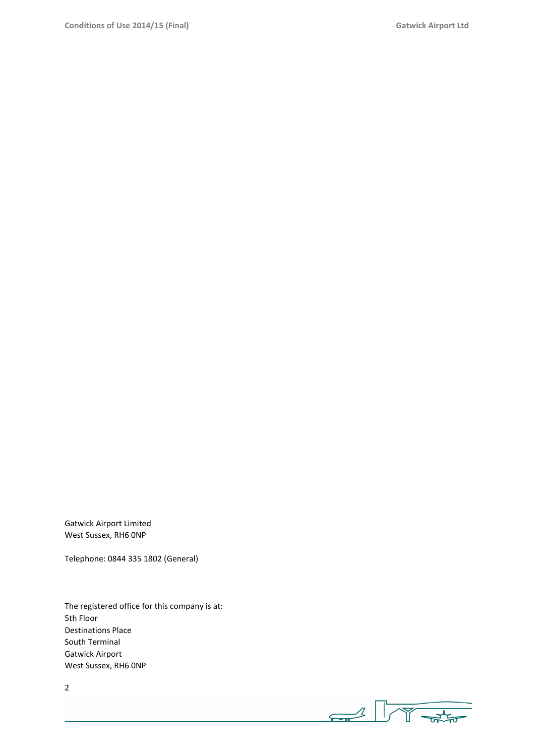Gatwick Airport Limited
West Sussex, RH6 0NP

Telephone: 0844 335 1802 (General)

The registered office for this company is at:
5th Floor
Destinations Place
South Terminal
Gatwick Airport
West Sussex, RH6 0NP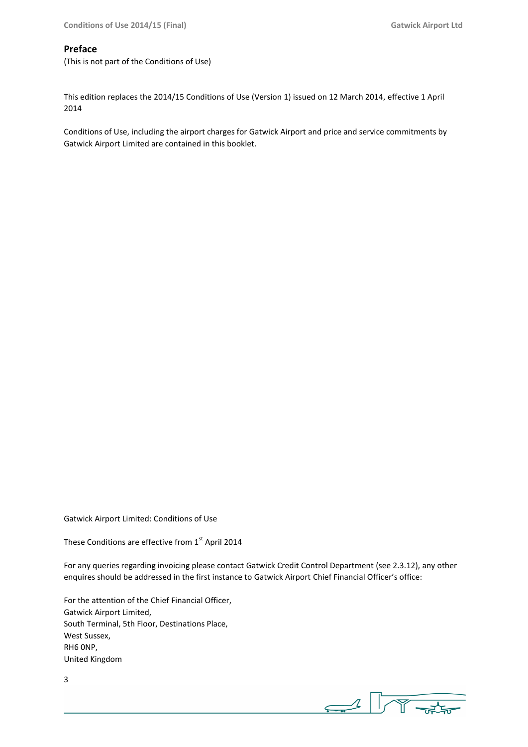## Preface

(This is not part of the Conditions of Use)

This edition replaces the 2014/15 Conditions of Use (Version 1) issued on 12 March 2014, effective 1 April 2014

Conditions of Use, including the airport charges for Gatwick Airport and price and service commitments by Gatwick Airport Limited are contained in this booklet.

Gatwick Airport Limited: Conditions of Use

These Conditions are effective from 1st April 2014

For any queries regarding invoicing please contact Gatwick Credit Control Department (see 2.3.12), any other enquires should be addressed in the first instance to Gatwick Airport Chief Financial Officer's office:

For the attention of the Chief Financial Officer,
Gatwick Airport Limited,
South Terminal, 5th Floor, Destinations Place,
West Sussex,
RH6 0NP,
United Kingdom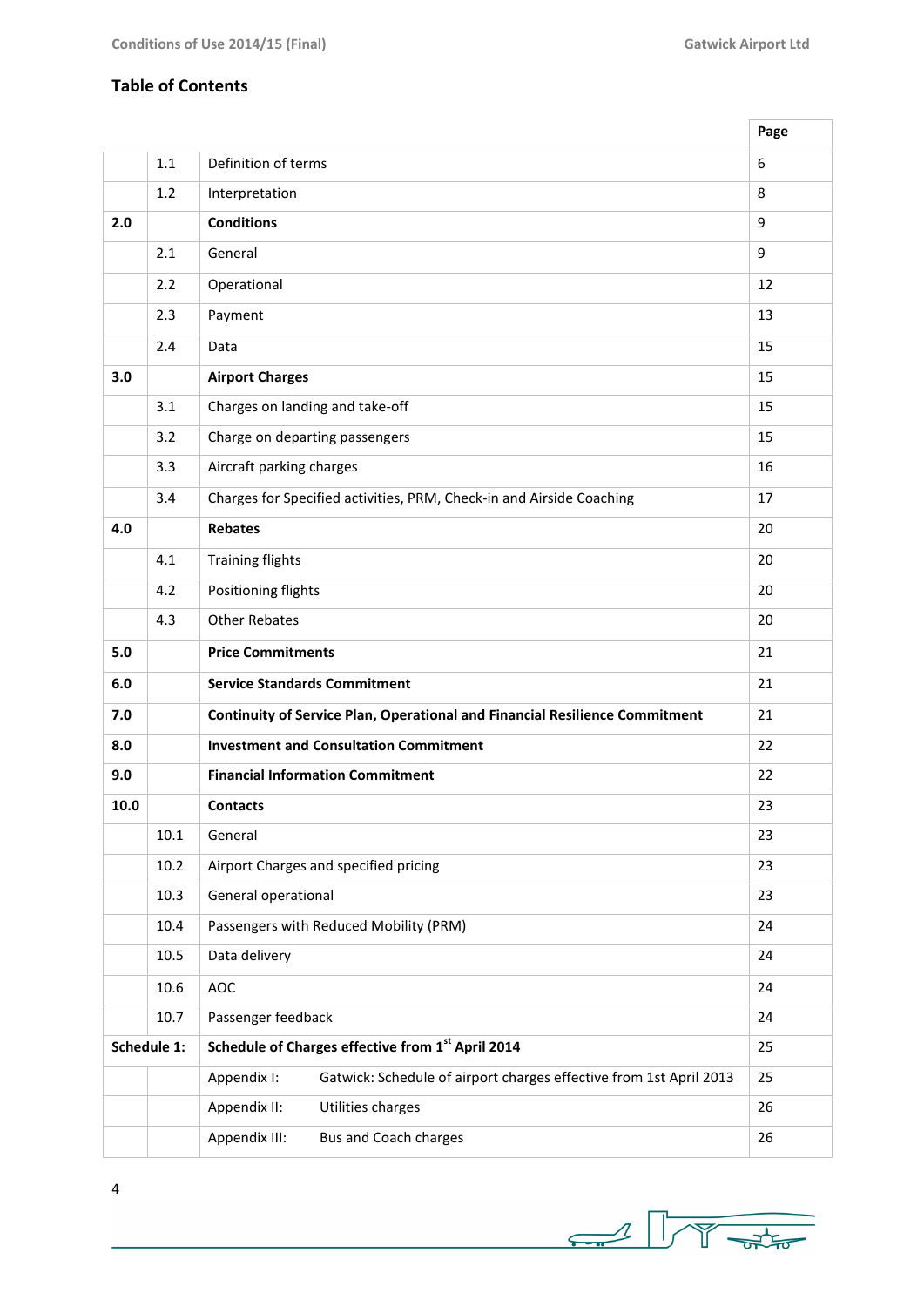## Table of Contents

| | | | Page |
|---|---|---|---|
| | 1.1 | Definition of terms | 6 |
| | 1.2 | Interpretation | 8 |
| **2.0** | | **Conditions** | 9 |
| | 2.1 | General | 9 |
| | 2.2 | Operational | 12 |
| | 2.3 | Payment | 13 |
| | 2.4 | Data | 15 |
| **3.0** | | **Airport Charges** | 15 |
| | 3.1 | Charges on landing and take-off | 15 |
| | 3.2 | Charge on departing passengers | 15 |
| | 3.3 | Aircraft parking charges | 16 |
| | 3.4 | Charges for Specified activities, PRM, Check-in and Airside Coaching | 17 |
| **4.0** | | **Rebates** | 20 |
| | 4.1 | Training flights | 20 |
| | 4.2 | Positioning flights | 20 |
| | 4.3 | Other Rebates | 20 |
| **5.0** | | **Price Commitments** | 21 |
| **6.0** | | **Service Standards Commitment** | 21 |
| **7.0** | | **Continuity of Service Plan, Operational and Financial Resilience Commitment** | 21 |
| **8.0** | | **Investment and Consultation Commitment** | 22 |
| **9.0** | | **Financial Information Commitment** | 22 |
| **10.0** | | **Contacts** | 23 |
| | 10.1 | General | 23 |
| | 10.2 | Airport Charges and specified pricing | 23 |
| | 10.3 | General operational | 23 |
| | 10.4 | Passengers with Reduced Mobility (PRM) | 24 |
| | 10.5 | Data delivery | 24 |
| | 10.6 | AOC | 24 |
| | 10.7 | Passenger feedback | 24 |
| **Schedule 1:** | | **Schedule of Charges effective from 1st April 2014** | 25 |
| | | Appendix I: Gatwick: Schedule of airport charges effective from 1st April 2013 | 25 |
| | | Appendix II: Utilities charges | 26 |
| | | Appendix III: Bus and Coach charges | 26 |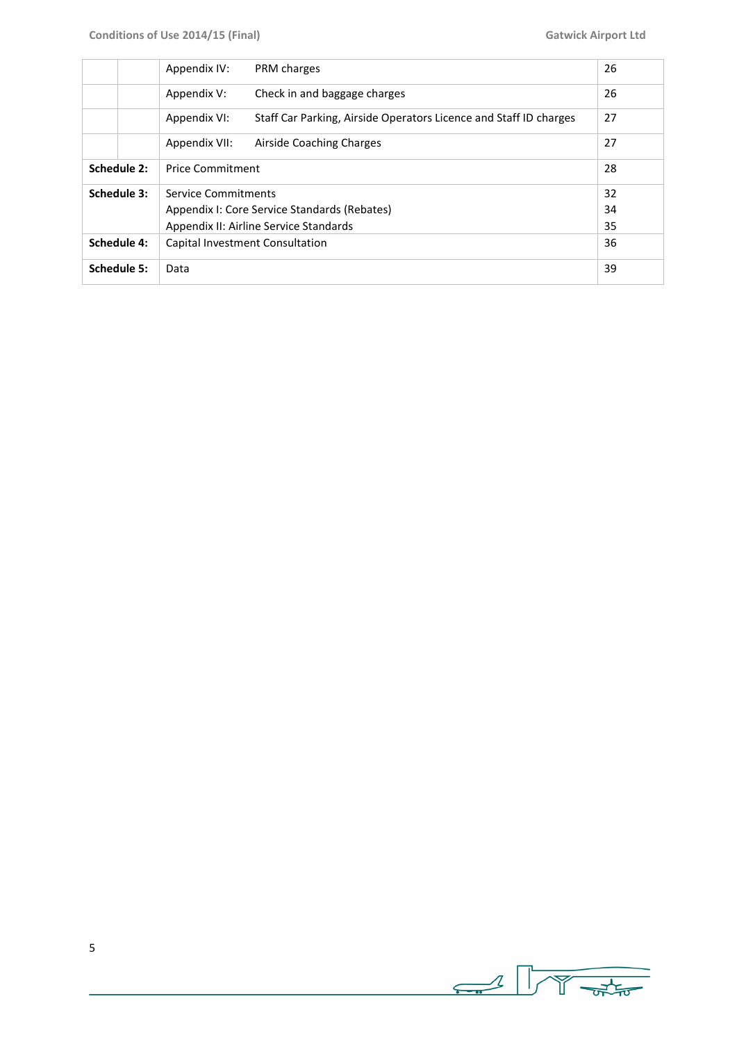| | | | |
|---|---|---|---|
| | | Appendix IV: PRM charges | 26 |
| | | Appendix V: Check in and baggage charges | 26 |
| | | Appendix VI: Staff Car Parking, Airside Operators Licence and Staff ID charges | 27 |
| | | Appendix VII: Airside Coaching Charges | 27 |
| **Schedule 2:** | | Price Commitment | 28 |
| **Schedule 3:** | | Service Commitments<br>Appendix I: Core Service Standards (Rebates)<br>Appendix II: Airline Service Standards | 32<br>34<br>35 |
| **Schedule 4:** | | Capital Investment Consultation | 36 |
| **Schedule 5:** | | Data | 39 |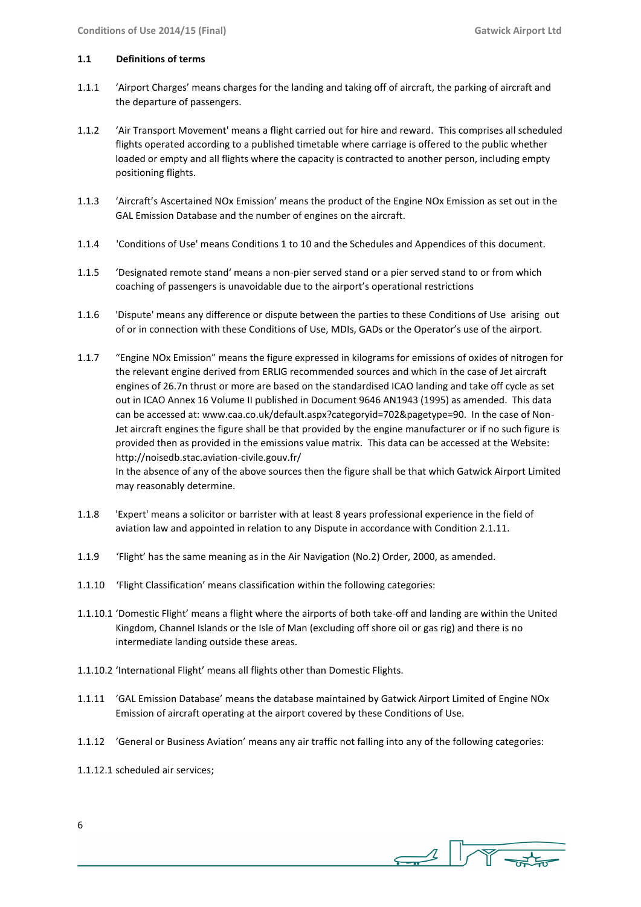### 1.1 Definitions of terms

1.1.1 'Airport Charges' means charges for the landing and taking off of aircraft, the parking of aircraft and the departure of passengers.

1.1.2 'Air Transport Movement' means a flight carried out for hire and reward. This comprises all scheduled flights operated according to a published timetable where carriage is offered to the public whether loaded or empty and all flights where the capacity is contracted to another person, including empty positioning flights.

1.1.3 'Aircraft's Ascertained NOx Emission' means the product of the Engine NOx Emission as set out in the GAL Emission Database and the number of engines on the aircraft.

1.1.4 'Conditions of Use' means Conditions 1 to 10 and the Schedules and Appendices of this document.

1.1.5 'Designated remote stand' means a non-pier served stand or a pier served stand to or from which coaching of passengers is unavoidable due to the airport's operational restrictions

1.1.6 'Dispute' means any difference or dispute between the parties to these Conditions of Use arising out of or in connection with these Conditions of Use, MDIs, GADs or the Operator's use of the airport.

1.1.7 "Engine NOx Emission" means the figure expressed in kilograms for emissions of oxides of nitrogen for the relevant engine derived from ERLIG recommended sources and which in the case of Jet aircraft engines of 26.7n thrust or more are based on the standardised ICAO landing and take off cycle as set out in ICAO Annex 16 Volume II published in Document 9646 AN1943 (1995) as amended. This data can be accessed at: www.caa.co.uk/default.aspx?categoryid=702&pagetype=90. In the case of Non-Jet aircraft engines the figure shall be that provided by the engine manufacturer or if no such figure is provided then as provided in the emissions value matrix. This data can be accessed at the Website: http://noisedb.stac.aviation-civile.gouv.fr/
In the absence of any of the above sources then the figure shall be that which Gatwick Airport Limited may reasonably determine.

1.1.8 'Expert' means a solicitor or barrister with at least 8 years professional experience in the field of aviation law and appointed in relation to any Dispute in accordance with Condition 2.1.11.

1.1.9 'Flight' has the same meaning as in the Air Navigation (No.2) Order, 2000, as amended.

1.1.10 'Flight Classification' means classification within the following categories:

1.1.10.1 'Domestic Flight' means a flight where the airports of both take-off and landing are within the United Kingdom, Channel Islands or the Isle of Man (excluding off shore oil or gas rig) and there is no intermediate landing outside these areas.

1.1.10.2 'International Flight' means all flights other than Domestic Flights.

1.1.11 'GAL Emission Database' means the database maintained by Gatwick Airport Limited of Engine NOx Emission of aircraft operating at the airport covered by these Conditions of Use.

1.1.12 'General or Business Aviation' means any air traffic not falling into any of the following categories:

1.1.12.1 scheduled air services;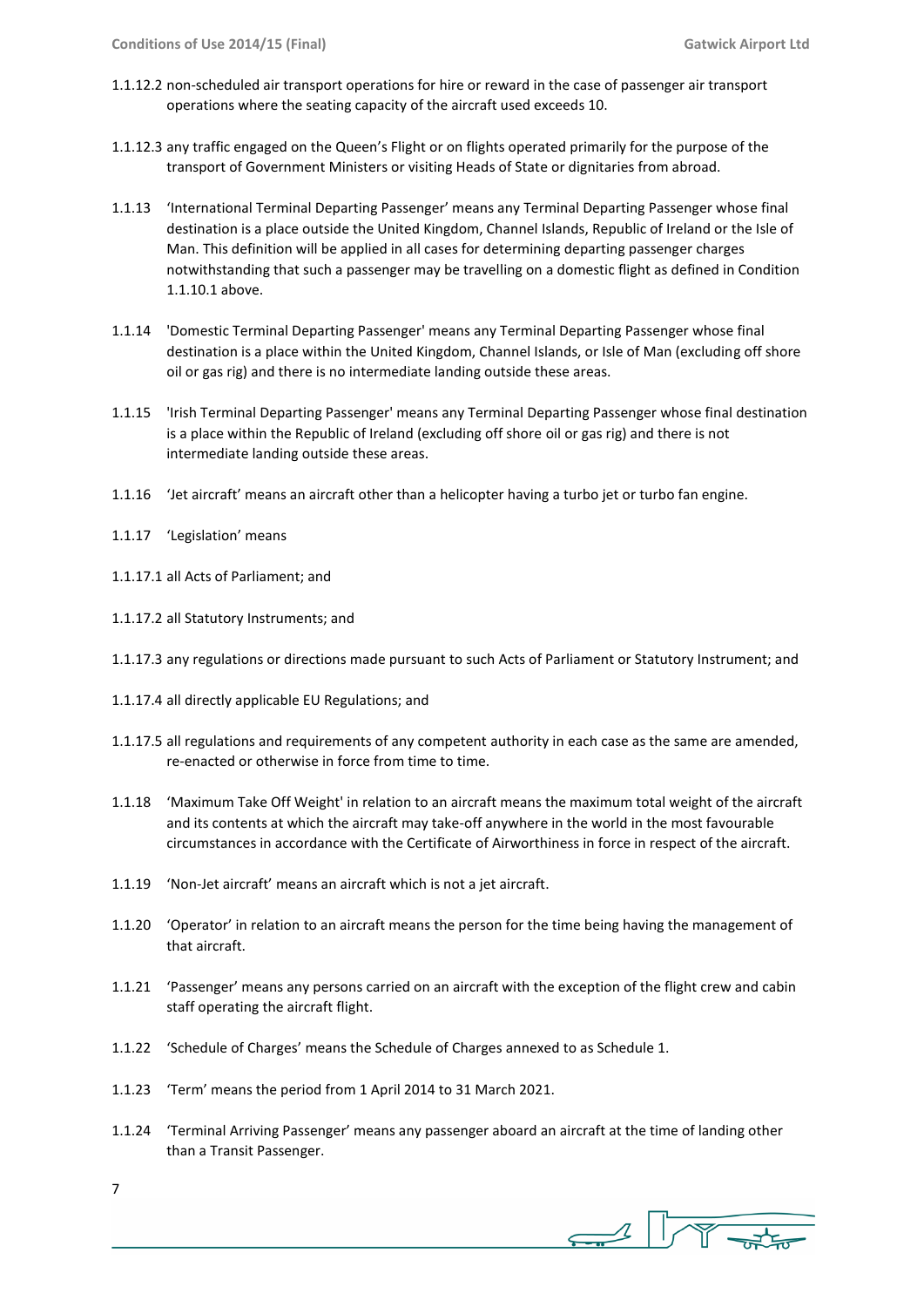1.1.12.2 non-scheduled air transport operations for hire or reward in the case of passenger air transport operations where the seating capacity of the aircraft used exceeds 10.

1.1.12.3 any traffic engaged on the Queen's Flight or on flights operated primarily for the purpose of the transport of Government Ministers or visiting Heads of State or dignitaries from abroad.

1.1.13 'International Terminal Departing Passenger' means any Terminal Departing Passenger whose final destination is a place outside the United Kingdom, Channel Islands, Republic of Ireland or the Isle of Man. This definition will be applied in all cases for determining departing passenger charges notwithstanding that such a passenger may be travelling on a domestic flight as defined in Condition 1.1.10.1 above.

1.1.14 'Domestic Terminal Departing Passenger' means any Terminal Departing Passenger whose final destination is a place within the United Kingdom, Channel Islands, or Isle of Man (excluding off shore oil or gas rig) and there is no intermediate landing outside these areas.

1.1.15 'Irish Terminal Departing Passenger' means any Terminal Departing Passenger whose final destination is a place within the Republic of Ireland (excluding off shore oil or gas rig) and there is not intermediate landing outside these areas.

1.1.16 'Jet aircraft' means an aircraft other than a helicopter having a turbo jet or turbo fan engine.

1.1.17 'Legislation' means

1.1.17.1 all Acts of Parliament; and

1.1.17.2 all Statutory Instruments; and

1.1.17.3 any regulations or directions made pursuant to such Acts of Parliament or Statutory Instrument; and

1.1.17.4 all directly applicable EU Regulations; and

1.1.17.5 all regulations and requirements of any competent authority in each case as the same are amended, re-enacted or otherwise in force from time to time.

1.1.18 'Maximum Take Off Weight' in relation to an aircraft means the maximum total weight of the aircraft and its contents at which the aircraft may take-off anywhere in the world in the most favourable circumstances in accordance with the Certificate of Airworthiness in force in respect of the aircraft.

1.1.19 'Non-Jet aircraft' means an aircraft which is not a jet aircraft.

1.1.20 'Operator' in relation to an aircraft means the person for the time being having the management of that aircraft.

1.1.21 'Passenger' means any persons carried on an aircraft with the exception of the flight crew and cabin staff operating the aircraft flight.

1.1.22 'Schedule of Charges' means the Schedule of Charges annexed to as Schedule 1.

1.1.23 'Term' means the period from 1 April 2014 to 31 March 2021.

1.1.24 'Terminal Arriving Passenger' means any passenger aboard an aircraft at the time of landing other than a Transit Passenger.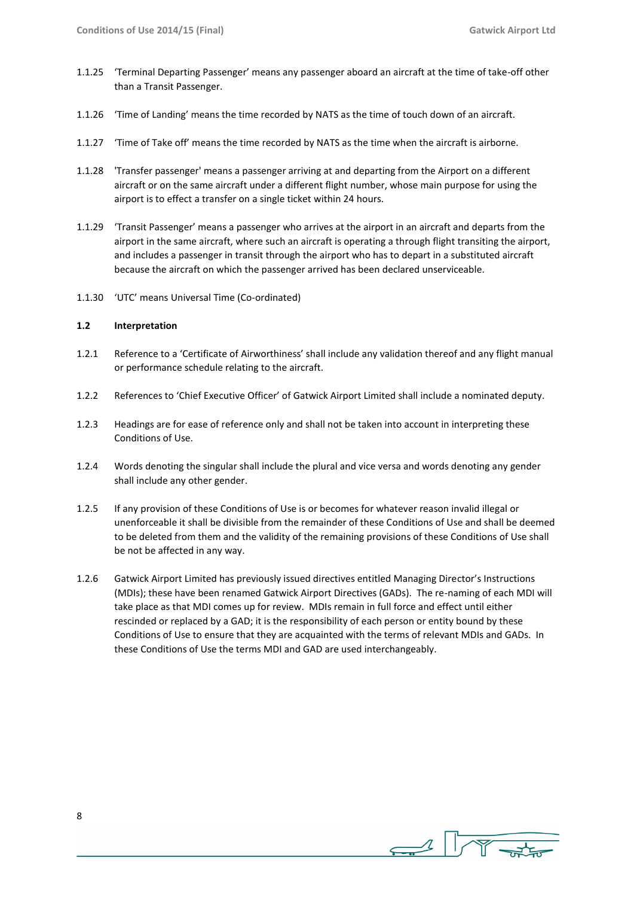1.1.25 'Terminal Departing Passenger' means any passenger aboard an aircraft at the time of take-off other than a Transit Passenger.

1.1.26 'Time of Landing' means the time recorded by NATS as the time of touch down of an aircraft.

1.1.27 'Time of Take off' means the time recorded by NATS as the time when the aircraft is airborne.

1.1.28 'Transfer passenger' means a passenger arriving at and departing from the Airport on a different aircraft or on the same aircraft under a different flight number, whose main purpose for using the airport is to effect a transfer on a single ticket within 24 hours.

1.1.29 'Transit Passenger' means a passenger who arrives at the airport in an aircraft and departs from the airport in the same aircraft, where such an aircraft is operating a through flight transiting the airport, and includes a passenger in transit through the airport who has to depart in a substituted aircraft because the aircraft on which the passenger arrived has been declared unserviceable.

1.1.30 'UTC' means Universal Time (Co-ordinated)

### 1.2 Interpretation

1.2.1 Reference to a 'Certificate of Airworthiness' shall include any validation thereof and any flight manual or performance schedule relating to the aircraft.

1.2.2 References to 'Chief Executive Officer' of Gatwick Airport Limited shall include a nominated deputy.

1.2.3 Headings are for ease of reference only and shall not be taken into account in interpreting these Conditions of Use.

1.2.4 Words denoting the singular shall include the plural and vice versa and words denoting any gender shall include any other gender.

1.2.5 If any provision of these Conditions of Use is or becomes for whatever reason invalid illegal or unenforceable it shall be divisible from the remainder of these Conditions of Use and shall be deemed to be deleted from them and the validity of the remaining provisions of these Conditions of Use shall be not be affected in any way.

1.2.6 Gatwick Airport Limited has previously issued directives entitled Managing Director's Instructions (MDIs); these have been renamed Gatwick Airport Directives (GADs). The re-naming of each MDI will take place as that MDI comes up for review. MDIs remain in full force and effect until either rescinded or replaced by a GAD; it is the responsibility of each person or entity bound by these Conditions of Use to ensure that they are acquainted with the terms of relevant MDIs and GADs. In these Conditions of Use the terms MDI and GAD are used interchangeably.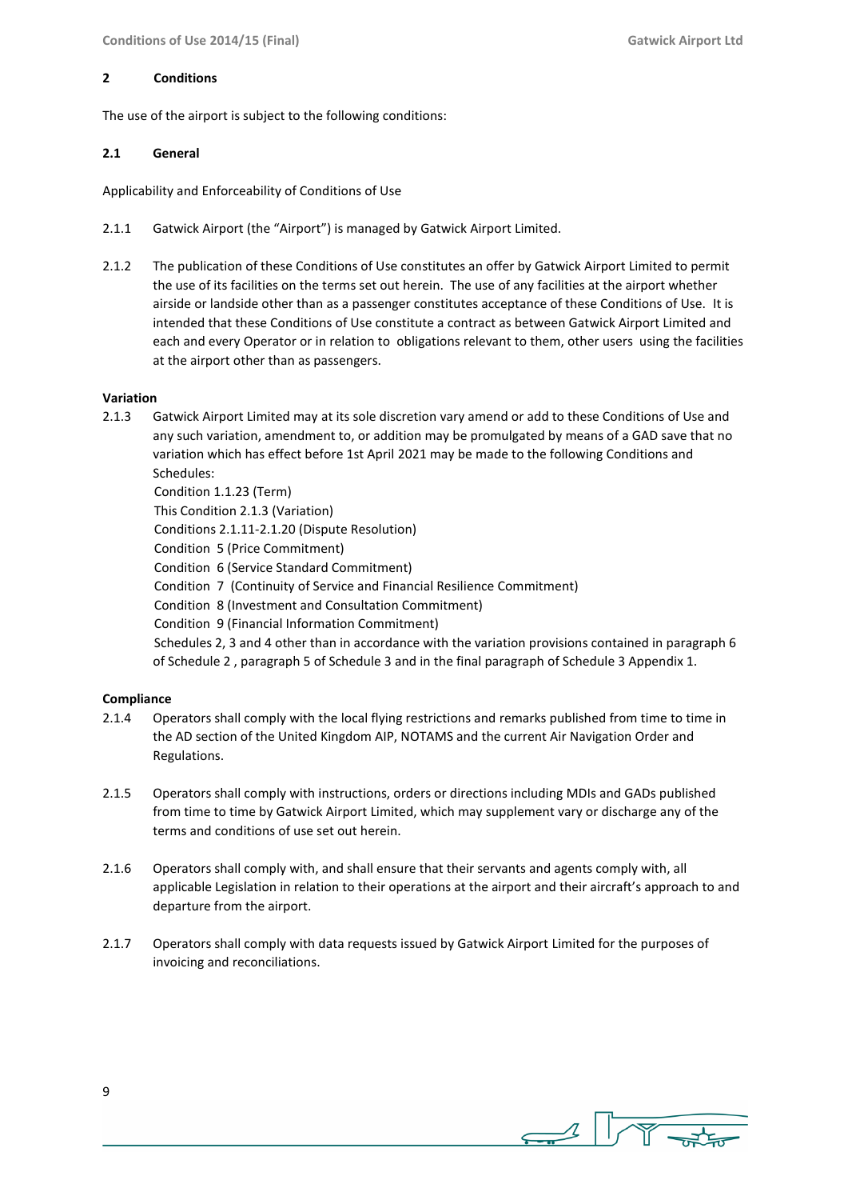## 2 Conditions

The use of the airport is subject to the following conditions:

### 2.1 General

Applicability and Enforceability of Conditions of Use

2.1.1 Gatwick Airport (the "Airport") is managed by Gatwick Airport Limited.

2.1.2 The publication of these Conditions of Use constitutes an offer by Gatwick Airport Limited to permit the use of its facilities on the terms set out herein. The use of any facilities at the airport whether airside or landside other than as a passenger constitutes acceptance of these Conditions of Use. It is intended that these Conditions of Use constitute a contract as between Gatwick Airport Limited and each and every Operator or in relation to obligations relevant to them, other users using the facilities at the airport other than as passengers.

**Variation**

2.1.3 Gatwick Airport Limited may at its sole discretion vary amend or add to these Conditions of Use and any such variation, amendment to, or addition may be promulgated by means of a GAD save that no variation which has effect before 1st April 2021 may be made to the following Conditions and Schedules:
Condition 1.1.23 (Term)
This Condition 2.1.3 (Variation)
Conditions 2.1.11-2.1.20 (Dispute Resolution)
Condition 5 (Price Commitment)
Condition 6 (Service Standard Commitment)
Condition 7 (Continuity of Service and Financial Resilience Commitment)
Condition 8 (Investment and Consultation Commitment)
Condition 9 (Financial Information Commitment)
Schedules 2, 3 and 4 other than in accordance with the variation provisions contained in paragraph 6 of Schedule 2 , paragraph 5 of Schedule 3 and in the final paragraph of Schedule 3 Appendix 1.

**Compliance**

2.1.4 Operators shall comply with the local flying restrictions and remarks published from time to time in the AD section of the United Kingdom AIP, NOTAMS and the current Air Navigation Order and Regulations.

2.1.5 Operators shall comply with instructions, orders or directions including MDIs and GADs published from time to time by Gatwick Airport Limited, which may supplement vary or discharge any of the terms and conditions of use set out herein.

2.1.6 Operators shall comply with, and shall ensure that their servants and agents comply with, all applicable Legislation in relation to their operations at the airport and their aircraft's approach to and departure from the airport.

2.1.7 Operators shall comply with data requests issued by Gatwick Airport Limited for the purposes of invoicing and reconciliations.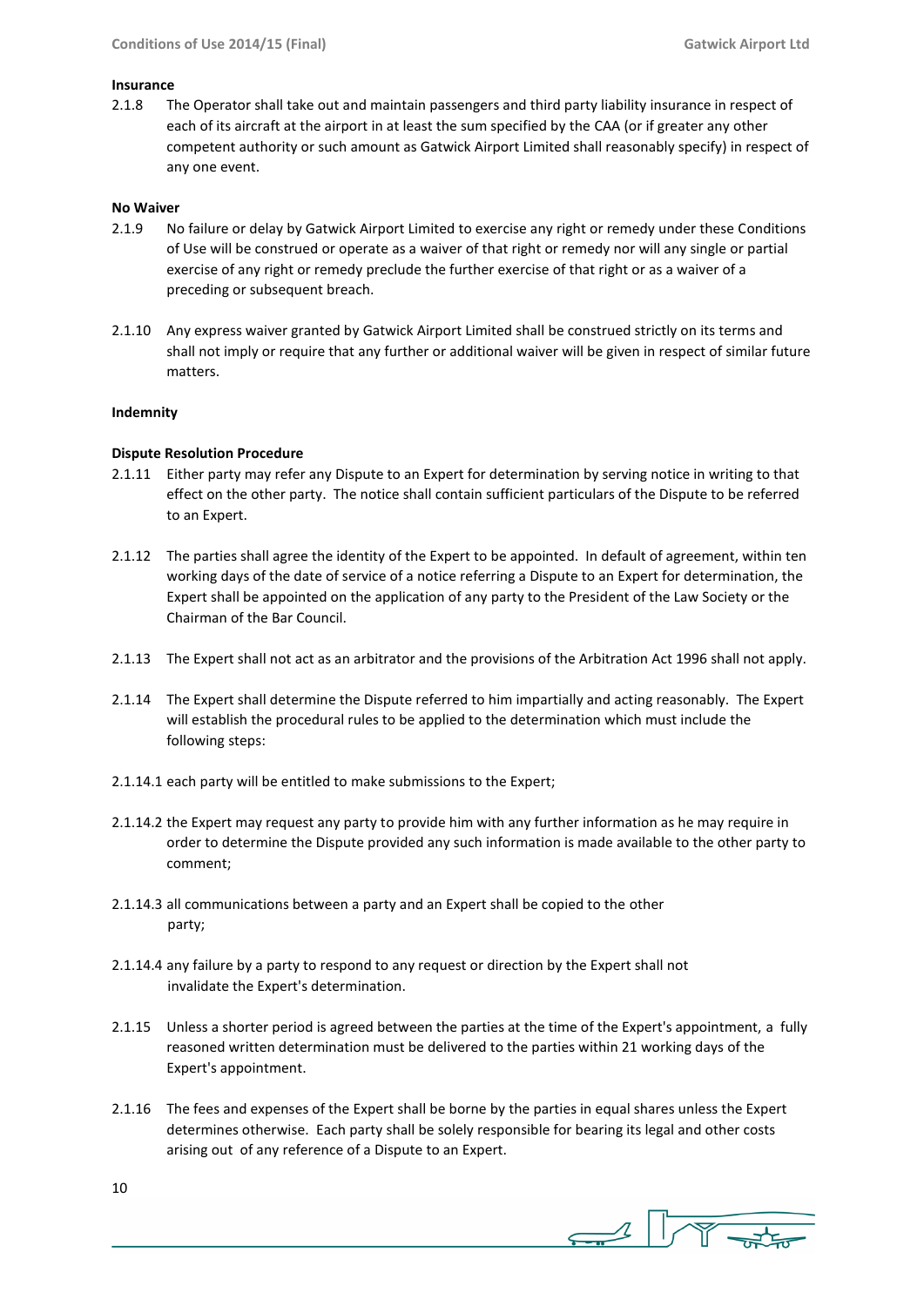**Insurance**

2.1.8 The Operator shall take out and maintain passengers and third party liability insurance in respect of each of its aircraft at the airport in at least the sum specified by the CAA (or if greater any other competent authority or such amount as Gatwick Airport Limited shall reasonably specify) in respect of any one event.

**No Waiver**

2.1.9 No failure or delay by Gatwick Airport Limited to exercise any right or remedy under these Conditions of Use will be construed or operate as a waiver of that right or remedy nor will any single or partial exercise of any right or remedy preclude the further exercise of that right or as a waiver of a preceding or subsequent breach.

2.1.10 Any express waiver granted by Gatwick Airport Limited shall be construed strictly on its terms and shall not imply or require that any further or additional waiver will be given in respect of similar future matters.

**Indemnity**

**Dispute Resolution Procedure**

2.1.11 Either party may refer any Dispute to an Expert for determination by serving notice in writing to that effect on the other party. The notice shall contain sufficient particulars of the Dispute to be referred to an Expert.

2.1.12 The parties shall agree the identity of the Expert to be appointed. In default of agreement, within ten working days of the date of service of a notice referring a Dispute to an Expert for determination, the Expert shall be appointed on the application of any party to the President of the Law Society or the Chairman of the Bar Council.

2.1.13 The Expert shall not act as an arbitrator and the provisions of the Arbitration Act 1996 shall not apply.

2.1.14 The Expert shall determine the Dispute referred to him impartially and acting reasonably. The Expert will establish the procedural rules to be applied to the determination which must include the following steps:

2.1.14.1 each party will be entitled to make submissions to the Expert;

2.1.14.2 the Expert may request any party to provide him with any further information as he may require in order to determine the Dispute provided any such information is made available to the other party to comment;

2.1.14.3 all communications between a party and an Expert shall be copied to the other party;

2.1.14.4 any failure by a party to respond to any request or direction by the Expert shall not invalidate the Expert's determination.

2.1.15 Unless a shorter period is agreed between the parties at the time of the Expert's appointment, a fully reasoned written determination must be delivered to the parties within 21 working days of the Expert's appointment.

2.1.16 The fees and expenses of the Expert shall be borne by the parties in equal shares unless the Expert determines otherwise. Each party shall be solely responsible for bearing its legal and other costs arising out of any reference of a Dispute to an Expert.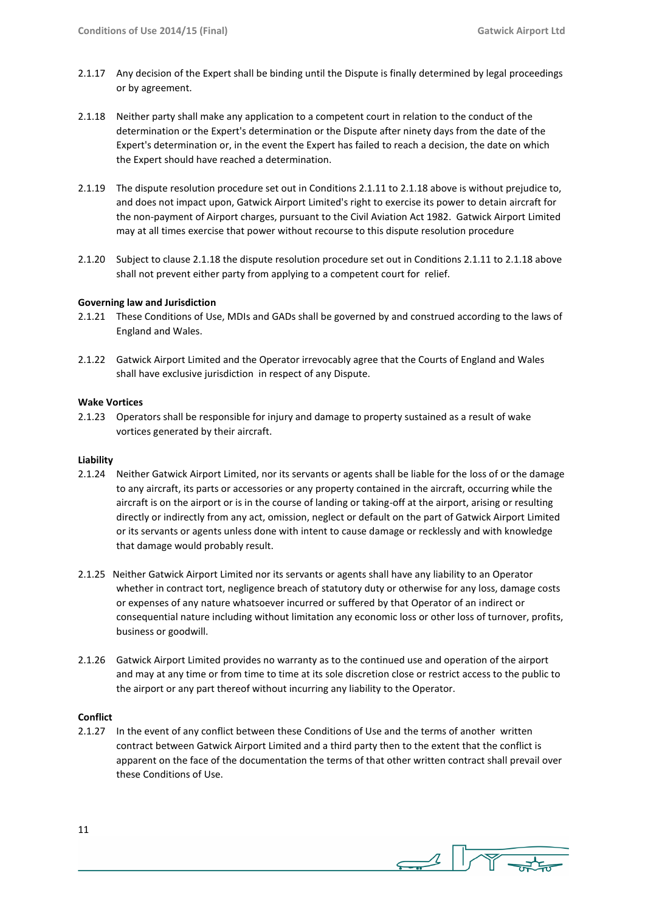2.1.17 Any decision of the Expert shall be binding until the Dispute is finally determined by legal proceedings or by agreement.

2.1.18 Neither party shall make any application to a competent court in relation to the conduct of the determination or the Expert's determination or the Dispute after ninety days from the date of the Expert's determination or, in the event the Expert has failed to reach a decision, the date on which the Expert should have reached a determination.

2.1.19 The dispute resolution procedure set out in Conditions 2.1.11 to 2.1.18 above is without prejudice to, and does not impact upon, Gatwick Airport Limited's right to exercise its power to detain aircraft for the non-payment of Airport charges, pursuant to the Civil Aviation Act 1982. Gatwick Airport Limited may at all times exercise that power without recourse to this dispute resolution procedure

2.1.20 Subject to clause 2.1.18 the dispute resolution procedure set out in Conditions 2.1.11 to 2.1.18 above shall not prevent either party from applying to a competent court for relief.

**Governing law and Jurisdiction**

2.1.21 These Conditions of Use, MDIs and GADs shall be governed by and construed according to the laws of England and Wales.

2.1.22 Gatwick Airport Limited and the Operator irrevocably agree that the Courts of England and Wales shall have exclusive jurisdiction in respect of any Dispute.

**Wake Vortices**

2.1.23 Operators shall be responsible for injury and damage to property sustained as a result of wake vortices generated by their aircraft.

**Liability**

2.1.24 Neither Gatwick Airport Limited, nor its servants or agents shall be liable for the loss of or the damage to any aircraft, its parts or accessories or any property contained in the aircraft, occurring while the aircraft is on the airport or is in the course of landing or taking-off at the airport, arising or resulting directly or indirectly from any act, omission, neglect or default on the part of Gatwick Airport Limited or its servants or agents unless done with intent to cause damage or recklessly and with knowledge that damage would probably result.

2.1.25 Neither Gatwick Airport Limited nor its servants or agents shall have any liability to an Operator whether in contract tort, negligence breach of statutory duty or otherwise for any loss, damage costs or expenses of any nature whatsoever incurred or suffered by that Operator of an indirect or consequential nature including without limitation any economic loss or other loss of turnover, profits, business or goodwill.

2.1.26 Gatwick Airport Limited provides no warranty as to the continued use and operation of the airport and may at any time or from time to time at its sole discretion close or restrict access to the public to the airport or any part thereof without incurring any liability to the Operator.

**Conflict**

2.1.27 In the event of any conflict between these Conditions of Use and the terms of another written contract between Gatwick Airport Limited and a third party then to the extent that the conflict is apparent on the face of the documentation the terms of that other written contract shall prevail over these Conditions of Use.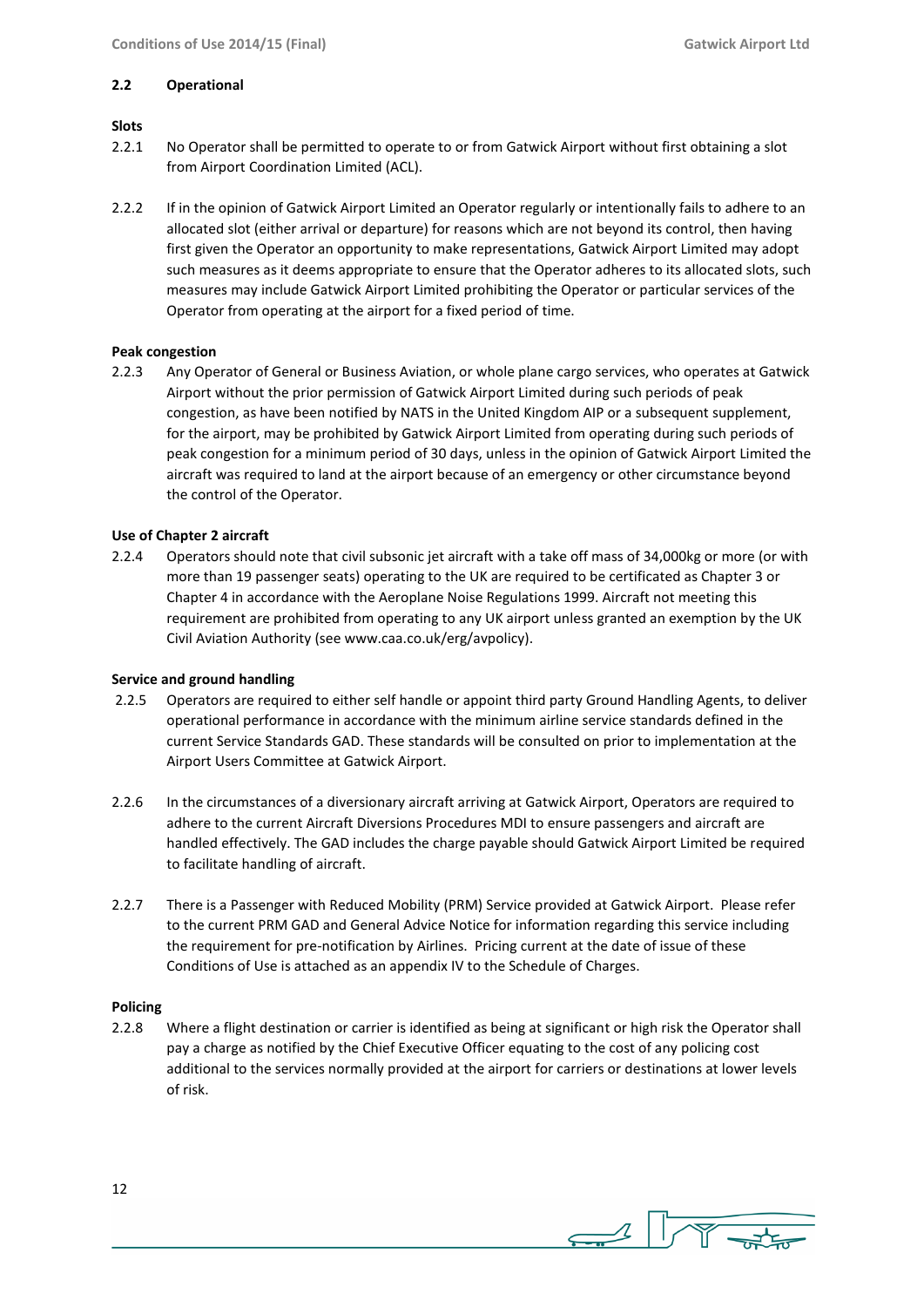## 2.2 Operational

**Slots**

2.2.1 No Operator shall be permitted to operate to or from Gatwick Airport without first obtaining a slot from Airport Coordination Limited (ACL).

2.2.2 If in the opinion of Gatwick Airport Limited an Operator regularly or intentionally fails to adhere to an allocated slot (either arrival or departure) for reasons which are not beyond its control, then having first given the Operator an opportunity to make representations, Gatwick Airport Limited may adopt such measures as it deems appropriate to ensure that the Operator adheres to its allocated slots, such measures may include Gatwick Airport Limited prohibiting the Operator or particular services of the Operator from operating at the airport for a fixed period of time.

**Peak congestion**

2.2.3 Any Operator of General or Business Aviation, or whole plane cargo services, who operates at Gatwick Airport without the prior permission of Gatwick Airport Limited during such periods of peak congestion, as have been notified by NATS in the United Kingdom AIP or a subsequent supplement, for the airport, may be prohibited by Gatwick Airport Limited from operating during such periods of peak congestion for a minimum period of 30 days, unless in the opinion of Gatwick Airport Limited the aircraft was required to land at the airport because of an emergency or other circumstance beyond the control of the Operator.

**Use of Chapter 2 aircraft**

2.2.4 Operators should note that civil subsonic jet aircraft with a take off mass of 34,000kg or more (or with more than 19 passenger seats) operating to the UK are required to be certificated as Chapter 3 or Chapter 4 in accordance with the Aeroplane Noise Regulations 1999. Aircraft not meeting this requirement are prohibited from operating to any UK airport unless granted an exemption by the UK Civil Aviation Authority (see www.caa.co.uk/erg/avpolicy).

**Service and ground handling**

2.2.5 Operators are required to either self handle or appoint third party Ground Handling Agents, to deliver operational performance in accordance with the minimum airline service standards defined in the current Service Standards GAD. These standards will be consulted on prior to implementation at the Airport Users Committee at Gatwick Airport.

2.2.6 In the circumstances of a diversionary aircraft arriving at Gatwick Airport, Operators are required to adhere to the current Aircraft Diversions Procedures MDI to ensure passengers and aircraft are handled effectively. The GAD includes the charge payable should Gatwick Airport Limited be required to facilitate handling of aircraft.

2.2.7 There is a Passenger with Reduced Mobility (PRM) Service provided at Gatwick Airport. Please refer to the current PRM GAD and General Advice Notice for information regarding this service including the requirement for pre-notification by Airlines. Pricing current at the date of issue of these Conditions of Use is attached as an appendix IV to the Schedule of Charges.

**Policing**

2.2.8 Where a flight destination or carrier is identified as being at significant or high risk the Operator shall pay a charge as notified by the Chief Executive Officer equating to the cost of any policing cost additional to the services normally provided at the airport for carriers or destinations at lower levels of risk.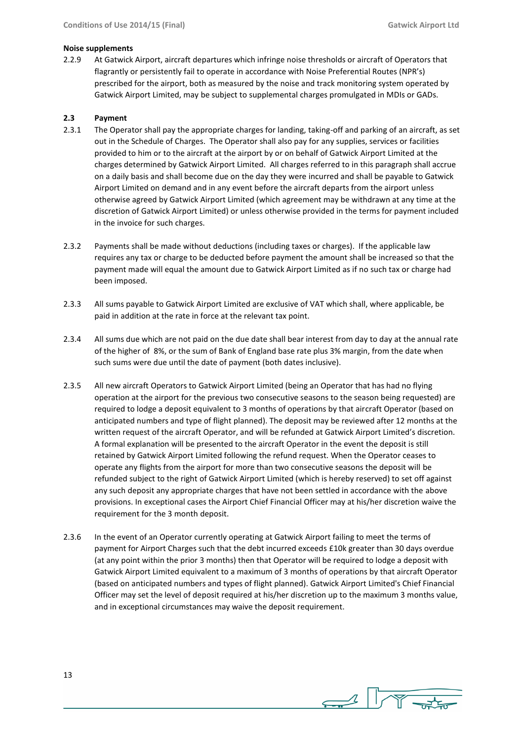**Noise supplements**

2.2.9 At Gatwick Airport, aircraft departures which infringe noise thresholds or aircraft of Operators that flagrantly or persistently fail to operate in accordance with Noise Preferential Routes (NPR's) prescribed for the airport, both as measured by the noise and track monitoring system operated by Gatwick Airport Limited, may be subject to supplemental charges promulgated in MDIs or GADs.

## 2.3 Payment

2.3.1 The Operator shall pay the appropriate charges for landing, taking-off and parking of an aircraft, as set out in the Schedule of Charges. The Operator shall also pay for any supplies, services or facilities provided to him or to the aircraft at the airport by or on behalf of Gatwick Airport Limited at the charges determined by Gatwick Airport Limited. All charges referred to in this paragraph shall accrue on a daily basis and shall become due on the day they were incurred and shall be payable to Gatwick Airport Limited on demand and in any event before the aircraft departs from the airport unless otherwise agreed by Gatwick Airport Limited (which agreement may be withdrawn at any time at the discretion of Gatwick Airport Limited) or unless otherwise provided in the terms for payment included in the invoice for such charges.

2.3.2 Payments shall be made without deductions (including taxes or charges). If the applicable law requires any tax or charge to be deducted before payment the amount shall be increased so that the payment made will equal the amount due to Gatwick Airport Limited as if no such tax or charge had been imposed.

2.3.3 All sums payable to Gatwick Airport Limited are exclusive of VAT which shall, where applicable, be paid in addition at the rate in force at the relevant tax point.

2.3.4 All sums due which are not paid on the due date shall bear interest from day to day at the annual rate of the higher of 8%, or the sum of Bank of England base rate plus 3% margin, from the date when such sums were due until the date of payment (both dates inclusive).

2.3.5 All new aircraft Operators to Gatwick Airport Limited (being an Operator that has had no flying operation at the airport for the previous two consecutive seasons to the season being requested) are required to lodge a deposit equivalent to 3 months of operations by that aircraft Operator (based on anticipated numbers and type of flight planned). The deposit may be reviewed after 12 months at the written request of the aircraft Operator, and will be refunded at Gatwick Airport Limited's discretion. A formal explanation will be presented to the aircraft Operator in the event the deposit is still retained by Gatwick Airport Limited following the refund request. When the Operator ceases to operate any flights from the airport for more than two consecutive seasons the deposit will be refunded subject to the right of Gatwick Airport Limited (which is hereby reserved) to set off against any such deposit any appropriate charges that have not been settled in accordance with the above provisions. In exceptional cases the Airport Chief Financial Officer may at his/her discretion waive the requirement for the 3 month deposit.

2.3.6 In the event of an Operator currently operating at Gatwick Airport failing to meet the terms of payment for Airport Charges such that the debt incurred exceeds £10k greater than 30 days overdue (at any point within the prior 3 months) then that Operator will be required to lodge a deposit with Gatwick Airport Limited equivalent to a maximum of 3 months of operations by that aircraft Operator (based on anticipated numbers and types of flight planned). Gatwick Airport Limited's Chief Financial Officer may set the level of deposit required at his/her discretion up to the maximum 3 months value, and in exceptional circumstances may waive the deposit requirement.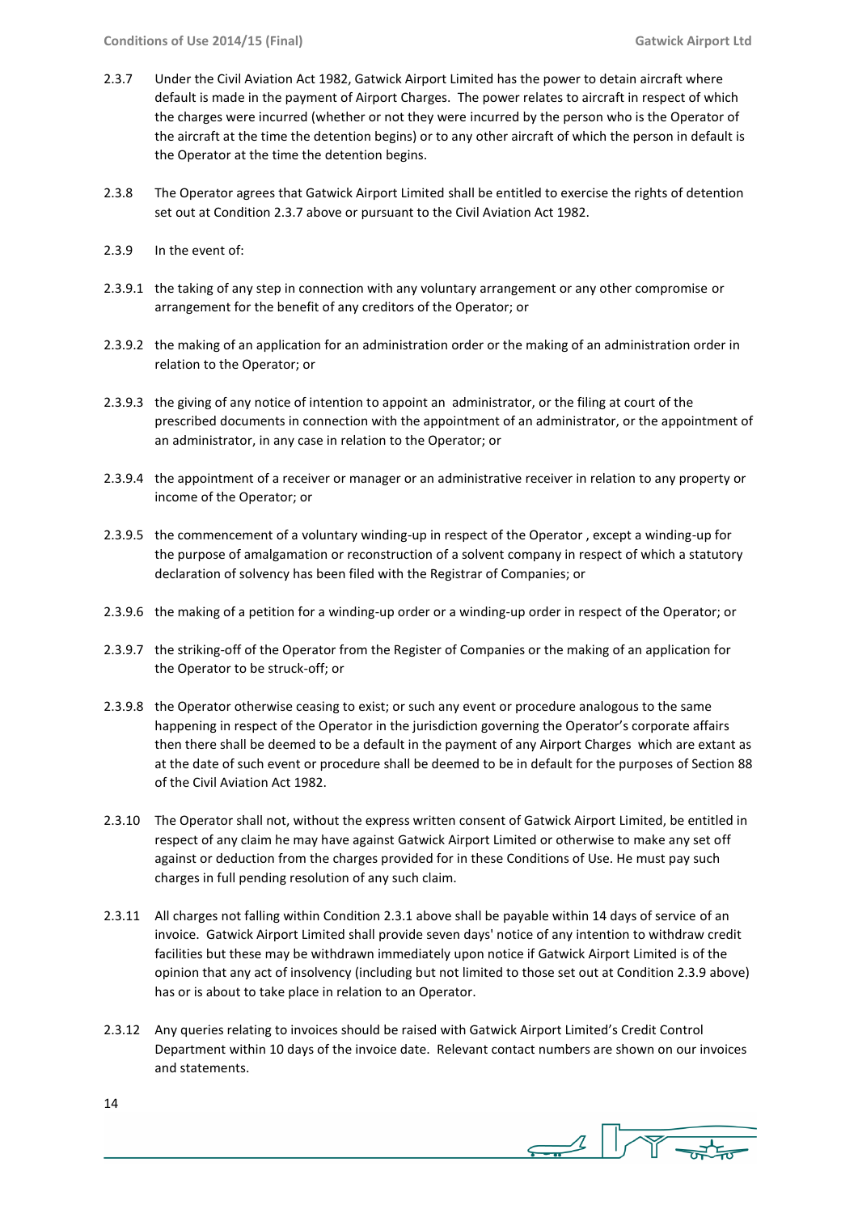2.3.7 Under the Civil Aviation Act 1982, Gatwick Airport Limited has the power to detain aircraft where default is made in the payment of Airport Charges. The power relates to aircraft in respect of which the charges were incurred (whether or not they were incurred by the person who is the Operator of the aircraft at the time the detention begins) or to any other aircraft of which the person in default is the Operator at the time the detention begins.

2.3.8 The Operator agrees that Gatwick Airport Limited shall be entitled to exercise the rights of detention set out at Condition 2.3.7 above or pursuant to the Civil Aviation Act 1982.

2.3.9 In the event of:

2.3.9.1 the taking of any step in connection with any voluntary arrangement or any other compromise or arrangement for the benefit of any creditors of the Operator; or

2.3.9.2 the making of an application for an administration order or the making of an administration order in relation to the Operator; or

2.3.9.3 the giving of any notice of intention to appoint an administrator, or the filing at court of the prescribed documents in connection with the appointment of an administrator, or the appointment of an administrator, in any case in relation to the Operator; or

2.3.9.4 the appointment of a receiver or manager or an administrative receiver in relation to any property or income of the Operator; or

2.3.9.5 the commencement of a voluntary winding-up in respect of the Operator , except a winding-up for the purpose of amalgamation or reconstruction of a solvent company in respect of which a statutory declaration of solvency has been filed with the Registrar of Companies; or

2.3.9.6 the making of a petition for a winding-up order or a winding-up order in respect of the Operator; or

2.3.9.7 the striking-off of the Operator from the Register of Companies or the making of an application for the Operator to be struck-off; or

2.3.9.8 the Operator otherwise ceasing to exist; or such any event or procedure analogous to the same happening in respect of the Operator in the jurisdiction governing the Operator's corporate affairs then there shall be deemed to be a default in the payment of any Airport Charges which are extant as at the date of such event or procedure shall be deemed to be in default for the purposes of Section 88 of the Civil Aviation Act 1982.

2.3.10 The Operator shall not, without the express written consent of Gatwick Airport Limited, be entitled in respect of any claim he may have against Gatwick Airport Limited or otherwise to make any set off against or deduction from the charges provided for in these Conditions of Use. He must pay such charges in full pending resolution of any such claim.

2.3.11 All charges not falling within Condition 2.3.1 above shall be payable within 14 days of service of an invoice. Gatwick Airport Limited shall provide seven days' notice of any intention to withdraw credit facilities but these may be withdrawn immediately upon notice if Gatwick Airport Limited is of the opinion that any act of insolvency (including but not limited to those set out at Condition 2.3.9 above) has or is about to take place in relation to an Operator.

2.3.12 Any queries relating to invoices should be raised with Gatwick Airport Limited's Credit Control Department within 10 days of the invoice date. Relevant contact numbers are shown on our invoices and statements.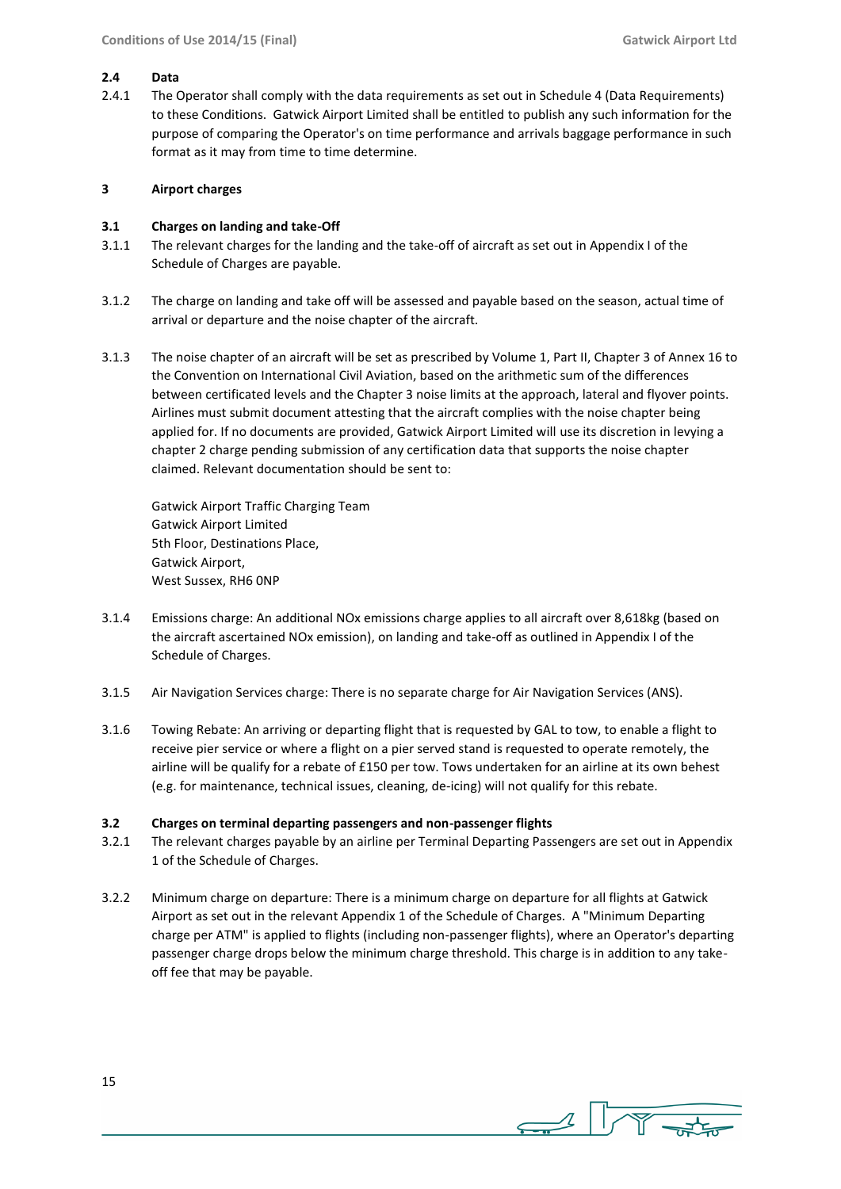### 2.4 Data

2.4.1 The Operator shall comply with the data requirements as set out in Schedule 4 (Data Requirements) to these Conditions. Gatwick Airport Limited shall be entitled to publish any such information for the purpose of comparing the Operator's on time performance and arrivals baggage performance in such format as it may from time to time determine.

## 3 Airport charges

### 3.1 Charges on landing and take-Off

3.1.1 The relevant charges for the landing and the take-off of aircraft as set out in Appendix I of the Schedule of Charges are payable.

3.1.2 The charge on landing and take off will be assessed and payable based on the season, actual time of arrival or departure and the noise chapter of the aircraft.

3.1.3 The noise chapter of an aircraft will be set as prescribed by Volume 1, Part II, Chapter 3 of Annex 16 to the Convention on International Civil Aviation, based on the arithmetic sum of the differences between certificated levels and the Chapter 3 noise limits at the approach, lateral and flyover points. Airlines must submit document attesting that the aircraft complies with the noise chapter being applied for. If no documents are provided, Gatwick Airport Limited will use its discretion in levying a chapter 2 charge pending submission of any certification data that supports the noise chapter claimed. Relevant documentation should be sent to:

Gatwick Airport Traffic Charging Team
Gatwick Airport Limited
5th Floor, Destinations Place,
Gatwick Airport,
West Sussex, RH6 0NP

3.1.4 Emissions charge: An additional NOx emissions charge applies to all aircraft over 8,618kg (based on the aircraft ascertained NOx emission), on landing and take-off as outlined in Appendix I of the Schedule of Charges.

3.1.5 Air Navigation Services charge: There is no separate charge for Air Navigation Services (ANS).

3.1.6 Towing Rebate: An arriving or departing flight that is requested by GAL to tow, to enable a flight to receive pier service or where a flight on a pier served stand is requested to operate remotely, the airline will be qualify for a rebate of £150 per tow. Tows undertaken for an airline at its own behest (e.g. for maintenance, technical issues, cleaning, de-icing) will not qualify for this rebate.

### 3.2 Charges on terminal departing passengers and non-passenger flights

3.2.1 The relevant charges payable by an airline per Terminal Departing Passengers are set out in Appendix 1 of the Schedule of Charges.

3.2.2 Minimum charge on departure: There is a minimum charge on departure for all flights at Gatwick Airport as set out in the relevant Appendix 1 of the Schedule of Charges. A "Minimum Departing charge per ATM" is applied to flights (including non-passenger flights), where an Operator's departing passenger charge drops below the minimum charge threshold. This charge is in addition to any take-off fee that may be payable.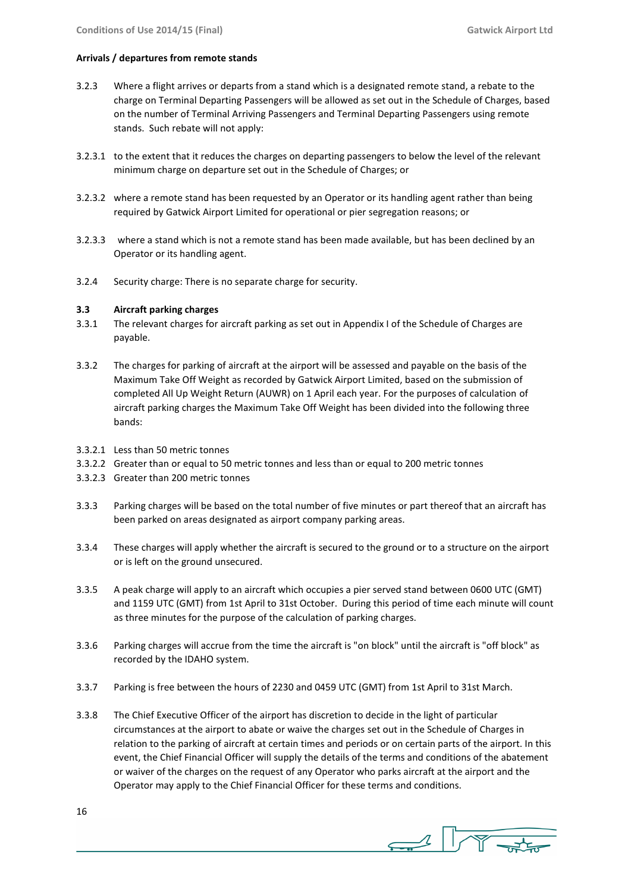**Arrivals / departures from remote stands**

3.2.3 Where a flight arrives or departs from a stand which is a designated remote stand, a rebate to the charge on Terminal Departing Passengers will be allowed as set out in the Schedule of Charges, based on the number of Terminal Arriving Passengers and Terminal Departing Passengers using remote stands. Such rebate will not apply:

3.2.3.1 to the extent that it reduces the charges on departing passengers to below the level of the relevant minimum charge on departure set out in the Schedule of Charges; or

3.2.3.2 where a remote stand has been requested by an Operator or its handling agent rather than being required by Gatwick Airport Limited for operational or pier segregation reasons; or

3.2.3.3 where a stand which is not a remote stand has been made available, but has been declined by an Operator or its handling agent.

3.2.4 Security charge: There is no separate charge for security.

### 3.3 Aircraft parking charges

3.3.1 The relevant charges for aircraft parking as set out in Appendix I of the Schedule of Charges are payable.

3.3.2 The charges for parking of aircraft at the airport will be assessed and payable on the basis of the Maximum Take Off Weight as recorded by Gatwick Airport Limited, based on the submission of completed All Up Weight Return (AUWR) on 1 April each year. For the purposes of calculation of aircraft parking charges the Maximum Take Off Weight has been divided into the following three bands:

3.3.2.1 Less than 50 metric tonnes
3.3.2.2 Greater than or equal to 50 metric tonnes and less than or equal to 200 metric tonnes
3.3.2.3 Greater than 200 metric tonnes

3.3.3 Parking charges will be based on the total number of five minutes or part thereof that an aircraft has been parked on areas designated as airport company parking areas.

3.3.4 These charges will apply whether the aircraft is secured to the ground or to a structure on the airport or is left on the ground unsecured.

3.3.5 A peak charge will apply to an aircraft which occupies a pier served stand between 0600 UTC (GMT) and 1159 UTC (GMT) from 1st April to 31st October. During this period of time each minute will count as three minutes for the purpose of the calculation of parking charges.

3.3.6 Parking charges will accrue from the time the aircraft is "on block" until the aircraft is "off block" as recorded by the IDAHO system.

3.3.7 Parking is free between the hours of 2230 and 0459 UTC (GMT) from 1st April to 31st March.

3.3.8 The Chief Executive Officer of the airport has discretion to decide in the light of particular circumstances at the airport to abate or waive the charges set out in the Schedule of Charges in relation to the parking of aircraft at certain times and periods or on certain parts of the airport. In this event, the Chief Financial Officer will supply the details of the terms and conditions of the abatement or waiver of the charges on the request of any Operator who parks aircraft at the airport and the Operator may apply to the Chief Financial Officer for these terms and conditions.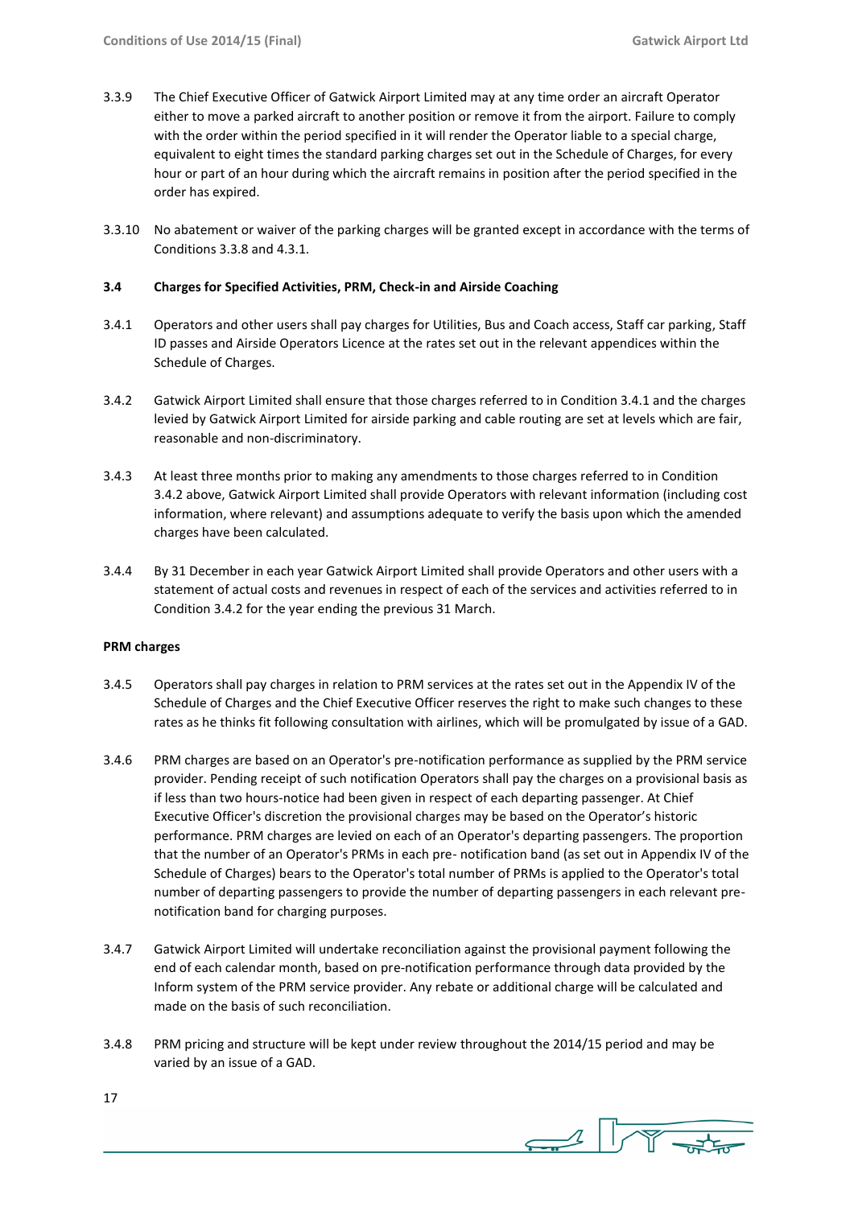3.3.9 The Chief Executive Officer of Gatwick Airport Limited may at any time order an aircraft Operator either to move a parked aircraft to another position or remove it from the airport. Failure to comply with the order within the period specified in it will render the Operator liable to a special charge, equivalent to eight times the standard parking charges set out in the Schedule of Charges, for every hour or part of an hour during which the aircraft remains in position after the period specified in the order has expired.

3.3.10 No abatement or waiver of the parking charges will be granted except in accordance with the terms of Conditions 3.3.8 and 4.3.1.

### 3.4 Charges for Specified Activities, PRM, Check-in and Airside Coaching

3.4.1 Operators and other users shall pay charges for Utilities, Bus and Coach access, Staff car parking, Staff ID passes and Airside Operators Licence at the rates set out in the relevant appendices within the Schedule of Charges.

3.4.2 Gatwick Airport Limited shall ensure that those charges referred to in Condition 3.4.1 and the charges levied by Gatwick Airport Limited for airside parking and cable routing are set at levels which are fair, reasonable and non-discriminatory.

3.4.3 At least three months prior to making any amendments to those charges referred to in Condition 3.4.2 above, Gatwick Airport Limited shall provide Operators with relevant information (including cost information, where relevant) and assumptions adequate to verify the basis upon which the amended charges have been calculated.

3.4.4 By 31 December in each year Gatwick Airport Limited shall provide Operators and other users with a statement of actual costs and revenues in respect of each of the services and activities referred to in Condition 3.4.2 for the year ending the previous 31 March.

**PRM charges**

3.4.5 Operators shall pay charges in relation to PRM services at the rates set out in the Appendix IV of the Schedule of Charges and the Chief Executive Officer reserves the right to make such changes to these rates as he thinks fit following consultation with airlines, which will be promulgated by issue of a GAD.

3.4.6 PRM charges are based on an Operator's pre-notification performance as supplied by the PRM service provider. Pending receipt of such notification Operators shall pay the charges on a provisional basis as if less than two hours-notice had been given in respect of each departing passenger. At Chief Executive Officer's discretion the provisional charges may be based on the Operator's historic performance. PRM charges are levied on each of an Operator's departing passengers. The proportion that the number of an Operator's PRMs in each pre- notification band (as set out in Appendix IV of the Schedule of Charges) bears to the Operator's total number of PRMs is applied to the Operator's total number of departing passengers to provide the number of departing passengers in each relevant pre-notification band for charging purposes.

3.4.7 Gatwick Airport Limited will undertake reconciliation against the provisional payment following the end of each calendar month, based on pre-notification performance through data provided by the Inform system of the PRM service provider. Any rebate or additional charge will be calculated and made on the basis of such reconciliation.

3.4.8 PRM pricing and structure will be kept under review throughout the 2014/15 period and may be varied by an issue of a GAD.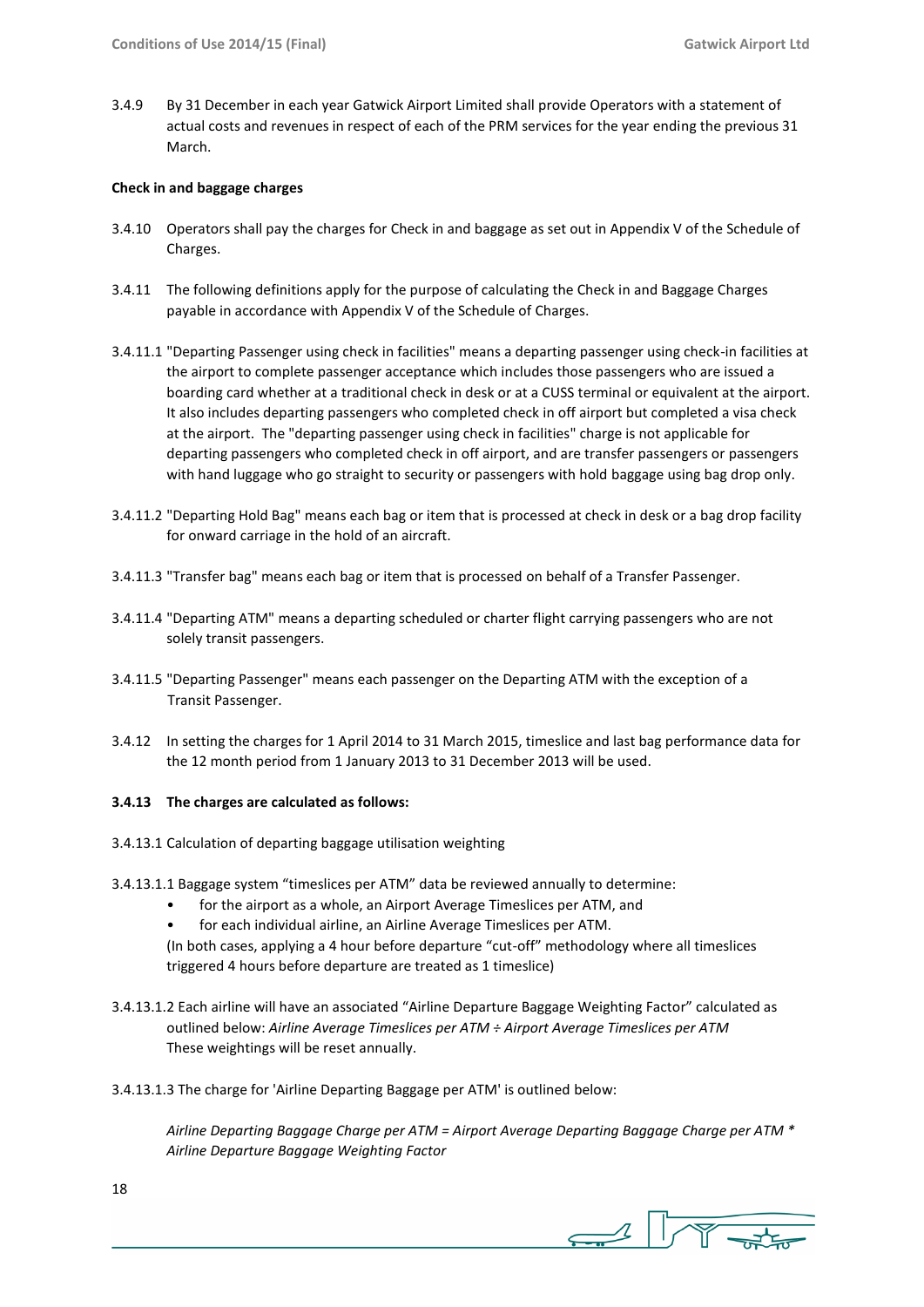3.4.9 By 31 December in each year Gatwick Airport Limited shall provide Operators with a statement of actual costs and revenues in respect of each of the PRM services for the year ending the previous 31 March.

**Check in and baggage charges**

3.4.10 Operators shall pay the charges for Check in and baggage as set out in Appendix V of the Schedule of Charges.

3.4.11 The following definitions apply for the purpose of calculating the Check in and Baggage Charges payable in accordance with Appendix V of the Schedule of Charges.

3.4.11.1 "Departing Passenger using check in facilities" means a departing passenger using check-in facilities at the airport to complete passenger acceptance which includes those passengers who are issued a boarding card whether at a traditional check in desk or at a CUSS terminal or equivalent at the airport. It also includes departing passengers who completed check in off airport but completed a visa check at the airport. The "departing passenger using check in facilities" charge is not applicable for departing passengers who completed check in off airport, and are transfer passengers or passengers with hand luggage who go straight to security or passengers with hold baggage using bag drop only.

3.4.11.2 "Departing Hold Bag" means each bag or item that is processed at check in desk or a bag drop facility for onward carriage in the hold of an aircraft.

3.4.11.3 "Transfer bag" means each bag or item that is processed on behalf of a Transfer Passenger.

3.4.11.4 "Departing ATM" means a departing scheduled or charter flight carrying passengers who are not solely transit passengers.

3.4.11.5 "Departing Passenger" means each passenger on the Departing ATM with the exception of a Transit Passenger.

3.4.12 In setting the charges for 1 April 2014 to 31 March 2015, timeslice and last bag performance data for the 12 month period from 1 January 2013 to 31 December 2013 will be used.

**3.4.13 The charges are calculated as follows:**

3.4.13.1 Calculation of departing baggage utilisation weighting

3.4.13.1.1 Baggage system "timeslices per ATM" data be reviewed annually to determine:

- for the airport as a whole, an Airport Average Timeslices per ATM, and
- for each individual airline, an Airline Average Timeslices per ATM.

(In both cases, applying a 4 hour before departure "cut-off" methodology where all timeslices triggered 4 hours before departure are treated as 1 timeslice)

3.4.13.1.2 Each airline will have an associated "Airline Departure Baggage Weighting Factor" calculated as outlined below: *Airline Average Timeslices per ATM ÷ Airport Average Timeslices per ATM*
These weightings will be reset annually.

3.4.13.1.3 The charge for 'Airline Departing Baggage per ATM' is outlined below:

*Airline Departing Baggage Charge per ATM = Airport Average Departing Baggage Charge per ATM * Airline Departure Baggage Weighting Factor*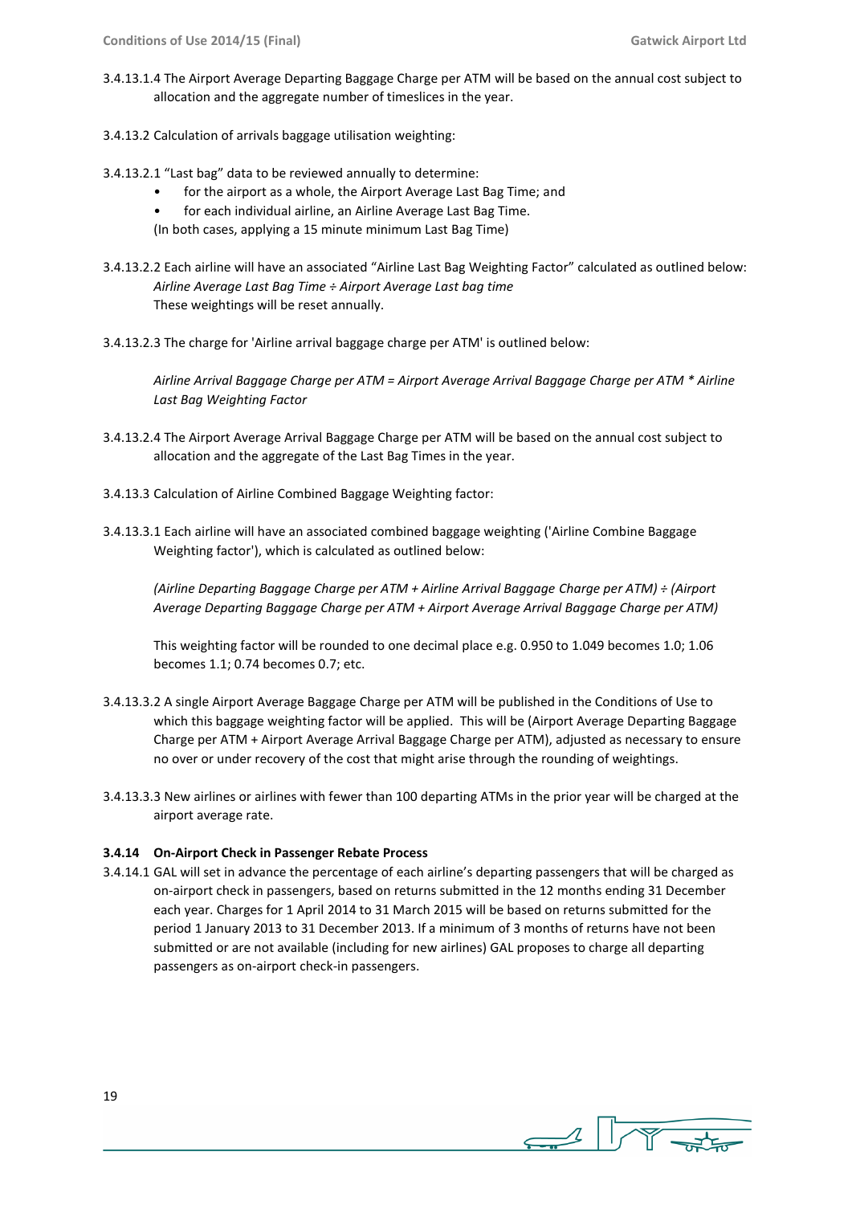3.4.13.1.4 The Airport Average Departing Baggage Charge per ATM will be based on the annual cost subject to allocation and the aggregate number of timeslices in the year.

3.4.13.2 Calculation of arrivals baggage utilisation weighting:

3.4.13.2.1 "Last bag" data to be reviewed annually to determine:

- for the airport as a whole, the Airport Average Last Bag Time; and
- for each individual airline, an Airline Average Last Bag Time.

(In both cases, applying a 15 minute minimum Last Bag Time)

3.4.13.2.2 Each airline will have an associated "Airline Last Bag Weighting Factor" calculated as outlined below:

*Airline Average Last Bag Time ÷ Airport Average Last bag time*

These weightings will be reset annually.

3.4.13.2.3 The charge for 'Airline arrival baggage charge per ATM' is outlined below:

*Airline Arrival Baggage Charge per ATM = Airport Average Arrival Baggage Charge per ATM * Airline Last Bag Weighting Factor*

3.4.13.2.4 The Airport Average Arrival Baggage Charge per ATM will be based on the annual cost subject to allocation and the aggregate of the Last Bag Times in the year.

3.4.13.3 Calculation of Airline Combined Baggage Weighting factor:

3.4.13.3.1 Each airline will have an associated combined baggage weighting ('Airline Combine Baggage Weighting factor'), which is calculated as outlined below:

*(Airline Departing Baggage Charge per ATM + Airline Arrival Baggage Charge per ATM) ÷ (Airport Average Departing Baggage Charge per ATM + Airport Average Arrival Baggage Charge per ATM)*

This weighting factor will be rounded to one decimal place e.g. 0.950 to 1.049 becomes 1.0; 1.06 becomes 1.1; 0.74 becomes 0.7; etc.

3.4.13.3.2 A single Airport Average Baggage Charge per ATM will be published in the Conditions of Use to which this baggage weighting factor will be applied. This will be (Airport Average Departing Baggage Charge per ATM + Airport Average Arrival Baggage Charge per ATM), adjusted as necessary to ensure no over or under recovery of the cost that might arise through the rounding of weightings.

3.4.13.3.3 New airlines or airlines with fewer than 100 departing ATMs in the prior year will be charged at the airport average rate.

### 3.4.14 On-Airport Check in Passenger Rebate Process

3.4.14.1 GAL will set in advance the percentage of each airline's departing passengers that will be charged as on-airport check in passengers, based on returns submitted in the 12 months ending 31 December each year. Charges for 1 April 2014 to 31 March 2015 will be based on returns submitted for the period 1 January 2013 to 31 December 2013. If a minimum of 3 months of returns have not been submitted or are not available (including for new airlines) GAL proposes to charge all departing passengers as on-airport check-in passengers.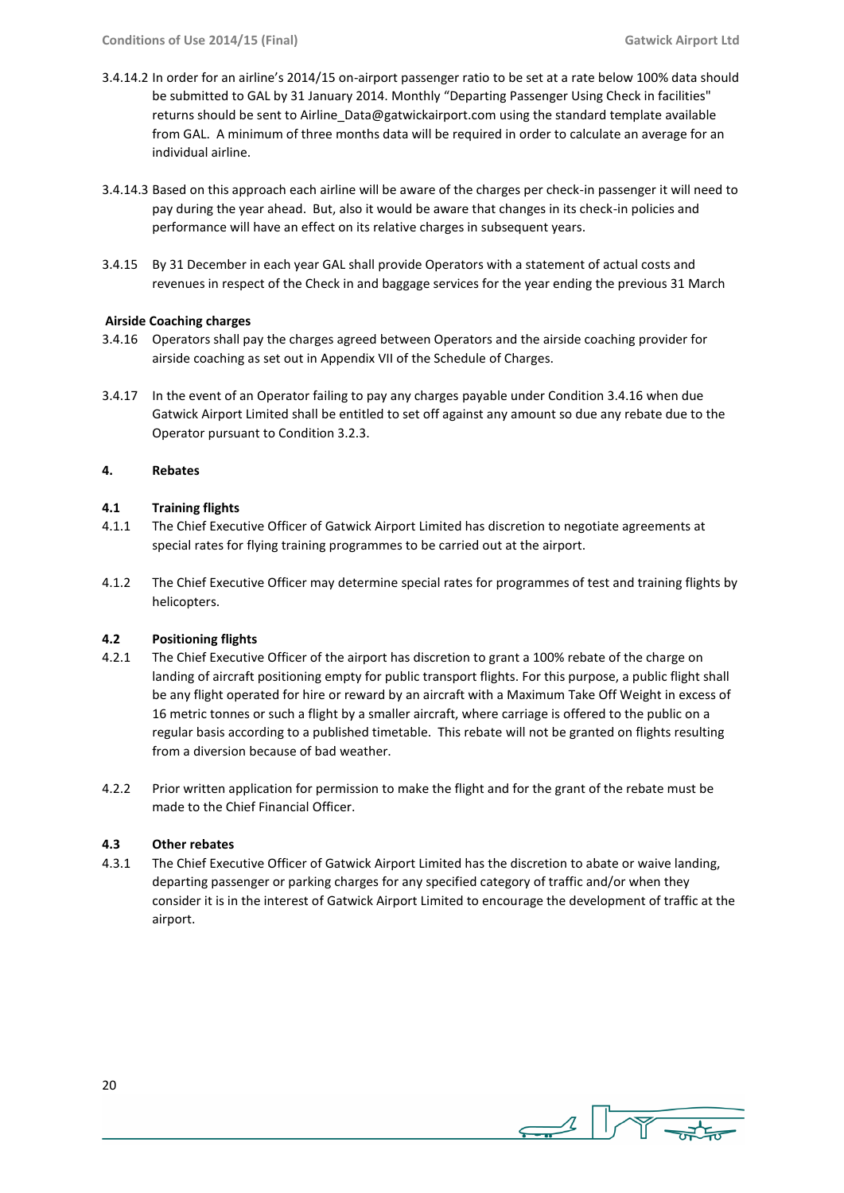3.4.14.2 In order for an airline's 2014/15 on-airport passenger ratio to be set at a rate below 100% data should be submitted to GAL by 31 January 2014. Monthly "Departing Passenger Using Check in facilities" returns should be sent to Airline_Data@gatwickairport.com using the standard template available from GAL. A minimum of three months data will be required in order to calculate an average for an individual airline.

3.4.14.3 Based on this approach each airline will be aware of the charges per check-in passenger it will need to pay during the year ahead. But, also it would be aware that changes in its check-in policies and performance will have an effect on its relative charges in subsequent years.

3.4.15 By 31 December in each year GAL shall provide Operators with a statement of actual costs and revenues in respect of the Check in and baggage services for the year ending the previous 31 March

**Airside Coaching charges**

3.4.16 Operators shall pay the charges agreed between Operators and the airside coaching provider for airside coaching as set out in Appendix VII of the Schedule of Charges.

3.4.17 In the event of an Operator failing to pay any charges payable under Condition 3.4.16 when due Gatwick Airport Limited shall be entitled to set off against any amount so due any rebate due to the Operator pursuant to Condition 3.2.3.

## 4. Rebates

### 4.1 Training flights

4.1.1 The Chief Executive Officer of Gatwick Airport Limited has discretion to negotiate agreements at special rates for flying training programmes to be carried out at the airport.

4.1.2 The Chief Executive Officer may determine special rates for programmes of test and training flights by helicopters.

### 4.2 Positioning flights

4.2.1 The Chief Executive Officer of the airport has discretion to grant a 100% rebate of the charge on landing of aircraft positioning empty for public transport flights. For this purpose, a public flight shall be any flight operated for hire or reward by an aircraft with a Maximum Take Off Weight in excess of 16 metric tonnes or such a flight by a smaller aircraft, where carriage is offered to the public on a regular basis according to a published timetable. This rebate will not be granted on flights resulting from a diversion because of bad weather.

4.2.2 Prior written application for permission to make the flight and for the grant of the rebate must be made to the Chief Financial Officer.

### 4.3 Other rebates

4.3.1 The Chief Executive Officer of Gatwick Airport Limited has the discretion to abate or waive landing, departing passenger or parking charges for any specified category of traffic and/or when they consider it is in the interest of Gatwick Airport Limited to encourage the development of traffic at the airport.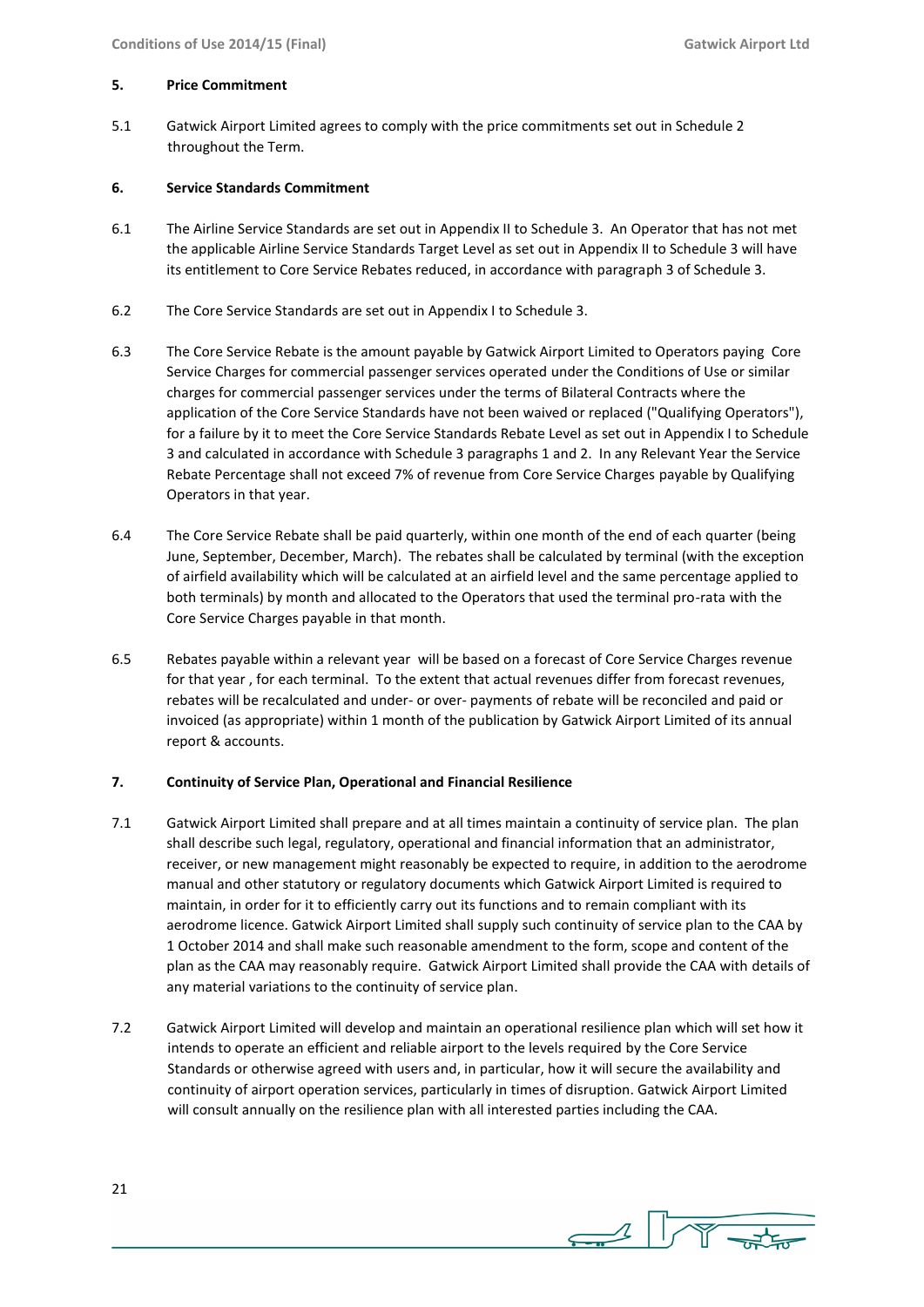**5. Price Commitment**

5.1 Gatwick Airport Limited agrees to comply with the price commitments set out in Schedule 2 throughout the Term.

**6. Service Standards Commitment**

6.1 The Airline Service Standards are set out in Appendix II to Schedule 3. An Operator that has not met the applicable Airline Service Standards Target Level as set out in Appendix II to Schedule 3 will have its entitlement to Core Service Rebates reduced, in accordance with paragraph 3 of Schedule 3.

6.2 The Core Service Standards are set out in Appendix I to Schedule 3.

6.3 The Core Service Rebate is the amount payable by Gatwick Airport Limited to Operators paying Core Service Charges for commercial passenger services operated under the Conditions of Use or similar charges for commercial passenger services under the terms of Bilateral Contracts where the application of the Core Service Standards have not been waived or replaced ("Qualifying Operators"), for a failure by it to meet the Core Service Standards Rebate Level as set out in Appendix I to Schedule 3 and calculated in accordance with Schedule 3 paragraphs 1 and 2. In any Relevant Year the Service Rebate Percentage shall not exceed 7% of revenue from Core Service Charges payable by Qualifying Operators in that year.

6.4 The Core Service Rebate shall be paid quarterly, within one month of the end of each quarter (being June, September, December, March). The rebates shall be calculated by terminal (with the exception of airfield availability which will be calculated at an airfield level and the same percentage applied to both terminals) by month and allocated to the Operators that used the terminal pro-rata with the Core Service Charges payable in that month.

6.5 Rebates payable within a relevant year will be based on a forecast of Core Service Charges revenue for that year , for each terminal. To the extent that actual revenues differ from forecast revenues, rebates will be recalculated and under- or over- payments of rebate will be reconciled and paid or invoiced (as appropriate) within 1 month of the publication by Gatwick Airport Limited of its annual report & accounts.

**7. Continuity of Service Plan, Operational and Financial Resilience**

7.1 Gatwick Airport Limited shall prepare and at all times maintain a continuity of service plan. The plan shall describe such legal, regulatory, operational and financial information that an administrator, receiver, or new management might reasonably be expected to require, in addition to the aerodrome manual and other statutory or regulatory documents which Gatwick Airport Limited is required to maintain, in order for it to efficiently carry out its functions and to remain compliant with its aerodrome licence. Gatwick Airport Limited shall supply such continuity of service plan to the CAA by 1 October 2014 and shall make such reasonable amendment to the form, scope and content of the plan as the CAA may reasonably require. Gatwick Airport Limited shall provide the CAA with details of any material variations to the continuity of service plan.

7.2 Gatwick Airport Limited will develop and maintain an operational resilience plan which will set how it intends to operate an efficient and reliable airport to the levels required by the Core Service Standards or otherwise agreed with users and, in particular, how it will secure the availability and continuity of airport operation services, particularly in times of disruption. Gatwick Airport Limited will consult annually on the resilience plan with all interested parties including the CAA.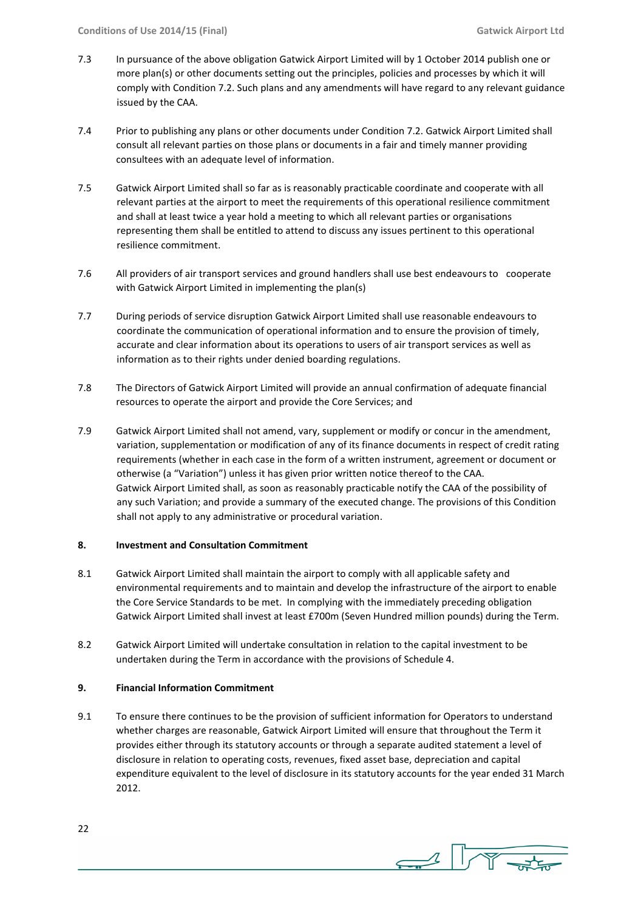7.3 In pursuance of the above obligation Gatwick Airport Limited will by 1 October 2014 publish one or more plan(s) or other documents setting out the principles, policies and processes by which it will comply with Condition 7.2. Such plans and any amendments will have regard to any relevant guidance issued by the CAA.

7.4 Prior to publishing any plans or other documents under Condition 7.2. Gatwick Airport Limited shall consult all relevant parties on those plans or documents in a fair and timely manner providing consultees with an adequate level of information.

7.5 Gatwick Airport Limited shall so far as is reasonably practicable coordinate and cooperate with all relevant parties at the airport to meet the requirements of this operational resilience commitment and shall at least twice a year hold a meeting to which all relevant parties or organisations representing them shall be entitled to attend to discuss any issues pertinent to this operational resilience commitment.

7.6 All providers of air transport services and ground handlers shall use best endeavours to cooperate with Gatwick Airport Limited in implementing the plan(s)

7.7 During periods of service disruption Gatwick Airport Limited shall use reasonable endeavours to coordinate the communication of operational information and to ensure the provision of timely, accurate and clear information about its operations to users of air transport services as well as information as to their rights under denied boarding regulations.

7.8 The Directors of Gatwick Airport Limited will provide an annual confirmation of adequate financial resources to operate the airport and provide the Core Services; and

7.9 Gatwick Airport Limited shall not amend, vary, supplement or modify or concur in the amendment, variation, supplementation or modification of any of its finance documents in respect of credit rating requirements (whether in each case in the form of a written instrument, agreement or document or otherwise (a "Variation") unless it has given prior written notice thereof to the CAA. Gatwick Airport Limited shall, as soon as reasonably practicable notify the CAA of the possibility of any such Variation; and provide a summary of the executed change. The provisions of this Condition shall not apply to any administrative or procedural variation.

**8. Investment and Consultation Commitment**

8.1 Gatwick Airport Limited shall maintain the airport to comply with all applicable safety and environmental requirements and to maintain and develop the infrastructure of the airport to enable the Core Service Standards to be met. In complying with the immediately preceding obligation Gatwick Airport Limited shall invest at least £700m (Seven Hundred million pounds) during the Term.

8.2 Gatwick Airport Limited will undertake consultation in relation to the capital investment to be undertaken during the Term in accordance with the provisions of Schedule 4.

**9. Financial Information Commitment**

9.1 To ensure there continues to be the provision of sufficient information for Operators to understand whether charges are reasonable, Gatwick Airport Limited will ensure that throughout the Term it provides either through its statutory accounts or through a separate audited statement a level of disclosure in relation to operating costs, revenues, fixed asset base, depreciation and capital expenditure equivalent to the level of disclosure in its statutory accounts for the year ended 31 March 2012.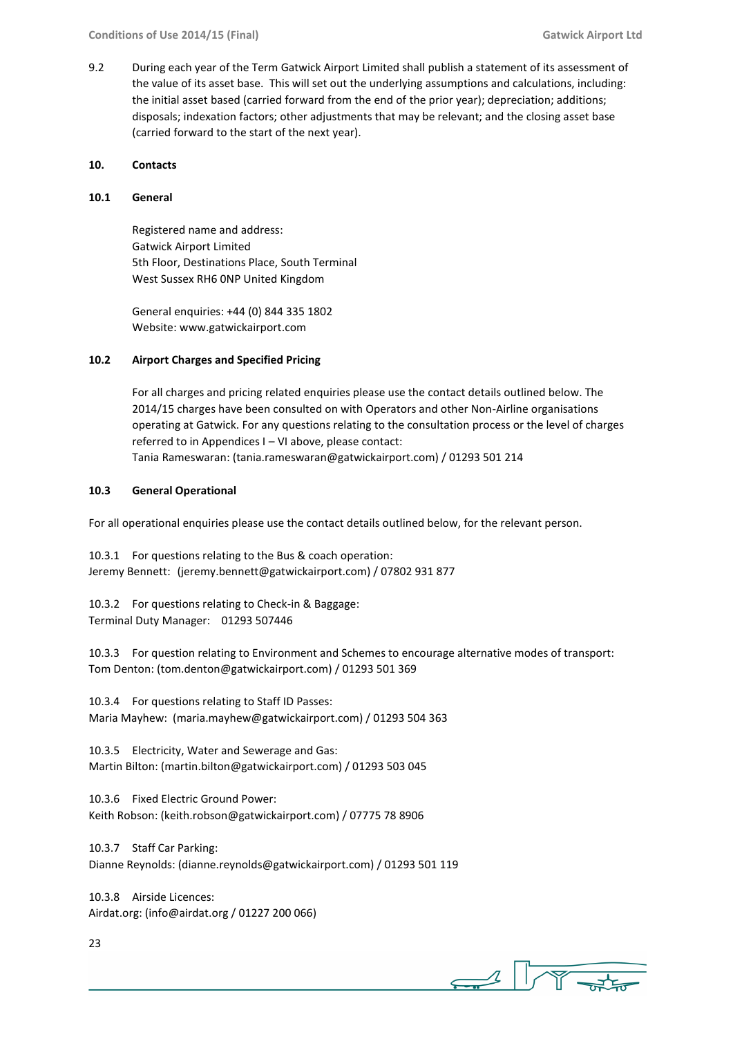9.2 During each year of the Term Gatwick Airport Limited shall publish a statement of its assessment of the value of its asset base. This will set out the underlying assumptions and calculations, including: the initial asset based (carried forward from the end of the prior year); depreciation; additions; disposals; indexation factors; other adjustments that may be relevant; and the closing asset base (carried forward to the start of the next year).

## 10. Contacts

### 10.1 General

Registered name and address:
Gatwick Airport Limited
5th Floor, Destinations Place, South Terminal
West Sussex RH6 0NP United Kingdom

General enquiries: +44 (0) 844 335 1802
Website: www.gatwickairport.com

### 10.2 Airport Charges and Specified Pricing

For all charges and pricing related enquiries please use the contact details outlined below. The 2014/15 charges have been consulted on with Operators and other Non-Airline organisations operating at Gatwick. For any questions relating to the consultation process or the level of charges referred to in Appendices I – VI above, please contact:
Tania Rameswaran: (tania.rameswaran@gatwickairport.com) / 01293 501 214

### 10.3 General Operational

For all operational enquiries please use the contact details outlined below, for the relevant person.

10.3.1 For questions relating to the Bus & coach operation:
Jeremy Bennett: (jeremy.bennett@gatwickairport.com) / 07802 931 877

10.3.2 For questions relating to Check-in & Baggage:
Terminal Duty Manager: 01293 507446

10.3.3 For question relating to Environment and Schemes to encourage alternative modes of transport:
Tom Denton: (tom.denton@gatwickairport.com) / 01293 501 369

10.3.4 For questions relating to Staff ID Passes:
Maria Mayhew: (maria.mayhew@gatwickairport.com) / 01293 504 363

10.3.5 Electricity, Water and Sewerage and Gas:
Martin Bilton: (martin.bilton@gatwickairport.com) / 01293 503 045

10.3.6 Fixed Electric Ground Power:
Keith Robson: (keith.robson@gatwickairport.com) / 07775 78 8906

10.3.7 Staff Car Parking:
Dianne Reynolds: (dianne.reynolds@gatwickairport.com) / 01293 501 119

10.3.8 Airside Licences:
Airdat.org: (info@airdat.org / 01227 200 066)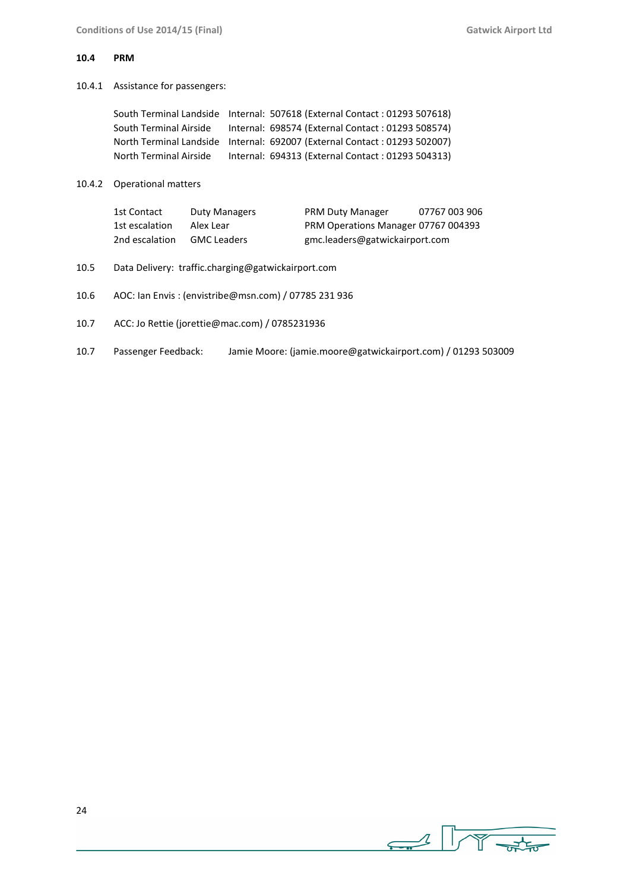### 10.4 PRM

10.4.1 Assistance for passengers:

| | |
|---|---|
| South Terminal Landside | Internal: 507618 (External Contact : 01293 507618) |
| South Terminal Airside | Internal: 698574 (External Contact : 01293 508574) |
| North Terminal Landside | Internal: 692007 (External Contact : 01293 502007) |
| North Terminal Airside | Internal: 694313 (External Contact : 01293 504313) |

10.4.2 Operational matters

| | | | |
|---|---|---|---|
| 1st Contact | Duty Managers | PRM Duty Manager | 07767 003 906 |
| 1st escalation | Alex Lear | PRM Operations Manager | 07767 004393 |
| 2nd escalation | GMC Leaders | gmc.leaders@gatwickairport.com | |

10.5 Data Delivery: traffic.charging@gatwickairport.com

10.6 AOC: Ian Envis : (envistribe@msn.com) / 07785 231 936

10.7 ACC: Jo Rettie (jorettie@mac.com) / 0785231936

10.7 Passenger Feedback: Jamie Moore: (jamie.moore@gatwickairport.com) / 01293 503009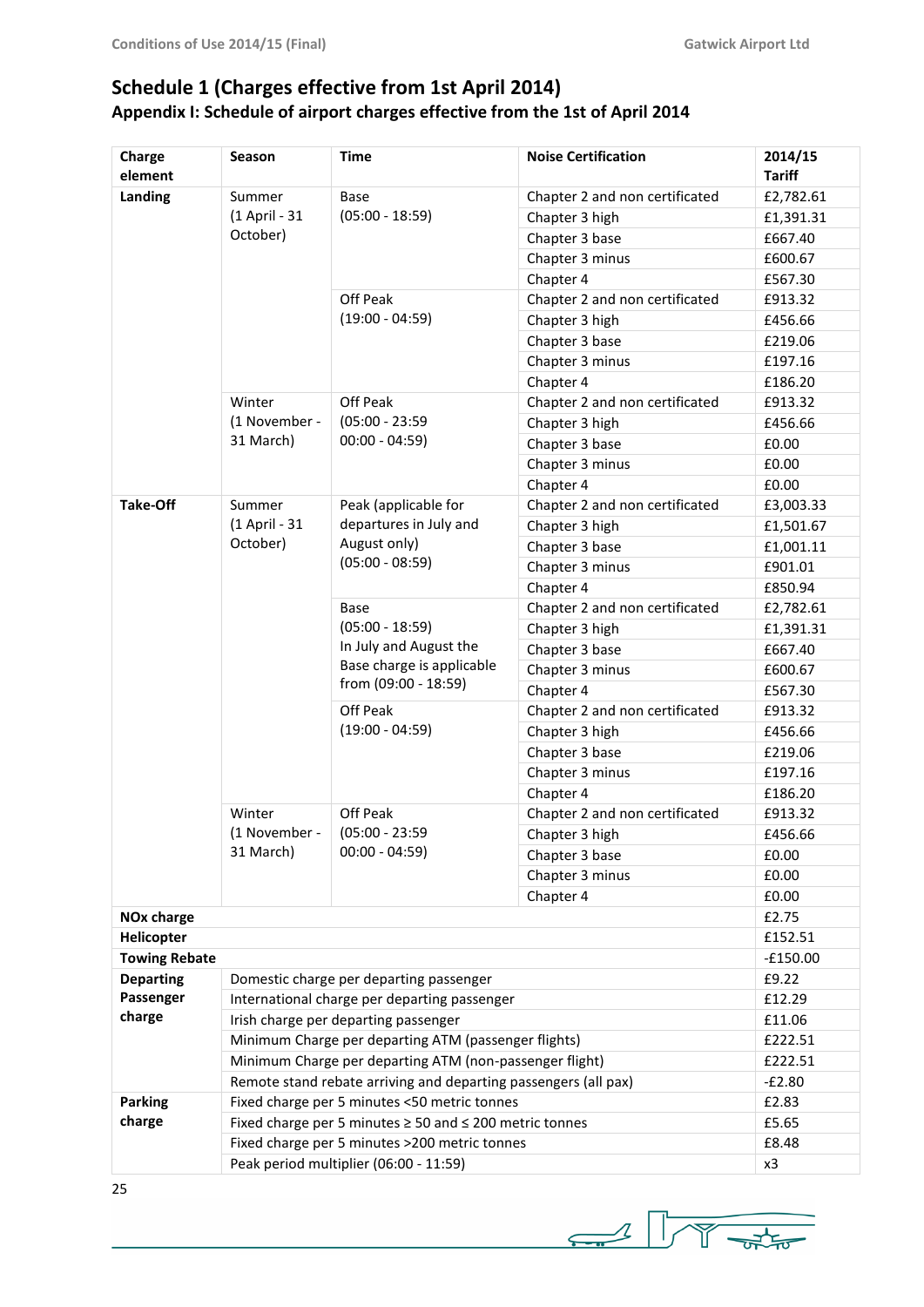# Schedule 1 (Charges effective from 1st April 2014)

## Appendix I: Schedule of airport charges effective from the 1st of April 2014

| Charge element | Season | Time | Noise Certification | 2014/15 Tariff |
|---|---|---|---|---|
| **Landing** | Summer (1 April - 31 October) | Base (05:00 - 18:59) | Chapter 2 and non certificated | £2,782.61 |
| | | | Chapter 3 high | £1,391.31 |
| | | | Chapter 3 base | £667.40 |
| | | | Chapter 3 minus | £600.67 |
| | | | Chapter 4 | £567.30 |
| | | Off Peak (19:00 - 04:59) | Chapter 2 and non certificated | £913.32 |
| | | | Chapter 3 high | £456.66 |
| | | | Chapter 3 base | £219.06 |
| | | | Chapter 3 minus | £197.16 |
| | | | Chapter 4 | £186.20 |
| | Winter (1 November - 31 March) | Off Peak (05:00 - 23:59 00:00 - 04:59) | Chapter 2 and non certificated | £913.32 |
| | | | Chapter 3 high | £456.66 |
| | | | Chapter 3 base | £0.00 |
| | | | Chapter 3 minus | £0.00 |
| | | | Chapter 4 | £0.00 |
| **Take-Off** | Summer (1 April - 31 October) | Peak (applicable for departures in July and August only) (05:00 - 08:59) | Chapter 2 and non certificated | £3,003.33 |
| | | | Chapter 3 high | £1,501.67 |
| | | | Chapter 3 base | £1,001.11 |
| | | | Chapter 3 minus | £901.01 |
| | | | Chapter 4 | £850.94 |
| | | Base (05:00 - 18:59) In July and August the Base charge is applicable from (09:00 - 18:59) | Chapter 2 and non certificated | £2,782.61 |
| | | | Chapter 3 high | £1,391.31 |
| | | | Chapter 3 base | £667.40 |
| | | | Chapter 3 minus | £600.67 |
| | | | Chapter 4 | £567.30 |
| | | Off Peak (19:00 - 04:59) | Chapter 2 and non certificated | £913.32 |
| | | | Chapter 3 high | £456.66 |
| | | | Chapter 3 base | £219.06 |
| | | | Chapter 3 minus | £197.16 |
| | | | Chapter 4 | £186.20 |
| | Winter (1 November - 31 March) | Off Peak (05:00 - 23:59 00:00 - 04:59) | Chapter 2 and non certificated | £913.32 |
| | | | Chapter 3 high | £456.66 |
| | | | Chapter 3 base | £0.00 |
| | | | Chapter 3 minus | £0.00 |
| | | | Chapter 4 | £0.00 |
| **NOx charge** | | | | £2.75 |
| **Helicopter** | | | | £152.51 |
| **Towing Rebate** | | | | -£150.00 |
| **Departing Passenger charge** | Domestic charge per departing passenger | | | £9.22 |
| | International charge per departing passenger | | | £12.29 |
| | Irish charge per departing passenger | | | £11.06 |
| | Minimum Charge per departing ATM (passenger flights) | | | £222.51 |
| | Minimum Charge per departing ATM (non-passenger flight) | | | £222.51 |
| | Remote stand rebate arriving and departing passengers (all pax) | | | -£2.80 |
| **Parking charge** | Fixed charge per 5 minutes <50 metric tonnes | | | £2.83 |
| | Fixed charge per 5 minutes ≥ 50 and ≤ 200 metric tonnes | | | £5.65 |
| | Fixed charge per 5 minutes >200 metric tonnes | | | £8.48 |
| | Peak period multiplier (06:00 - 11:59) | | | x3 |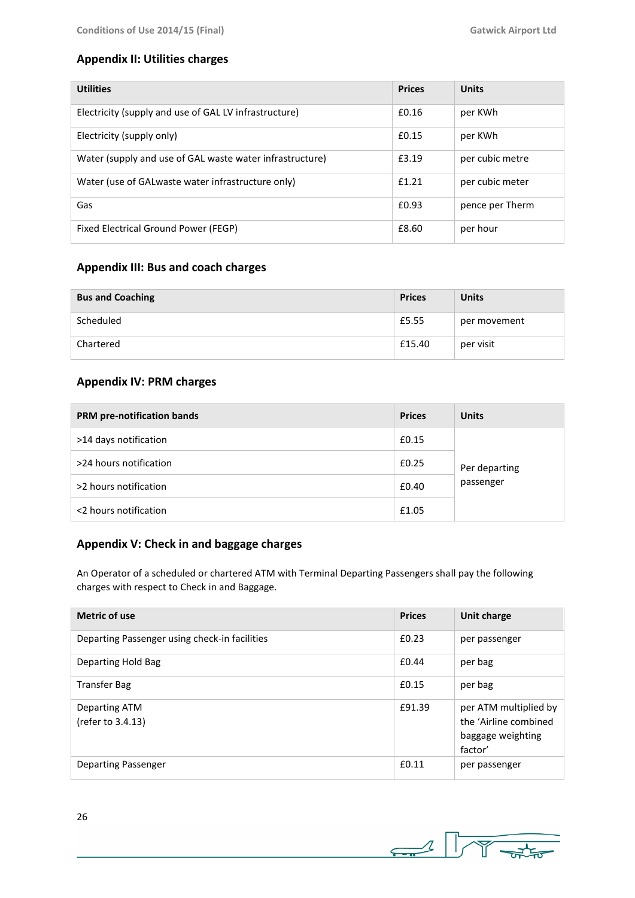## Appendix II: Utilities charges

| Utilities | Prices | Units |
|---|---|---|
| Electricity (supply and use of GAL LV infrastructure) | £0.16 | per KWh |
| Electricity (supply only) | £0.15 | per KWh |
| Water (supply and use of GAL waste water infrastructure) | £3.19 | per cubic metre |
| Water (use of GALwaste water infrastructure only) | £1.21 | per cubic meter |
| Gas | £0.93 | pence per Therm |
| Fixed Electrical Ground Power (FEGP) | £8.60 | per hour |

## Appendix III: Bus and coach charges

| Bus and Coaching | Prices | Units |
|---|---|---|
| Scheduled | £5.55 | per movement |
| Chartered | £15.40 | per visit |

## Appendix IV: PRM charges

| PRM pre-notification bands | Prices | Units |
|---|---|---|
| >14 days notification | £0.15 | Per departing passenger |
| >24 hours notification | £0.25 | |
| >2 hours notification | £0.40 | |
| <2 hours notification | £1.05 | |

## Appendix V: Check in and baggage charges

An Operator of a scheduled or chartered ATM with Terminal Departing Passengers shall pay the following charges with respect to Check in and Baggage.

| Metric of use | Prices | Unit charge |
|---|---|---|
| Departing Passenger using check-in facilities | £0.23 | per passenger |
| Departing Hold Bag | £0.44 | per bag |
| Transfer Bag | £0.15 | per bag |
| Departing ATM (refer to 3.4.13) | £91.39 | per ATM multiplied by the 'Airline combined baggage weighting factor' |
| Departing Passenger | £0.11 | per passenger |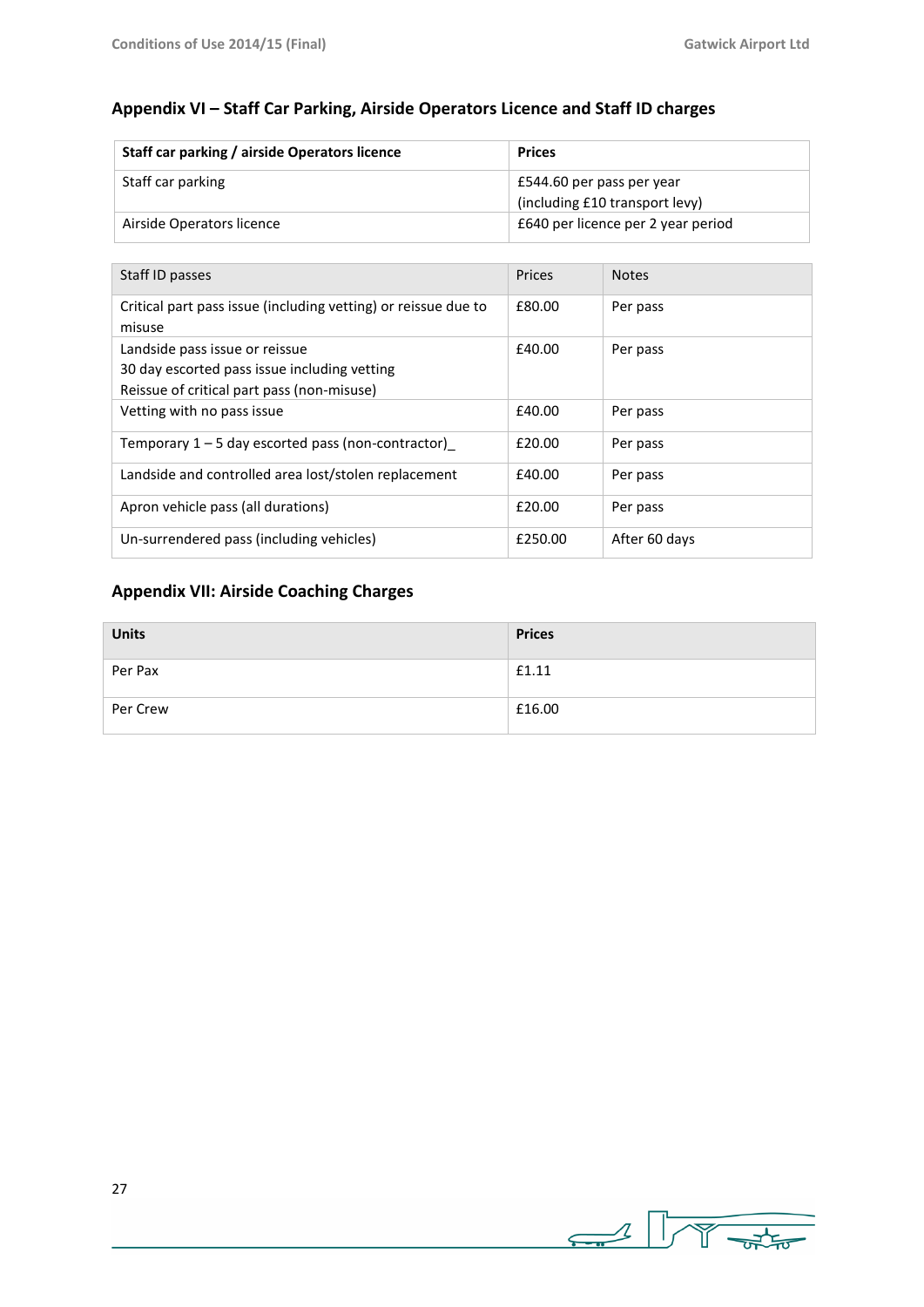## Appendix VI – Staff Car Parking, Airside Operators Licence and Staff ID charges

| Staff car parking / airside Operators licence | Prices |
|---|---|
| Staff car parking | £544.60 per pass per year (including £10 transport levy) |
| Airside Operators licence | £640 per licence per 2 year period |

| Staff ID passes | Prices | Notes |
|---|---|---|
| Critical part pass issue (including vetting) or reissue due to misuse | £80.00 | Per pass |
| Landside pass issue or reissue<br>30 day escorted pass issue including vetting<br>Reissue of critical part pass (non-misuse) | £40.00 | Per pass |
| Vetting with no pass issue | £40.00 | Per pass |
| Temporary 1 – 5 day escorted pass (non-contractor)_ | £20.00 | Per pass |
| Landside and controlled area lost/stolen replacement | £40.00 | Per pass |
| Apron vehicle pass (all durations) | £20.00 | Per pass |
| Un-surrendered pass (including vehicles) | £250.00 | After 60 days |

## Appendix VII: Airside Coaching Charges

| Units | Prices |
|---|---|
| Per Pax | £1.11 |
| Per Crew | £16.00 |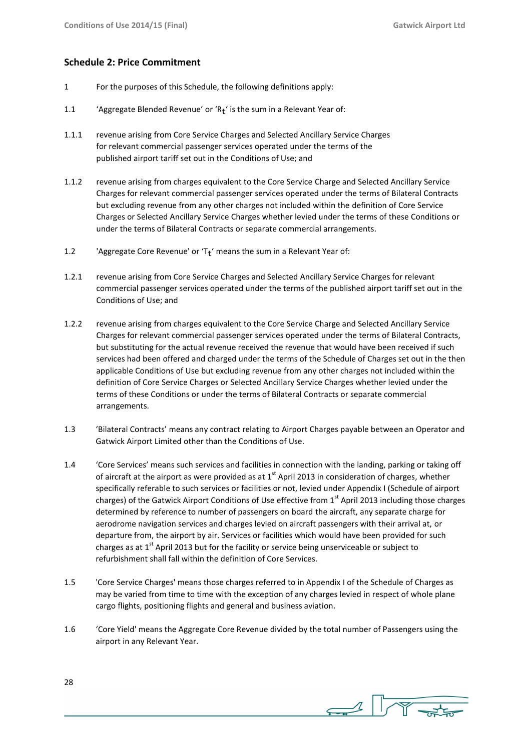## Schedule 2: Price Commitment

1 For the purposes of this Schedule, the following definitions apply:

1.1 'Aggregate Blended Revenue' or '$R_t$' is the sum in a Relevant Year of:

1.1.1 revenue arising from Core Service Charges and Selected Ancillary Service Charges for relevant commercial passenger services operated under the terms of the published airport tariff set out in the Conditions of Use; and

1.1.2 revenue arising from charges equivalent to the Core Service Charge and Selected Ancillary Service Charges for relevant commercial passenger services operated under the terms of Bilateral Contracts but excluding revenue from any other charges not included within the definition of Core Service Charges or Selected Ancillary Service Charges whether levied under the terms of these Conditions or under the terms of Bilateral Contracts or separate commercial arrangements.

1.2 'Aggregate Core Revenue' or '$T_t$' means the sum in a Relevant Year of:

1.2.1 revenue arising from Core Service Charges and Selected Ancillary Service Charges for relevant commercial passenger services operated under the terms of the published airport tariff set out in the Conditions of Use; and

1.2.2 revenue arising from charges equivalent to the Core Service Charge and Selected Ancillary Service Charges for relevant commercial passenger services operated under the terms of Bilateral Contracts, but substituting for the actual revenue received the revenue that would have been received if such services had been offered and charged under the terms of the Schedule of Charges set out in the then applicable Conditions of Use but excluding revenue from any other charges not included within the definition of Core Service Charges or Selected Ancillary Service Charges whether levied under the terms of these Conditions or under the terms of Bilateral Contracts or separate commercial arrangements.

1.3 'Bilateral Contracts' means any contract relating to Airport Charges payable between an Operator and Gatwick Airport Limited other than the Conditions of Use.

1.4 'Core Services' means such services and facilities in connection with the landing, parking or taking off of aircraft at the airport as were provided as at 1st April 2013 in consideration of charges, whether specifically referable to such services or facilities or not, levied under Appendix I (Schedule of airport charges) of the Gatwick Airport Conditions of Use effective from 1st April 2013 including those charges determined by reference to number of passengers on board the aircraft, any separate charge for aerodrome navigation services and charges levied on aircraft passengers with their arrival at, or departure from, the airport by air. Services or facilities which would have been provided for such charges as at 1st April 2013 but for the facility or service being unserviceable or subject to refurbishment shall fall within the definition of Core Services.

1.5 'Core Service Charges' means those charges referred to in Appendix I of the Schedule of Charges as may be varied from time to time with the exception of any charges levied in respect of whole plane cargo flights, positioning flights and general and business aviation.

1.6 'Core Yield' means the Aggregate Core Revenue divided by the total number of Passengers using the airport in any Relevant Year.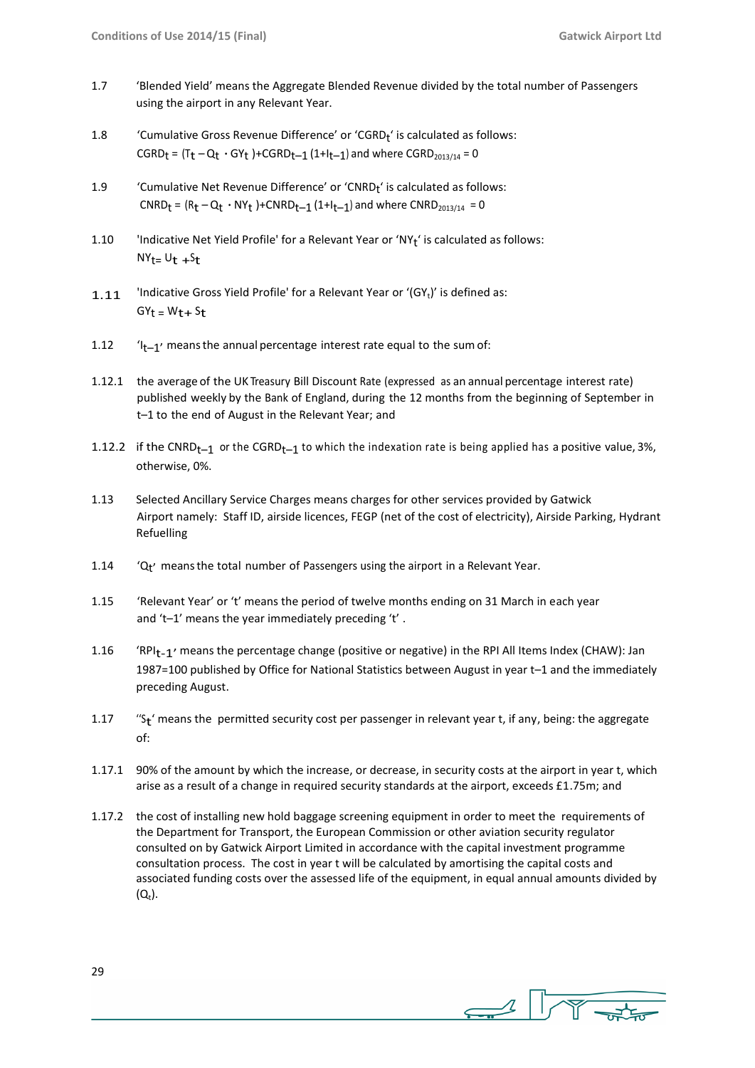1.7 'Blended Yield' means the Aggregate Blended Revenue divided by the total number of Passengers using the airport in any Relevant Year.

1.8 'Cumulative Gross Revenue Difference' or '$CGRD_t$' is calculated as follows:
$CGRD_t = (T_t - Q_t \cdot GY_t) + CGRD_{t-1}(1+I_{t-1})$ and where $CGRD_{2013/14} = 0$

1.9 'Cumulative Net Revenue Difference' or '$CNRD_t$' is calculated as follows:
$CNRD_t = (R_t - Q_t \cdot NY_t) + CNRD_{t-1}(1+I_{t-1})$ and where $CNRD_{2013/14} = 0$

1.10 'Indicative Net Yield Profile' for a Relevant Year or '$NY_t$' is calculated as follows:
$NY_t = U_t + S_t$

1.11 'Indicative Gross Yield Profile' for a Relevant Year or '($GY_t$)' is defined as:
$GY_t = W_t + S_t$

1.12 '$I_{t-1}$' means the annual percentage interest rate equal to the sum of:

1.12.1 the average of the UK Treasury Bill Discount Rate (expressed as an annual percentage interest rate) published weekly by the Bank of England, during the 12 months from the beginning of September in t–1 to the end of August in the Relevant Year; and

1.12.2 if the $CNRD_{t-1}$ or the $CGRD_{t-1}$ to which the indexation rate is being applied has a positive value, 3%, otherwise, 0%.

1.13 Selected Ancillary Service Charges means charges for other services provided by Gatwick Airport namely: Staff ID, airside licences, FEGP (net of the cost of electricity), Airside Parking, Hydrant Refuelling

1.14 '$Q_t$' means the total number of Passengers using the airport in a Relevant Year.

1.15 'Relevant Year' or 't' means the period of twelve months ending on 31 March in each year and 't–1' means the year immediately preceding 't' .

1.16 '$RPI_{t-1}$' means the percentage change (positive or negative) in the RPI All Items Index (CHAW): Jan 1987=100 published by Office for National Statistics between August in year t–1 and the immediately preceding August.

1.17 ''$S_t$' means the permitted security cost per passenger in relevant year t, if any, being: the aggregate of:

1.17.1 90% of the amount by which the increase, or decrease, in security costs at the airport in year t, which arise as a result of a change in required security standards at the airport, exceeds £1.75m; and

1.17.2 the cost of installing new hold baggage screening equipment in order to meet the requirements of the Department for Transport, the European Commission or other aviation security regulator consulted on by Gatwick Airport Limited in accordance with the capital investment programme consultation process. The cost in year t will be calculated by amortising the capital costs and associated funding costs over the assessed life of the equipment, in equal annual amounts divided by ($Q_t$).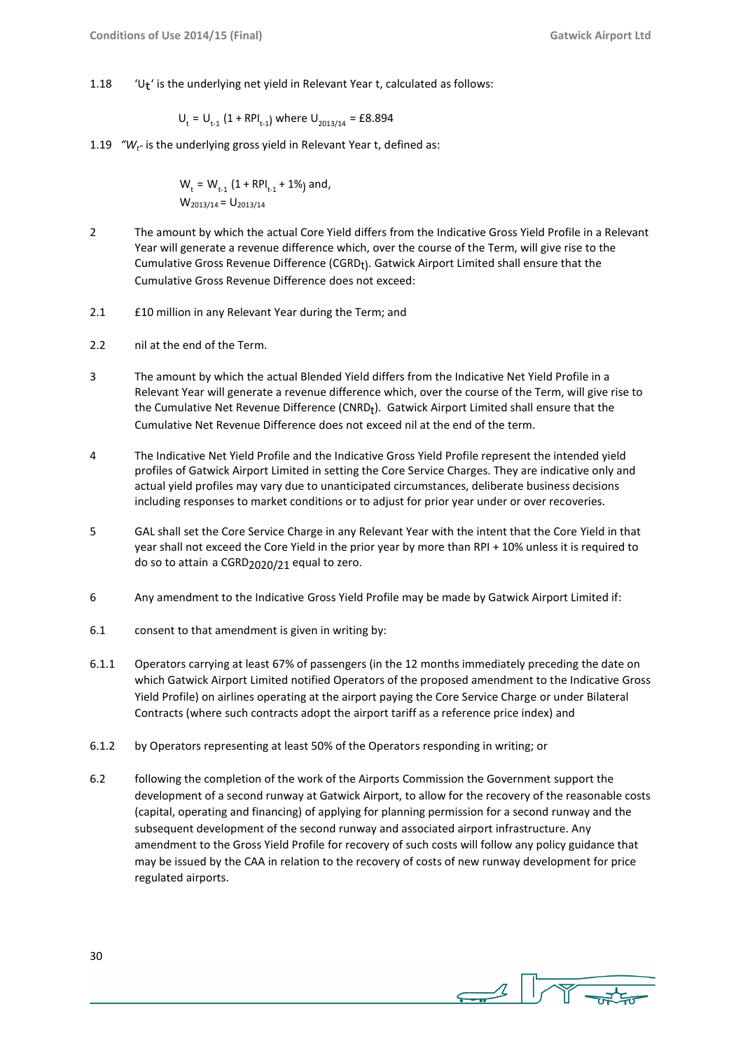1.18 '$U_t$' is the underlying net yield in Relevant Year t, calculated as follows:

$$U_t = U_{t-1}(1 + RPI_{t-1}) \text{ where } U_{2013/14} = £8.894$$

1.19 "$W_t$" is the underlying gross yield in Relevant Year t, defined as:

$$W_t = W_{t-1}(1 + RPI_{t-1} + 1\%) \text{ and,}$$
$$W_{2013/14} = U_{2013/14}$$

2 The amount by which the actual Core Yield differs from the Indicative Gross Yield Profile in a Relevant Year will generate a revenue difference which, over the course of the Term, will give rise to the Cumulative Gross Revenue Difference ($CGRD_t$). Gatwick Airport Limited shall ensure that the Cumulative Gross Revenue Difference does not exceed:

2.1 £10 million in any Relevant Year during the Term; and

2.2 nil at the end of the Term.

3 The amount by which the actual Blended Yield differs from the Indicative Net Yield Profile in a Relevant Year will generate a revenue difference which, over the course of the Term, will give rise to the Cumulative Net Revenue Difference ($CNRD_t$). Gatwick Airport Limited shall ensure that the Cumulative Net Revenue Difference does not exceed nil at the end of the term.

4 The Indicative Net Yield Profile and the Indicative Gross Yield Profile represent the intended yield profiles of Gatwick Airport Limited in setting the Core Service Charges. They are indicative only and actual yield profiles may vary due to unanticipated circumstances, deliberate business decisions including responses to market conditions or to adjust for prior year under or over recoveries.

5 GAL shall set the Core Service Charge in any Relevant Year with the intent that the Core Yield in that year shall not exceed the Core Yield in the prior year by more than RPI + 10% unless it is required to do so to attain a $CGRD_{2020/21}$ equal to zero.

6 Any amendment to the Indicative Gross Yield Profile may be made by Gatwick Airport Limited if:

6.1 consent to that amendment is given in writing by:

6.1.1 Operators carrying at least 67% of passengers (in the 12 months immediately preceding the date on which Gatwick Airport Limited notified Operators of the proposed amendment to the Indicative Gross Yield Profile) on airlines operating at the airport paying the Core Service Charge or under Bilateral Contracts (where such contracts adopt the airport tariff as a reference price index) and

6.1.2 by Operators representing at least 50% of the Operators responding in writing; or

6.2 following the completion of the work of the Airports Commission the Government support the development of a second runway at Gatwick Airport, to allow for the recovery of the reasonable costs (capital, operating and financing) of applying for planning permission for a second runway and the subsequent development of the second runway and associated airport infrastructure. Any amendment to the Gross Yield Profile for recovery of such costs will follow any policy guidance that may be issued by the CAA in relation to the recovery of costs of new runway development for price regulated airports.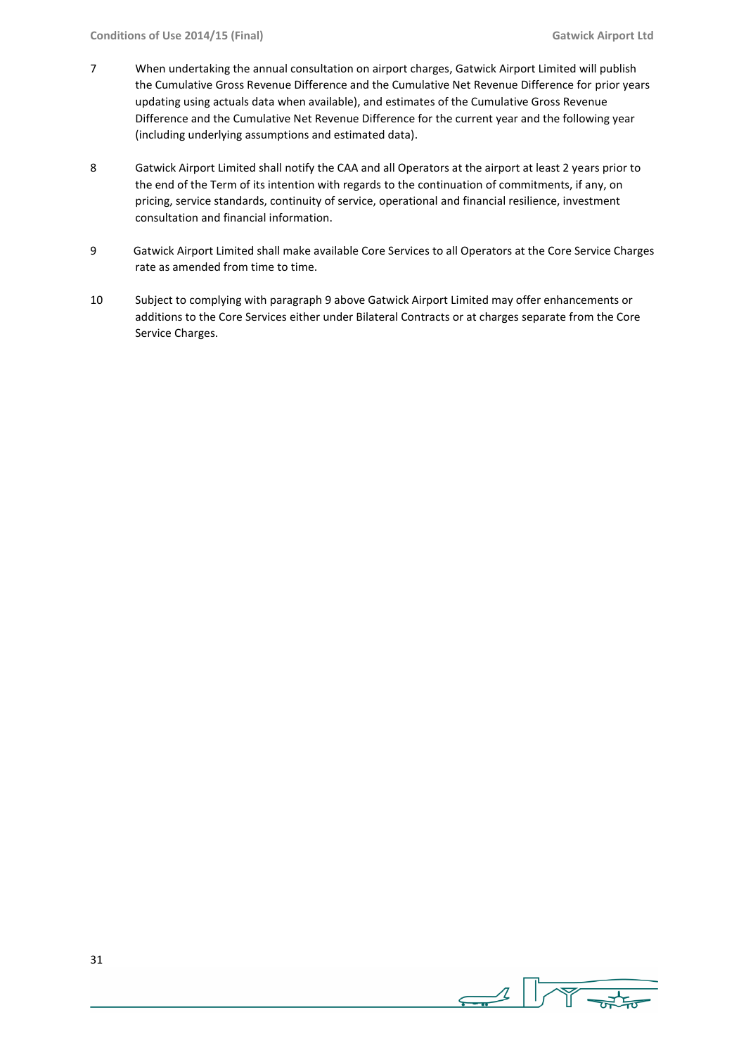7 When undertaking the annual consultation on airport charges, Gatwick Airport Limited will publish the Cumulative Gross Revenue Difference and the Cumulative Net Revenue Difference for prior years updating using actuals data when available), and estimates of the Cumulative Gross Revenue Difference and the Cumulative Net Revenue Difference for the current year and the following year (including underlying assumptions and estimated data).

8 Gatwick Airport Limited shall notify the CAA and all Operators at the airport at least 2 years prior to the end of the Term of its intention with regards to the continuation of commitments, if any, on pricing, service standards, continuity of service, operational and financial resilience, investment consultation and financial information.

9 Gatwick Airport Limited shall make available Core Services to all Operators at the Core Service Charges rate as amended from time to time.

10 Subject to complying with paragraph 9 above Gatwick Airport Limited may offer enhancements or additions to the Core Services either under Bilateral Contracts or at charges separate from the Core Service Charges.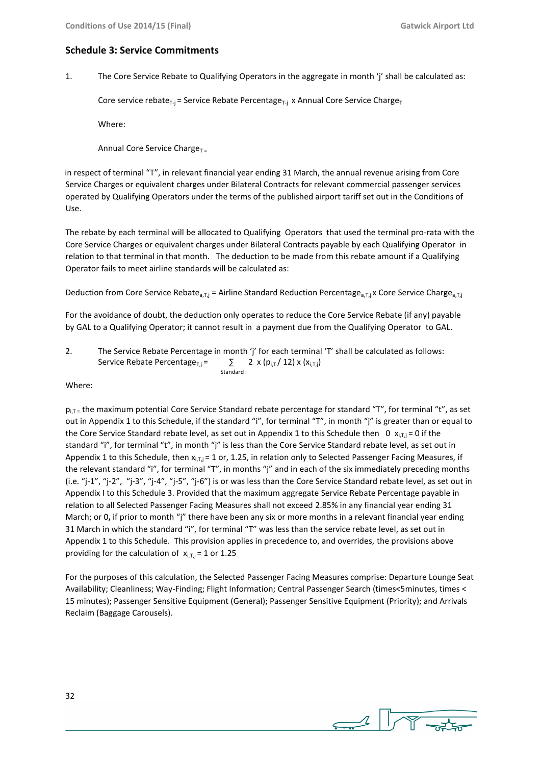## Schedule 3: Service Commitments

1. The Core Service Rebate to Qualifying Operators in the aggregate in month 'j' shall be calculated as:

   $\text{Core service rebate}_{T\text{-}j} = \text{Service Rebate Percentage}_{T\text{-}j} \text{ x Annual Core Service Charge}_{T}$

   Where:

   $\text{Annual Core Service Charge}_{T} =$

in respect of terminal "T", in relevant financial year ending 31 March, the annual revenue arising from Core Service Charges or equivalent charges under Bilateral Contracts for relevant commercial passenger services operated by Qualifying Operators under the terms of the published airport tariff set out in the Conditions of Use.

The rebate by each terminal will be allocated to Qualifying Operators that used the terminal pro-rata with the Core Service Charges or equivalent charges under Bilateral Contracts payable by each Qualifying Operator in relation to that terminal in that month. The deduction to be made from this rebate amount if a Qualifying Operator fails to meet airline standards will be calculated as:

$\text{Deduction from Core Service Rebate}_{a,T,j} = \text{Airline Standard Reduction Percentage}_{a,T,j} \text{ x Core Service Charge}_{a,T,j}$

For the avoidance of doubt, the deduction only operates to reduce the Core Service Rebate (if any) payable by GAL to a Qualifying Operator; it cannot result in a payment due from the Qualifying Operator to GAL.

2. The Service Rebate Percentage in month 'j' for each terminal 'T' shall be calculated as follows:

   $$\text{Service Rebate Percentage}_{T,j} = \sum_{\text{Standard } i} 2 \text{ x } (p_{i,T} / 12) \text{ x } (x_{i,T,j})$$

Where:

$p_{i,T}$ = the maximum potential Core Service Standard rebate percentage for standard "T", for terminal "t", as set out in Appendix 1 to this Schedule, if the standard "i", for terminal "T", in month "j" is greater than or equal to the Core Service Standard rebate level, as set out in Appendix 1 to this Schedule then 0 $x_{i,T,j}$ = 0 if the standard "i", for terminal "t", in month "j" is less than the Core Service Standard rebate level, as set out in Appendix 1 to this Schedule, then $x_{i,T,j}$ = 1 or, 1.25, in relation only to Selected Passenger Facing Measures, if the relevant standard "i", for terminal "T", in months "j" and in each of the six immediately preceding months (i.e. "j-1", "j-2", "j-3", "j-4", "j-5", "j-6") is or was less than the Core Service Standard rebate level, as set out in Appendix I to this Schedule 3. Provided that the maximum aggregate Service Rebate Percentage payable in relation to all Selected Passenger Facing Measures shall not exceed 2.85% in any financial year ending 31 March; or 0**,** if prior to month "j" there have been any six or more months in a relevant financial year ending 31 March in which the standard "i", for terminal "T" was less than the service rebate level, as set out in Appendix 1 to this Schedule. This provision applies in precedence to, and overrides, the provisions above providing for the calculation of $x_{i,T,j}$ = 1 or 1.25

For the purposes of this calculation, the Selected Passenger Facing Measures comprise: Departure Lounge Seat Availability; Cleanliness; Way-Finding; Flight Information; Central Passenger Search (times<5minutes, times < 15 minutes); Passenger Sensitive Equipment (General); Passenger Sensitive Equipment (Priority); and Arrivals Reclaim (Baggage Carousels).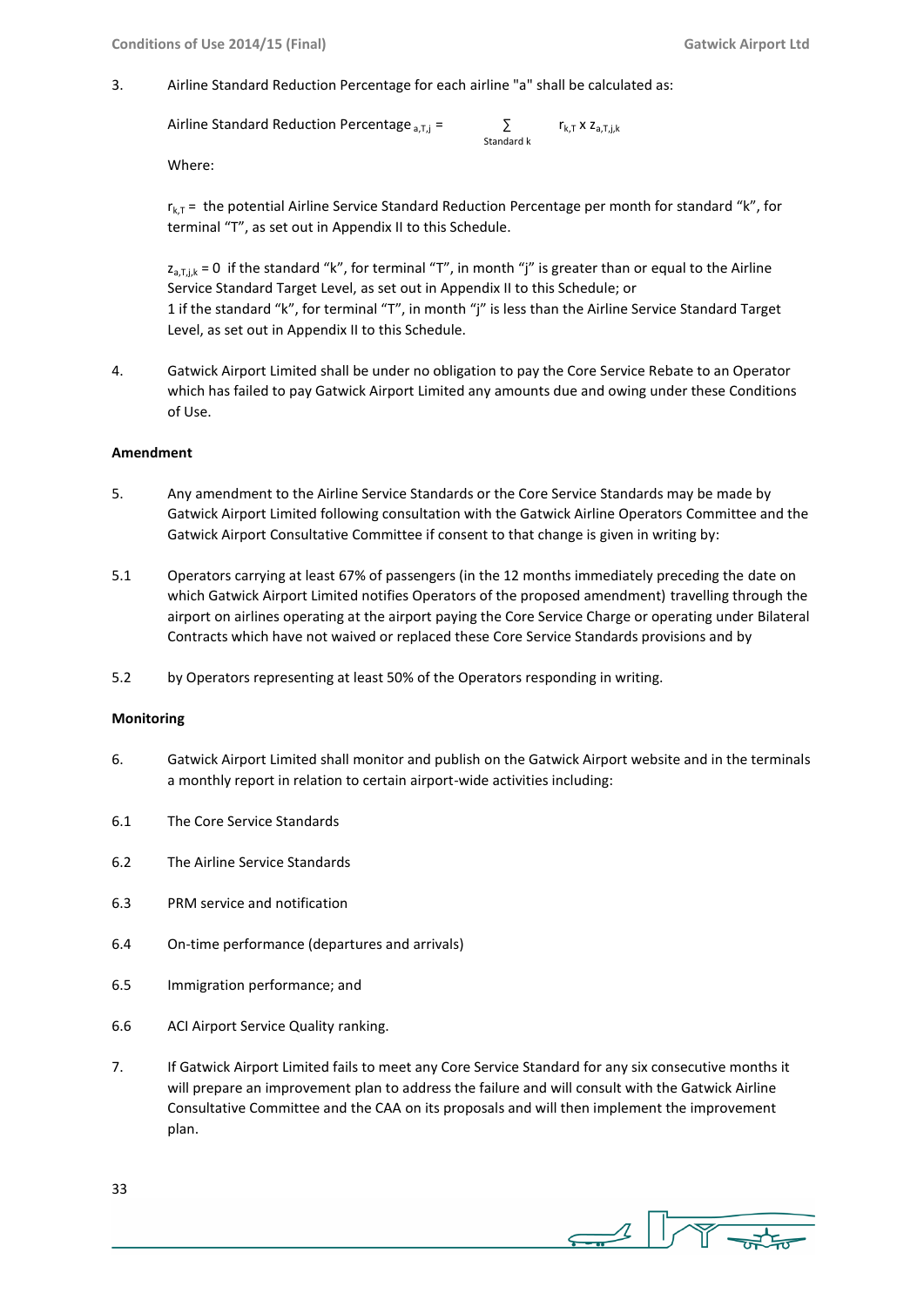3. Airline Standard Reduction Percentage for each airline "a" shall be calculated as:

$$\text{Airline Standard Reduction Percentage}_{a,T,j} = \sum_{\text{Standard } k} r_{k,T} \times z_{a,T,j,k}$$

Where:

$r_{k,T}$ = the potential Airline Service Standard Reduction Percentage per month for standard "k", for terminal "T", as set out in Appendix II to this Schedule.

$z_{a,T,j,k} = 0$ if the standard "k", for terminal "T", in month "j" is greater than or equal to the Airline Service Standard Target Level, as set out in Appendix II to this Schedule; or
1 if the standard "k", for terminal "T", in month "j" is less than the Airline Service Standard Target Level, as set out in Appendix II to this Schedule.

4. Gatwick Airport Limited shall be under no obligation to pay the Core Service Rebate to an Operator which has failed to pay Gatwick Airport Limited any amounts due and owing under these Conditions of Use.

**Amendment**

5. Any amendment to the Airline Service Standards or the Core Service Standards may be made by Gatwick Airport Limited following consultation with the Gatwick Airline Operators Committee and the Gatwick Airport Consultative Committee if consent to that change is given in writing by:

5.1 Operators carrying at least 67% of passengers (in the 12 months immediately preceding the date on which Gatwick Airport Limited notifies Operators of the proposed amendment) travelling through the airport on airlines operating at the airport paying the Core Service Charge or operating under Bilateral Contracts which have not waived or replaced these Core Service Standards provisions and by

5.2 by Operators representing at least 50% of the Operators responding in writing.

**Monitoring**

6. Gatwick Airport Limited shall monitor and publish on the Gatwick Airport website and in the terminals a monthly report in relation to certain airport-wide activities including:

6.1 The Core Service Standards

6.2 The Airline Service Standards

6.3 PRM service and notification

6.4 On-time performance (departures and arrivals)

6.5 Immigration performance; and

6.6 ACI Airport Service Quality ranking.

7. If Gatwick Airport Limited fails to meet any Core Service Standard for any six consecutive months it will prepare an improvement plan to address the failure and will consult with the Gatwick Airline Consultative Committee and the CAA on its proposals and will then implement the improvement plan.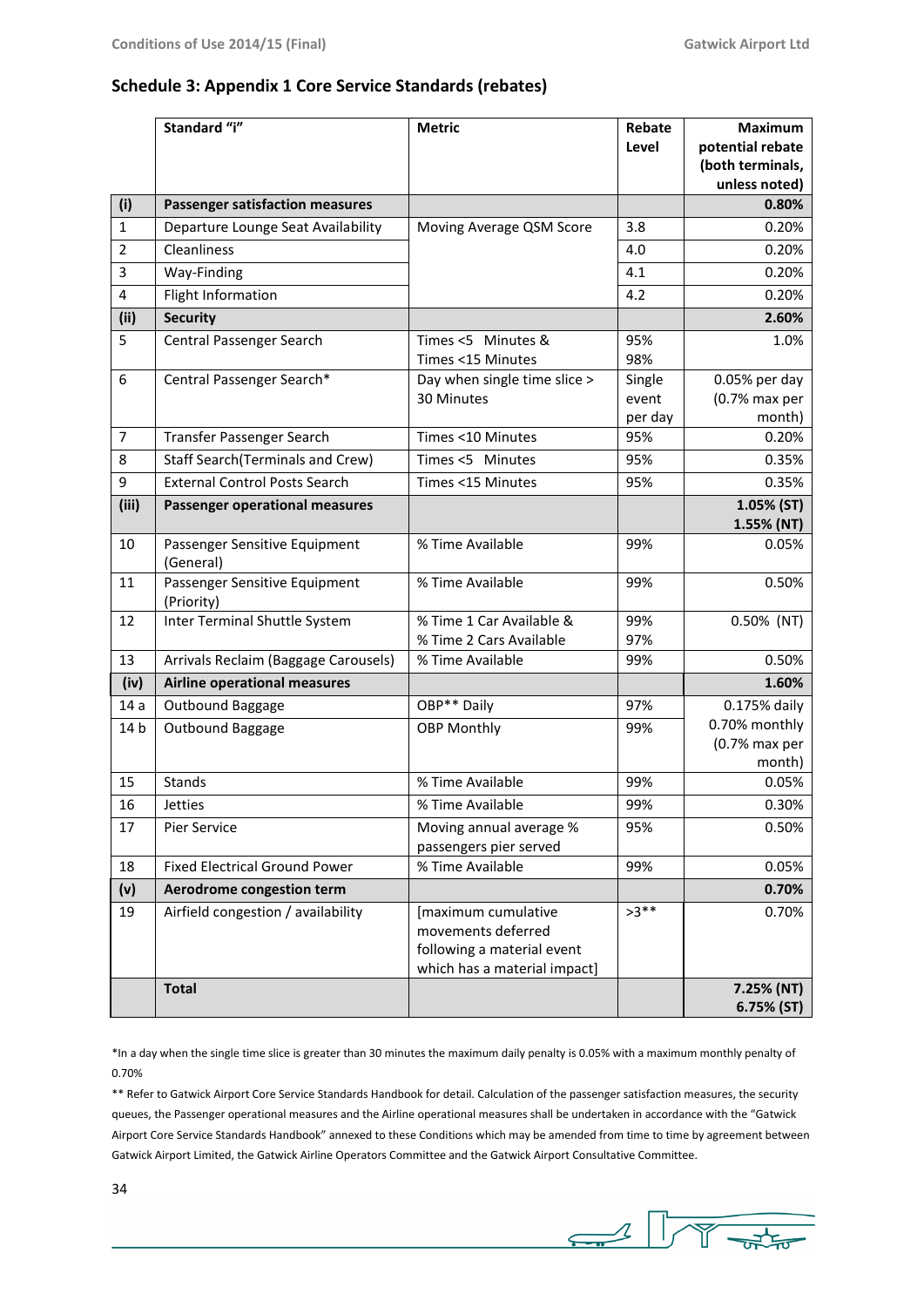## Schedule 3: Appendix 1 Core Service Standards (rebates)

| | Standard "i" | Metric | Rebate Level | Maximum potential rebate (both terminals, unless noted) |
|---|---|---|---|---|
| **(i)** | **Passenger satisfaction measures** | | | **0.80%** |
| 1 | Departure Lounge Seat Availability | Moving Average QSM Score | 3.8 | 0.20% |
| 2 | Cleanliness | | 4.0 | 0.20% |
| 3 | Way-Finding | | 4.1 | 0.20% |
| 4 | Flight Information | | 4.2 | 0.20% |
| **(ii)** | **Security** | | | **2.60%** |
| 5 | Central Passenger Search | Times <5 Minutes & Times <15 Minutes | 95% 98% | 1.0% |
| 6 | Central Passenger Search* | Day when single time slice > 30 Minutes | Single event per day | 0.05% per day (0.7% max per month) |
| 7 | Transfer Passenger Search | Times <10 Minutes | 95% | 0.20% |
| 8 | Staff Search(Terminals and Crew) | Times <5 Minutes | 95% | 0.35% |
| 9 | External Control Posts Search | Times <15 Minutes | 95% | 0.35% |
| **(iii)** | **Passenger operational measures** | | | **1.05% (ST) 1.55% (NT)** |
| 10 | Passenger Sensitive Equipment (General) | % Time Available | 99% | 0.05% |
| 11 | Passenger Sensitive Equipment (Priority) | % Time Available | 99% | 0.50% |
| 12 | Inter Terminal Shuttle System | % Time 1 Car Available & % Time 2 Cars Available | 99% 97% | 0.50% (NT) |
| 13 | Arrivals Reclaim (Baggage Carousels) | % Time Available | 99% | 0.50% |
| **(iv)** | **Airline operational measures** | | | **1.60%** |
| 14 a | Outbound Baggage | OBP** Daily | 97% | 0.175% daily |
| 14 b | Outbound Baggage | OBP Monthly | 99% | 0.70% monthly (0.7% max per month) |
| 15 | Stands | % Time Available | 99% | 0.05% |
| 16 | Jetties | % Time Available | 99% | 0.30% |
| 17 | Pier Service | Moving annual average % passengers pier served | 95% | 0.50% |
| 18 | Fixed Electrical Ground Power | % Time Available | 99% | 0.05% |
| **(v)** | **Aerodrome congestion term** | | | **0.70%** |
| 19 | Airfield congestion / availability | [maximum cumulative movements deferred following a material event which has a material impact] | >3** | 0.70% |
| | **Total** | | | **7.25% (NT) 6.75% (ST)** |

*In a day when the single time slice is greater than 30 minutes the maximum daily penalty is 0.05% with a maximum monthly penalty of 0.70%

** Refer to Gatwick Airport Core Service Standards Handbook for detail. Calculation of the passenger satisfaction measures, the security queues, the Passenger operational measures and the Airline operational measures shall be undertaken in accordance with the "Gatwick Airport Core Service Standards Handbook" annexed to these Conditions which may be amended from time to time by agreement between Gatwick Airport Limited, the Gatwick Airline Operators Committee and the Gatwick Airport Consultative Committee.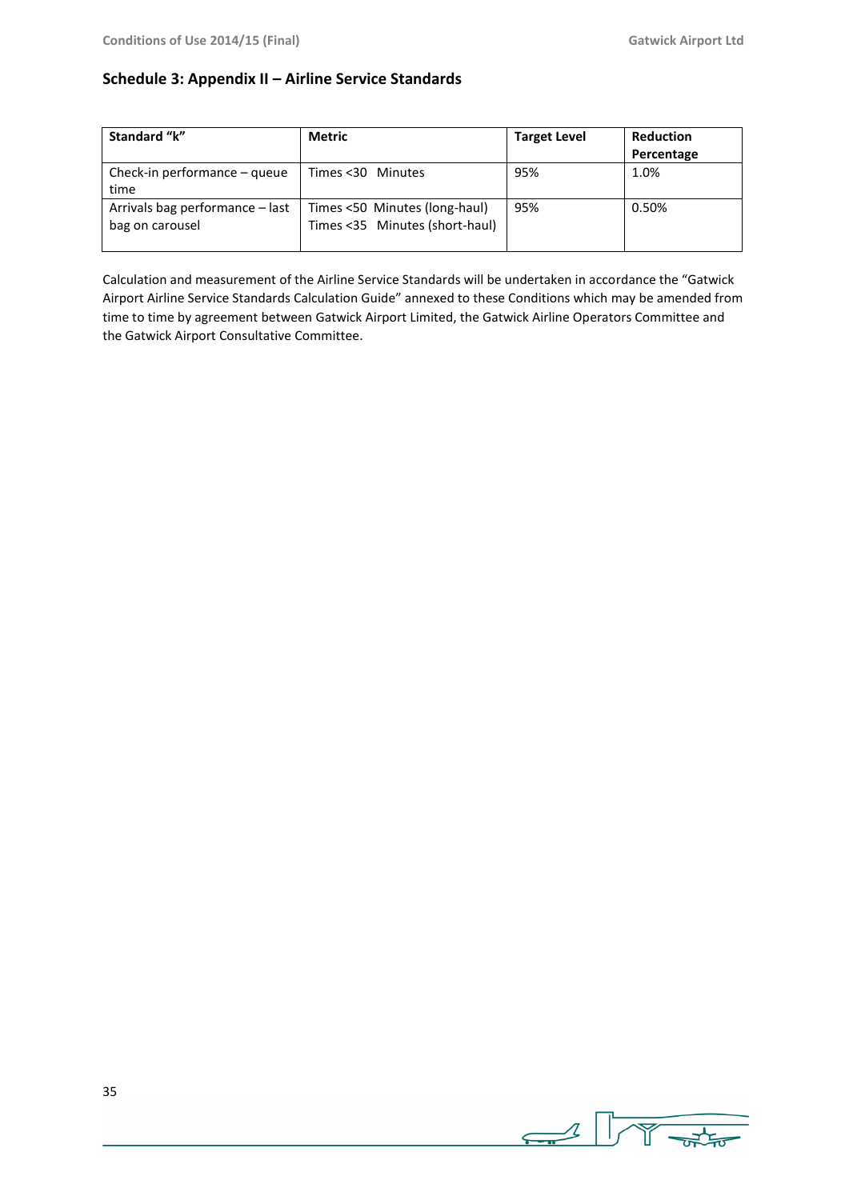## Schedule 3: Appendix II – Airline Service Standards

| Standard "k" | Metric | Target Level | Reduction Percentage |
|---|---|---|---|
| Check-in performance – queue time | Times <30 Minutes | 95% | 1.0% |
| Arrivals bag performance – last bag on carousel | Times <50 Minutes (long-haul)<br>Times <35 Minutes (short-haul) | 95% | 0.50% |

Calculation and measurement of the Airline Service Standards will be undertaken in accordance the "Gatwick Airport Airline Service Standards Calculation Guide" annexed to these Conditions which may be amended from time to time by agreement between Gatwick Airport Limited, the Gatwick Airline Operators Committee and the Gatwick Airport Consultative Committee.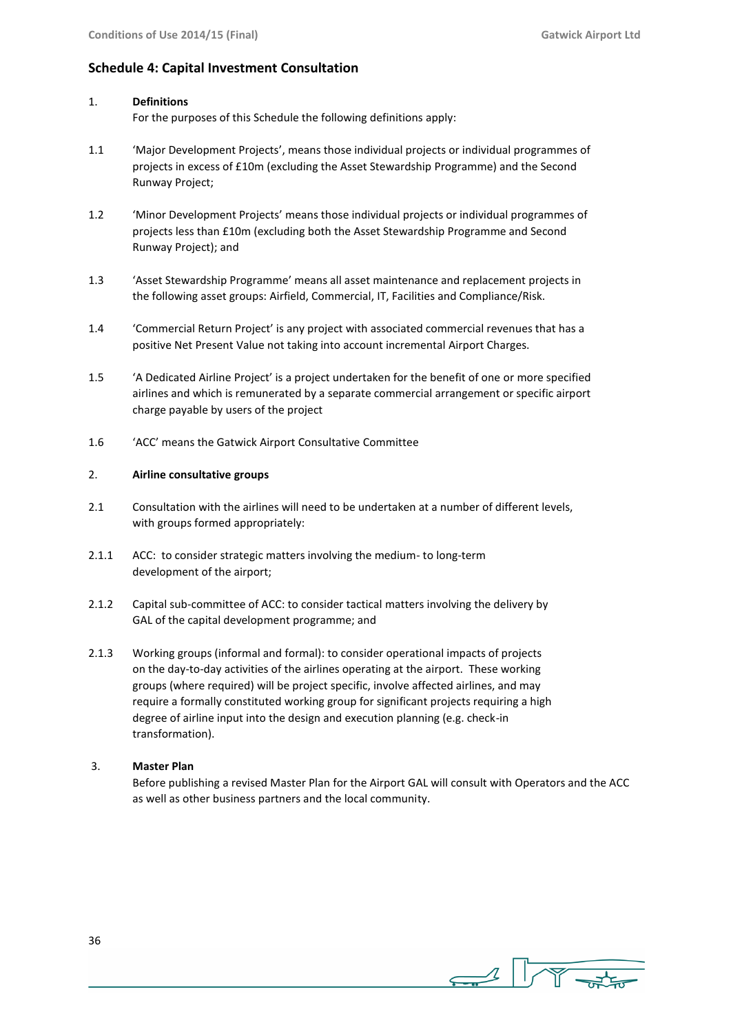## Schedule 4: Capital Investment Consultation

1. **Definitions**
   For the purposes of this Schedule the following definitions apply:

1.1 'Major Development Projects', means those individual projects or individual programmes of projects in excess of £10m (excluding the Asset Stewardship Programme) and the Second Runway Project;

1.2 'Minor Development Projects' means those individual projects or individual programmes of projects less than £10m (excluding both the Asset Stewardship Programme and Second Runway Project); and

1.3 'Asset Stewardship Programme' means all asset maintenance and replacement projects in the following asset groups: Airfield, Commercial, IT, Facilities and Compliance/Risk.

1.4 'Commercial Return Project' is any project with associated commercial revenues that has a positive Net Present Value not taking into account incremental Airport Charges.

1.5 'A Dedicated Airline Project' is a project undertaken for the benefit of one or more specified airlines and which is remunerated by a separate commercial arrangement or specific airport charge payable by users of the project

1.6 'ACC' means the Gatwick Airport Consultative Committee

2. **Airline consultative groups**

2.1 Consultation with the airlines will need to be undertaken at a number of different levels, with groups formed appropriately:

2.1.1 ACC: to consider strategic matters involving the medium- to long-term development of the airport;

2.1.2 Capital sub-committee of ACC: to consider tactical matters involving the delivery by GAL of the capital development programme; and

2.1.3 Working groups (informal and formal): to consider operational impacts of projects on the day-to-day activities of the airlines operating at the airport. These working groups (where required) will be project specific, involve affected airlines, and may require a formally constituted working group for significant projects requiring a high degree of airline input into the design and execution planning (e.g. check-in transformation).

3. **Master Plan**
   Before publishing a revised Master Plan for the Airport GAL will consult with Operators and the ACC as well as other business partners and the local community.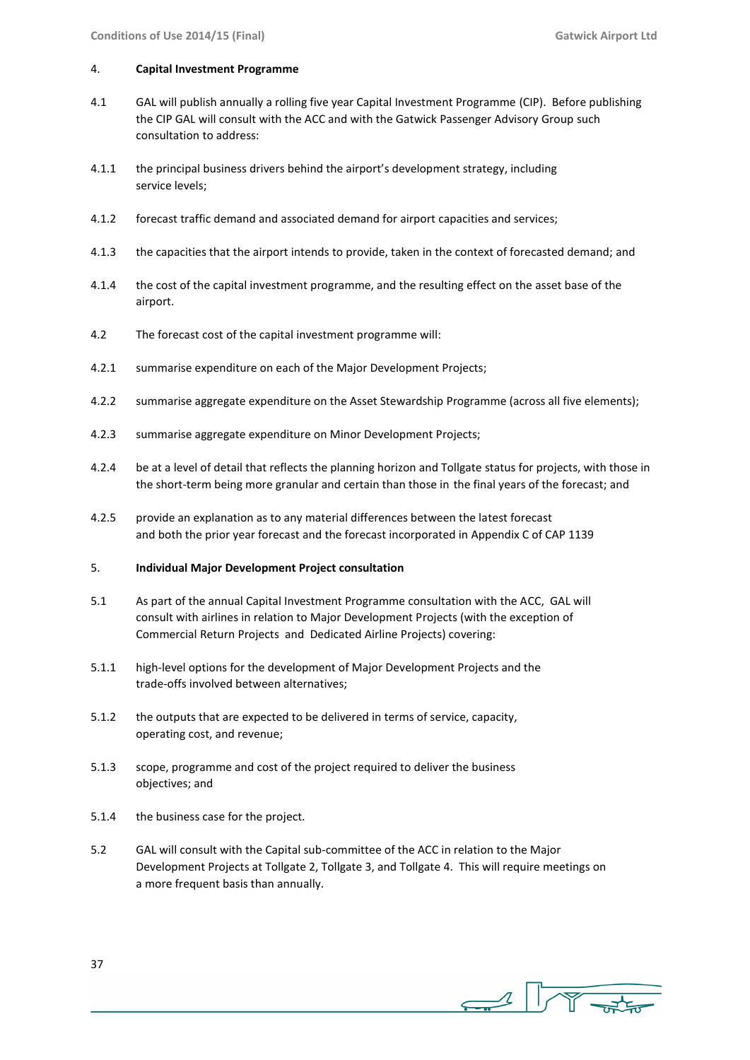## 4. Capital Investment Programme

4.1 GAL will publish annually a rolling five year Capital Investment Programme (CIP). Before publishing the CIP GAL will consult with the ACC and with the Gatwick Passenger Advisory Group such consultation to address:

4.1.1 the principal business drivers behind the airport's development strategy, including service levels;

4.1.2 forecast traffic demand and associated demand for airport capacities and services;

4.1.3 the capacities that the airport intends to provide, taken in the context of forecasted demand; and

4.1.4 the cost of the capital investment programme, and the resulting effect on the asset base of the airport.

4.2 The forecast cost of the capital investment programme will:

4.2.1 summarise expenditure on each of the Major Development Projects;

4.2.2 summarise aggregate expenditure on the Asset Stewardship Programme (across all five elements);

4.2.3 summarise aggregate expenditure on Minor Development Projects;

4.2.4 be at a level of detail that reflects the planning horizon and Tollgate status for projects, with those in the short-term being more granular and certain than those in the final years of the forecast; and

4.2.5 provide an explanation as to any material differences between the latest forecast and both the prior year forecast and the forecast incorporated in Appendix C of CAP 1139

## 5. Individual Major Development Project consultation

5.1 As part of the annual Capital Investment Programme consultation with the ACC, GAL will consult with airlines in relation to Major Development Projects (with the exception of Commercial Return Projects and Dedicated Airline Projects) covering:

5.1.1 high-level options for the development of Major Development Projects and the trade-offs involved between alternatives;

5.1.2 the outputs that are expected to be delivered in terms of service, capacity, operating cost, and revenue;

5.1.3 scope, programme and cost of the project required to deliver the business objectives; and

5.1.4 the business case for the project.

5.2 GAL will consult with the Capital sub-committee of the ACC in relation to the Major Development Projects at Tollgate 2, Tollgate 3, and Tollgate 4. This will require meetings on a more frequent basis than annually.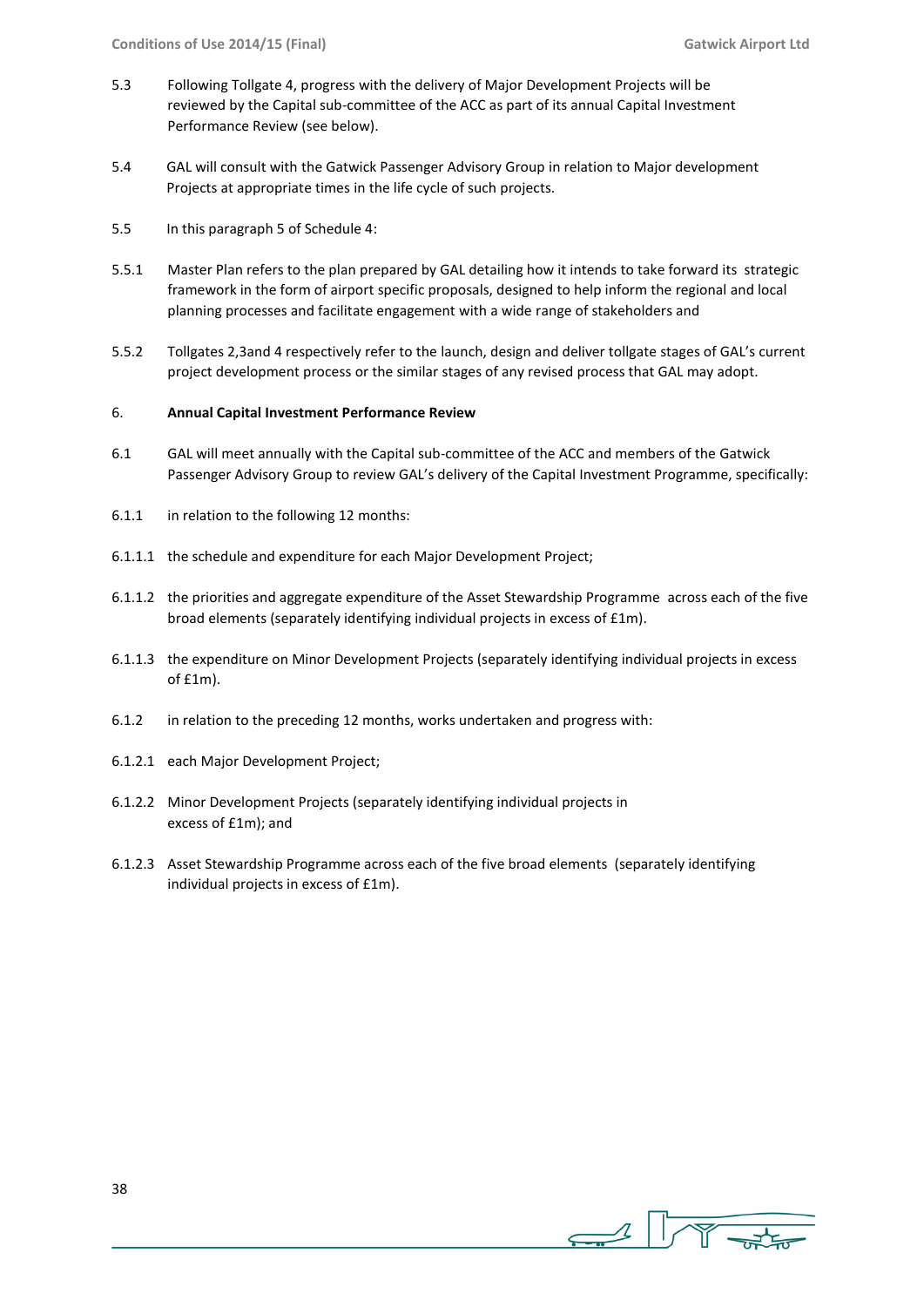5.3 Following Tollgate 4, progress with the delivery of Major Development Projects will be reviewed by the Capital sub-committee of the ACC as part of its annual Capital Investment Performance Review (see below).

5.4 GAL will consult with the Gatwick Passenger Advisory Group in relation to Major development Projects at appropriate times in the life cycle of such projects.

5.5 In this paragraph 5 of Schedule 4:

5.5.1 Master Plan refers to the plan prepared by GAL detailing how it intends to take forward its strategic framework in the form of airport specific proposals, designed to help inform the regional and local planning processes and facilitate engagement with a wide range of stakeholders and

5.5.2 Tollgates 2,3and 4 respectively refer to the launch, design and deliver tollgate stages of GAL's current project development process or the similar stages of any revised process that GAL may adopt.

6. **Annual Capital Investment Performance Review**

6.1 GAL will meet annually with the Capital sub-committee of the ACC and members of the Gatwick Passenger Advisory Group to review GAL's delivery of the Capital Investment Programme, specifically:

6.1.1 in relation to the following 12 months:

6.1.1.1 the schedule and expenditure for each Major Development Project;

6.1.1.2 the priorities and aggregate expenditure of the Asset Stewardship Programme across each of the five broad elements (separately identifying individual projects in excess of £1m).

6.1.1.3 the expenditure on Minor Development Projects (separately identifying individual projects in excess of £1m).

6.1.2 in relation to the preceding 12 months, works undertaken and progress with:

6.1.2.1 each Major Development Project;

6.1.2.2 Minor Development Projects (separately identifying individual projects in excess of £1m); and

6.1.2.3 Asset Stewardship Programme across each of the five broad elements (separately identifying individual projects in excess of £1m).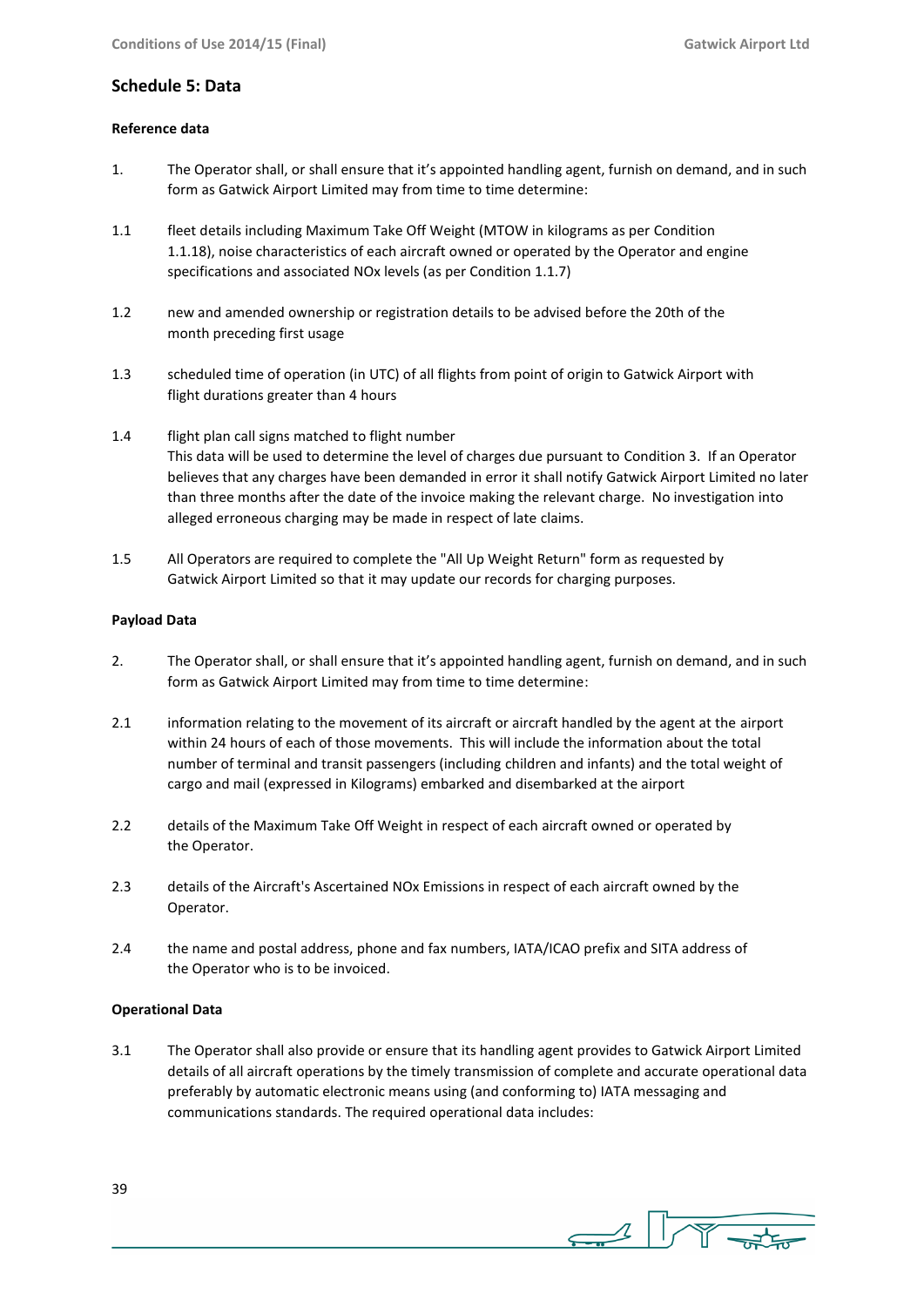## Schedule 5: Data

**Reference data**

1. The Operator shall, or shall ensure that it's appointed handling agent, furnish on demand, and in such form as Gatwick Airport Limited may from time to time determine:

1.1 fleet details including Maximum Take Off Weight (MTOW in kilograms as per Condition 1.1.18), noise characteristics of each aircraft owned or operated by the Operator and engine specifications and associated NOx levels (as per Condition 1.1.7)

1.2 new and amended ownership or registration details to be advised before the 20th of the month preceding first usage

1.3 scheduled time of operation (in UTC) of all flights from point of origin to Gatwick Airport with flight durations greater than 4 hours

1.4 flight plan call signs matched to flight number
This data will be used to determine the level of charges due pursuant to Condition 3. If an Operator believes that any charges have been demanded in error it shall notify Gatwick Airport Limited no later than three months after the date of the invoice making the relevant charge. No investigation into alleged erroneous charging may be made in respect of late claims.

1.5 All Operators are required to complete the "All Up Weight Return" form as requested by Gatwick Airport Limited so that it may update our records for charging purposes.

**Payload Data**

2. The Operator shall, or shall ensure that it's appointed handling agent, furnish on demand, and in such form as Gatwick Airport Limited may from time to time determine:

2.1 information relating to the movement of its aircraft or aircraft handled by the agent at the airport within 24 hours of each of those movements. This will include the information about the total number of terminal and transit passengers (including children and infants) and the total weight of cargo and mail (expressed in Kilograms) embarked and disembarked at the airport

2.2 details of the Maximum Take Off Weight in respect of each aircraft owned or operated by the Operator.

2.3 details of the Aircraft's Ascertained NOx Emissions in respect of each aircraft owned by the Operator.

2.4 the name and postal address, phone and fax numbers, IATA/ICAO prefix and SITA address of the Operator who is to be invoiced.

**Operational Data**

3.1 The Operator shall also provide or ensure that its handling agent provides to Gatwick Airport Limited details of all aircraft operations by the timely transmission of complete and accurate operational data preferably by automatic electronic means using (and conforming to) IATA messaging and communications standards. The required operational data includes: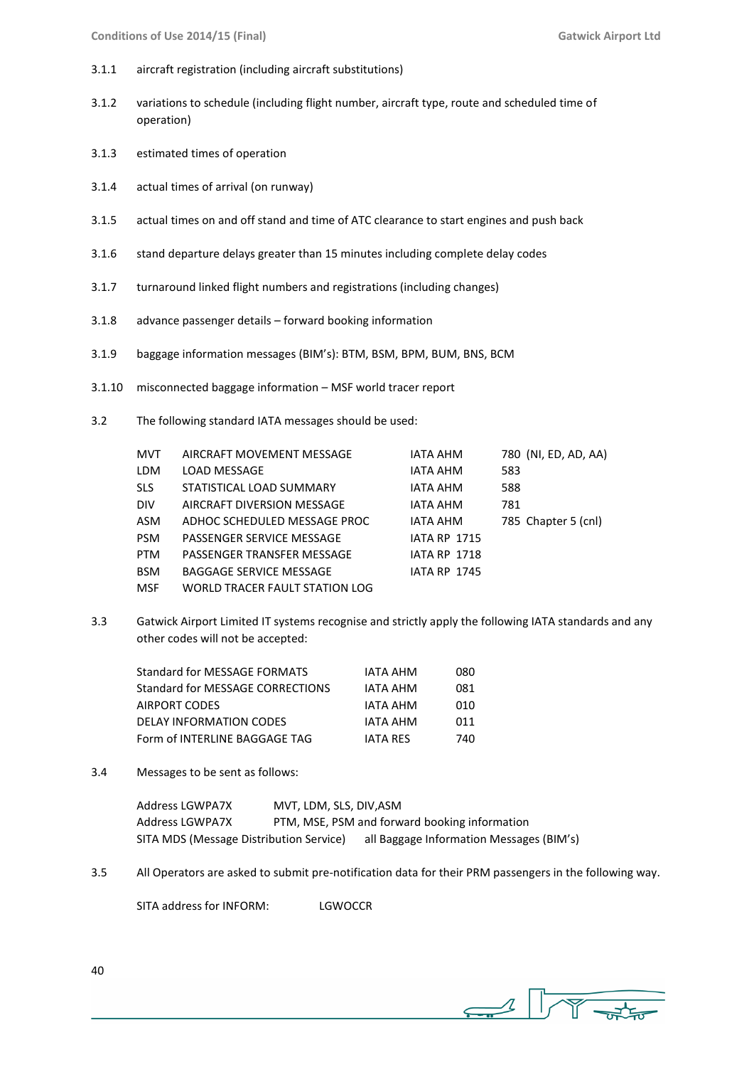3.1.1 aircraft registration (including aircraft substitutions)

3.1.2 variations to schedule (including flight number, aircraft type, route and scheduled time of operation)

3.1.3 estimated times of operation

3.1.4 actual times of arrival (on runway)

3.1.5 actual times on and off stand and time of ATC clearance to start engines and push back

3.1.6 stand departure delays greater than 15 minutes including complete delay codes

3.1.7 turnaround linked flight numbers and registrations (including changes)

3.1.8 advance passenger details – forward booking information

3.1.9 baggage information messages (BIM's): BTM, BSM, BPM, BUM, BNS, BCM

3.1.10 misconnected baggage information – MSF world tracer report

3.2 The following standard IATA messages should be used:

| | | | |
|---|---|---|---|
| MVT | AIRCRAFT MOVEMENT MESSAGE | IATA AHM | 780 (NI, ED, AD, AA) |
| LDM | LOAD MESSAGE | IATA AHM | 583 |
| SLS | STATISTICAL LOAD SUMMARY | IATA AHM | 588 |
| DIV | AIRCRAFT DIVERSION MESSAGE | IATA AHM | 781 |
| ASM | ADHOC SCHEDULED MESSAGE PROC | IATA AHM | 785 Chapter 5 (cnl) |
| PSM | PASSENGER SERVICE MESSAGE | IATA RP 1715 | |
| PTM | PASSENGER TRANSFER MESSAGE | IATA RP 1718 | |
| BSM | BAGGAGE SERVICE MESSAGE | IATA RP 1745 | |
| MSF | WORLD TRACER FAULT STATION LOG | | |

3.3 Gatwick Airport Limited IT systems recognise and strictly apply the following IATA standards and any other codes will not be accepted:

| | | |
|---|---|---|
| Standard for MESSAGE FORMATS | IATA AHM | 080 |
| Standard for MESSAGE CORRECTIONS | IATA AHM | 081 |
| AIRPORT CODES | IATA AHM | 010 |
| DELAY INFORMATION CODES | IATA AHM | 011 |
| Form of INTERLINE BAGGAGE TAG | IATA RES | 740 |

3.4 Messages to be sent as follows:

| | |
|---|---|
| Address LGWPA7X | MVT, LDM, SLS, DIV,ASM |
| Address LGWPA7X | PTM, MSE, PSM and forward booking information |
| SITA MDS (Message Distribution Service) | all Baggage Information Messages (BIM's) |

3.5 All Operators are asked to submit pre-notification data for their PRM passengers in the following way.

SITA address for INFORM: LGWOCCR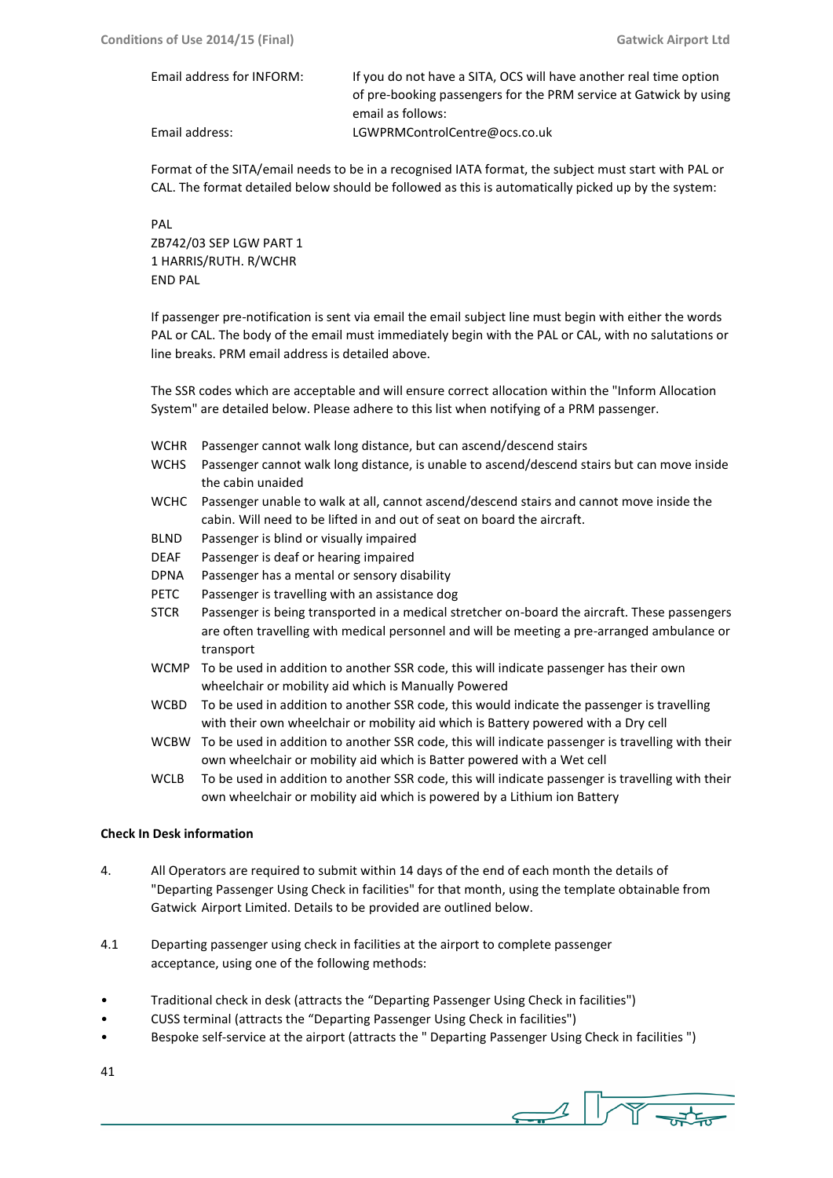| | |
|---|---|
| Email address for INFORM: | If you do not have a SITA, OCS will have another real time option of pre-booking passengers for the PRM service at Gatwick by using email as follows: |
| Email address: | LGWPRMControlCentre@ocs.co.uk |

Format of the SITA/email needs to be in a recognised IATA format, the subject must start with PAL or CAL. The format detailed below should be followed as this is automatically picked up by the system:

```
PAL
ZB742/03 SEP LGW PART 1
1 HARRIS/RUTH. R/WCHR
END PAL
```

If passenger pre-notification is sent via email the email subject line must begin with either the words PAL or CAL. The body of the email must immediately begin with the PAL or CAL, with no salutations or line breaks. PRM email address is detailed above.

The SSR codes which are acceptable and will ensure correct allocation within the "Inform Allocation System" are detailed below. Please adhere to this list when notifying of a PRM passenger.

| | |
|---|---|
| WCHR | Passenger cannot walk long distance, but can ascend/descend stairs |
| WCHS | Passenger cannot walk long distance, is unable to ascend/descend stairs but can move inside the cabin unaided |
| WCHC | Passenger unable to walk at all, cannot ascend/descend stairs and cannot move inside the cabin. Will need to be lifted in and out of seat on board the aircraft. |
| BLND | Passenger is blind or visually impaired |
| DEAF | Passenger is deaf or hearing impaired |
| DPNA | Passenger has a mental or sensory disability |
| PETC | Passenger is travelling with an assistance dog |
| STCR | Passenger is being transported in a medical stretcher on-board the aircraft. These passengers are often travelling with medical personnel and will be meeting a pre-arranged ambulance or transport |
| WCMP | To be used in addition to another SSR code, this will indicate passenger has their own wheelchair or mobility aid which is Manually Powered |
| WCBD | To be used in addition to another SSR code, this would indicate the passenger is travelling with their own wheelchair or mobility aid which is Battery powered with a Dry cell |
| WCBW | To be used in addition to another SSR code, this will indicate passenger is travelling with their own wheelchair or mobility aid which is Batter powered with a Wet cell |
| WCLB | To be used in addition to another SSR code, this will indicate passenger is travelling with their own wheelchair or mobility aid which is powered by a Lithium ion Battery |

**Check In Desk information**

4. All Operators are required to submit within 14 days of the end of each month the details of "Departing Passenger Using Check in facilities" for that month, using the template obtainable from Gatwick Airport Limited. Details to be provided are outlined below.

4.1 Departing passenger using check in facilities at the airport to complete passenger acceptance, using one of the following methods:

- Traditional check in desk (attracts the "Departing Passenger Using Check in facilities")
- CUSS terminal (attracts the "Departing Passenger Using Check in facilities")
- Bespoke self-service at the airport (attracts the " Departing Passenger Using Check in facilities ")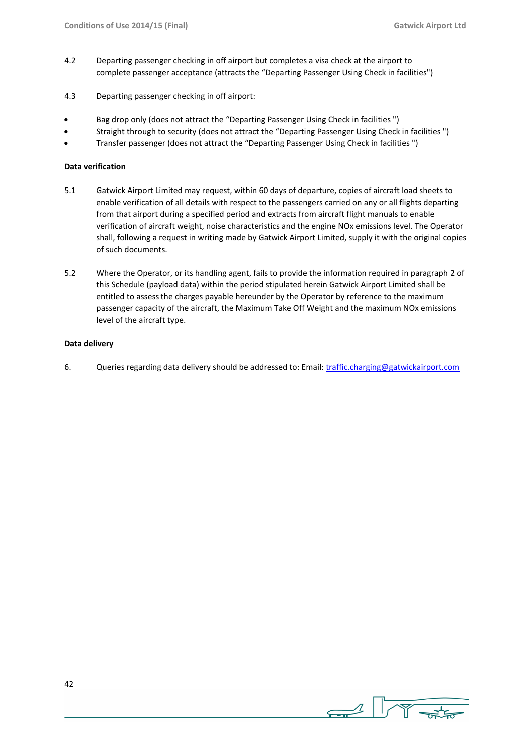4.2 Departing passenger checking in off airport but completes a visa check at the airport to complete passenger acceptance (attracts the "Departing Passenger Using Check in facilities")

4.3 Departing passenger checking in off airport:

- Bag drop only (does not attract the "Departing Passenger Using Check in facilities ")
- Straight through to security (does not attract the "Departing Passenger Using Check in facilities ")
- Transfer passenger (does not attract the "Departing Passenger Using Check in facilities ")

**Data verification**

5.1 Gatwick Airport Limited may request, within 60 days of departure, copies of aircraft load sheets to enable verification of all details with respect to the passengers carried on any or all flights departing from that airport during a specified period and extracts from aircraft flight manuals to enable verification of aircraft weight, noise characteristics and the engine NOx emissions level. The Operator shall, following a request in writing made by Gatwick Airport Limited, supply it with the original copies of such documents.

5.2 Where the Operator, or its handling agent, fails to provide the information required in paragraph 2 of this Schedule (payload data) within the period stipulated herein Gatwick Airport Limited shall be entitled to assess the charges payable hereunder by the Operator by reference to the maximum passenger capacity of the aircraft, the Maximum Take Off Weight and the maximum NOx emissions level of the aircraft type.

**Data delivery**

6. Queries regarding data delivery should be addressed to: Email: traffic.charging@gatwickairport.com